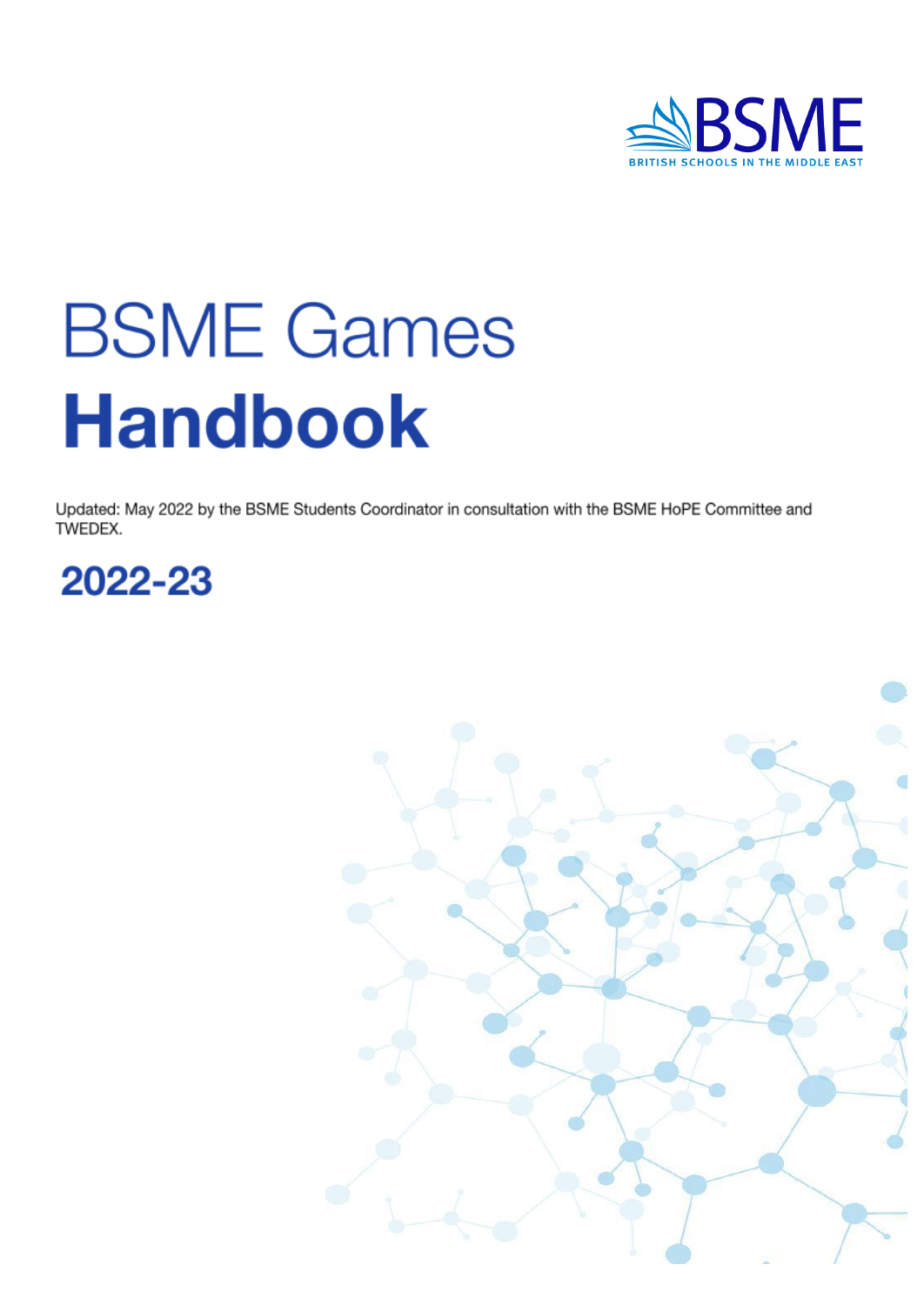BSME

BRITISH SCHOOLS IN THE MIDDLE EAST

# BSME Games **Handbook**

Updated: May 2022 by the BSME Students Coordinator in consultation with the BSME HoPE Committee and TWEDEX.

## 2022-23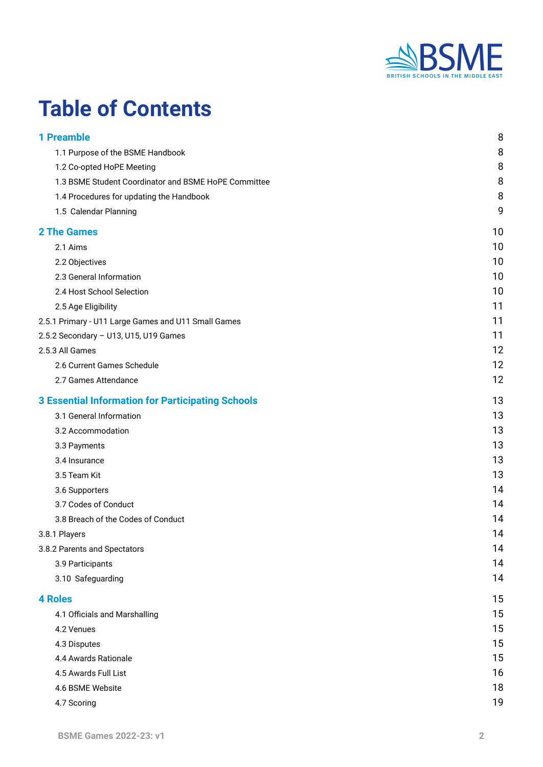# Table of Contents

| | |
|---|---|
| **1 Preamble** | 8 |
| 1.1 Purpose of the BSME Handbook | 8 |
| 1.2 Co-opted HoPE Meeting | 8 |
| 1.3 BSME Student Coordinator and BSME HoPE Committee | 8 |
| 1.4 Procedures for updating the Handbook | 8 |
| 1.5 Calendar Planning | 9 |
| **2 The Games** | 10 |
| 2.1 Aims | 10 |
| 2.2 Objectives | 10 |
| 2.3 General Information | 10 |
| 2.4 Host School Selection | 10 |
| 2.5 Age Eligibility | 11 |
| 2.5.1 Primary - U11 Large Games and U11 Small Games | 11 |
| 2.5.2 Secondary – U13, U15, U19 Games | 11 |
| 2.5.3 All Games | 12 |
| 2.6 Current Games Schedule | 12 |
| 2.7 Games Attendance | 12 |
| **3 Essential Information for Participating Schools** | 13 |
| 3.1 General Information | 13 |
| 3.2 Accommodation | 13 |
| 3.3 Payments | 13 |
| 3.4 Insurance | 13 |
| 3.5 Team Kit | 13 |
| 3.6 Supporters | 14 |
| 3.7 Codes of Conduct | 14 |
| 3.8 Breach of the Codes of Conduct | 14 |
| 3.8.1 Players | 14 |
| 3.8.2 Parents and Spectators | 14 |
| 3.9 Participants | 14 |
| 3.10 Safeguarding | 14 |
| **4 Roles** | 15 |
| 4.1 Officials and Marshalling | 15 |
| 4.2 Venues | 15 |
| 4.3 Disputes | 15 |
| 4.4 Awards Rationale | 15 |
| 4.5 Awards Full List | 16 |
| 4.6 BSME Website | 18 |
| 4.7 Scoring | 19 |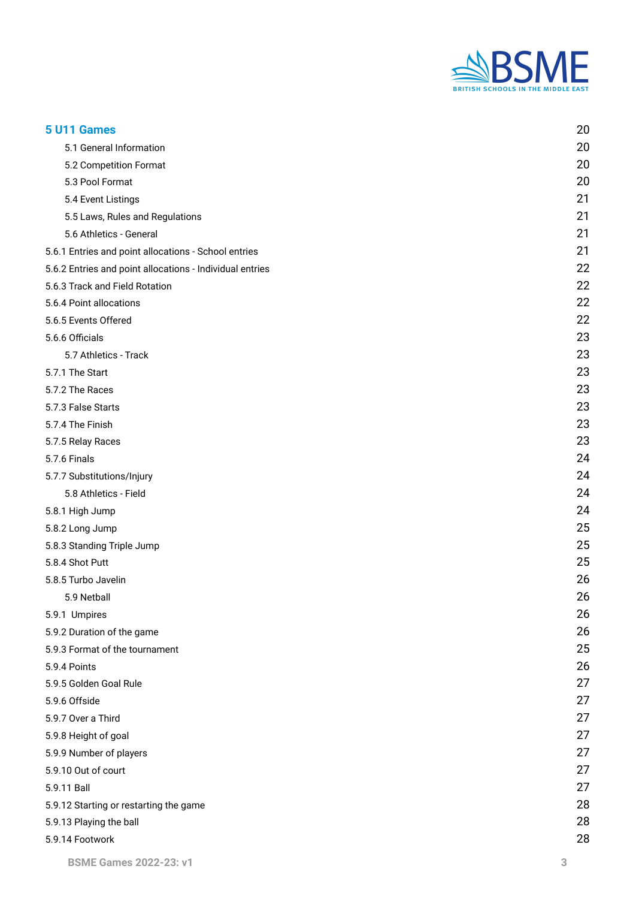| | |
|---|---|
| **5 U11 Games** | 20 |
| 5.1 General Information | 20 |
| 5.2 Competition Format | 20 |
| 5.3 Pool Format | 20 |
| 5.4 Event Listings | 21 |
| 5.5 Laws, Rules and Regulations | 21 |
| 5.6 Athletics - General | 21 |
| 5.6.1 Entries and point allocations - School entries | 21 |
| 5.6.2 Entries and point allocations - Individual entries | 22 |
| 5.6.3 Track and Field Rotation | 22 |
| 5.6.4 Point allocations | 22 |
| 5.6.5 Events Offered | 22 |
| 5.6.6 Officials | 23 |
| 5.7 Athletics - Track | 23 |
| 5.7.1 The Start | 23 |
| 5.7.2 The Races | 23 |
| 5.7.3 False Starts | 23 |
| 5.7.4 The Finish | 23 |
| 5.7.5 Relay Races | 23 |
| 5.7.6 Finals | 24 |
| 5.7.7 Substitutions/Injury | 24 |
| 5.8 Athletics - Field | 24 |
| 5.8.1 High Jump | 24 |
| 5.8.2 Long Jump | 25 |
| 5.8.3 Standing Triple Jump | 25 |
| 5.8.4 Shot Putt | 25 |
| 5.8.5 Turbo Javelin | 26 |
| 5.9 Netball | 26 |
| 5.9.1 Umpires | 26 |
| 5.9.2 Duration of the game | 26 |
| 5.9.3 Format of the tournament | 25 |
| 5.9.4 Points | 26 |
| 5.9.5 Golden Goal Rule | 27 |
| 5.9.6 Offside | 27 |
| 5.9.7 Over a Third | 27 |
| 5.9.8 Height of goal | 27 |
| 5.9.9 Number of players | 27 |
| 5.9.10 Out of court | 27 |
| 5.9.11 Ball | 27 |
| 5.9.12 Starting or restarting the game | 28 |
| 5.9.13 Playing the ball | 28 |
| 5.9.14 Footwork | 28 |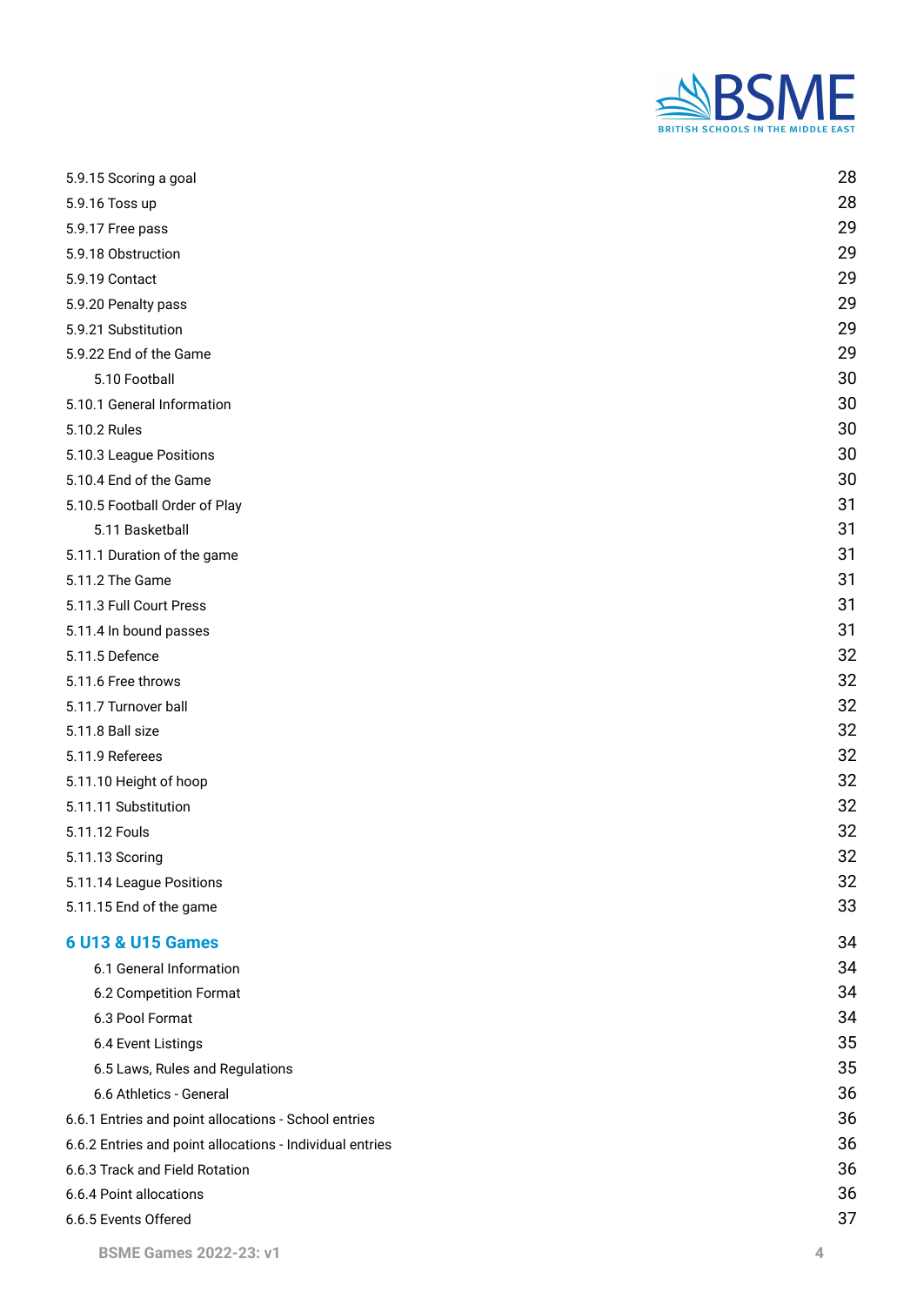| | |
|---|---|
| 5.9.15 Scoring a goal | 28 |
| 5.9.16 Toss up | 28 |
| 5.9.17 Free pass | 29 |
| 5.9.18 Obstruction | 29 |
| 5.9.19 Contact | 29 |
| 5.9.20 Penalty pass | 29 |
| 5.9.21 Substitution | 29 |
| 5.9.22 End of the Game | 29 |
| 5.10 Football | 30 |
| 5.10.1 General Information | 30 |
| 5.10.2 Rules | 30 |
| 5.10.3 League Positions | 30 |
| 5.10.4 End of the Game | 30 |
| 5.10.5 Football Order of Play | 31 |
| 5.11 Basketball | 31 |
| 5.11.1 Duration of the game | 31 |
| 5.11.2 The Game | 31 |
| 5.11.3 Full Court Press | 31 |
| 5.11.4 In bound passes | 31 |
| 5.11.5 Defence | 32 |
| 5.11.6 Free throws | 32 |
| 5.11.7 Turnover ball | 32 |
| 5.11.8 Ball size | 32 |
| 5.11.9 Referees | 32 |
| 5.11.10 Height of hoop | 32 |
| 5.11.11 Substitution | 32 |
| 5.11.12 Fouls | 32 |
| 5.11.13 Scoring | 32 |
| 5.11.14 League Positions | 32 |
| 5.11.15 End of the game | 33 |
| **6 U13 & U15 Games** | **34** |
| 6.1 General Information | 34 |
| 6.2 Competition Format | 34 |
| 6.3 Pool Format | 34 |
| 6.4 Event Listings | 35 |
| 6.5 Laws, Rules and Regulations | 35 |
| 6.6 Athletics - General | 36 |
| 6.6.1 Entries and point allocations - School entries | 36 |
| 6.6.2 Entries and point allocations - Individual entries | 36 |
| 6.6.3 Track and Field Rotation | 36 |
| 6.6.4 Point allocations | 36 |
| 6.6.5 Events Offered | 37 |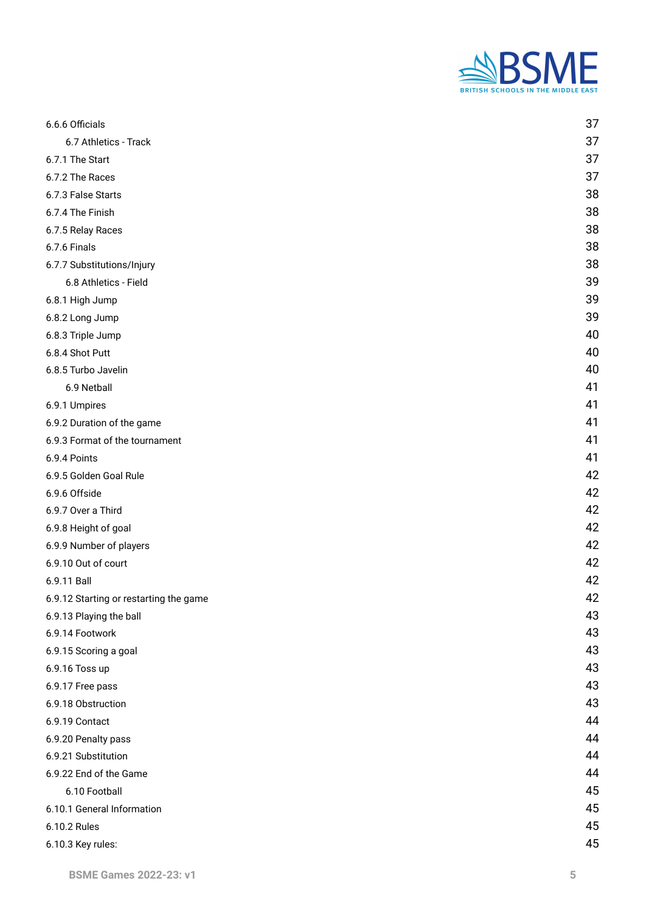| | |
|---|---|
| 6.6.6 Officials | 37 |
| 6.7 Athletics - Track | 37 |
| 6.7.1 The Start | 37 |
| 6.7.2 The Races | 37 |
| 6.7.3 False Starts | 38 |
| 6.7.4 The Finish | 38 |
| 6.7.5 Relay Races | 38 |
| 6.7.6 Finals | 38 |
| 6.7.7 Substitutions/Injury | 38 |
| 6.8 Athletics - Field | 39 |
| 6.8.1 High Jump | 39 |
| 6.8.2 Long Jump | 39 |
| 6.8.3 Triple Jump | 40 |
| 6.8.4 Shot Putt | 40 |
| 6.8.5 Turbo Javelin | 40 |
| 6.9 Netball | 41 |
| 6.9.1 Umpires | 41 |
| 6.9.2 Duration of the game | 41 |
| 6.9.3 Format of the tournament | 41 |
| 6.9.4 Points | 41 |
| 6.9.5 Golden Goal Rule | 42 |
| 6.9.6 Offside | 42 |
| 6.9.7 Over a Third | 42 |
| 6.9.8 Height of goal | 42 |
| 6.9.9 Number of players | 42 |
| 6.9.10 Out of court | 42 |
| 6.9.11 Ball | 42 |
| 6.9.12 Starting or restarting the game | 42 |
| 6.9.13 Playing the ball | 43 |
| 6.9.14 Footwork | 43 |
| 6.9.15 Scoring a goal | 43 |
| 6.9.16 Toss up | 43 |
| 6.9.17 Free pass | 43 |
| 6.9.18 Obstruction | 43 |
| 6.9.19 Contact | 44 |
| 6.9.20 Penalty pass | 44 |
| 6.9.21 Substitution | 44 |
| 6.9.22 End of the Game | 44 |
| 6.10 Football | 45 |
| 6.10.1 General Information | 45 |
| 6.10.2 Rules | 45 |
| 6.10.3 Key rules: | 45 |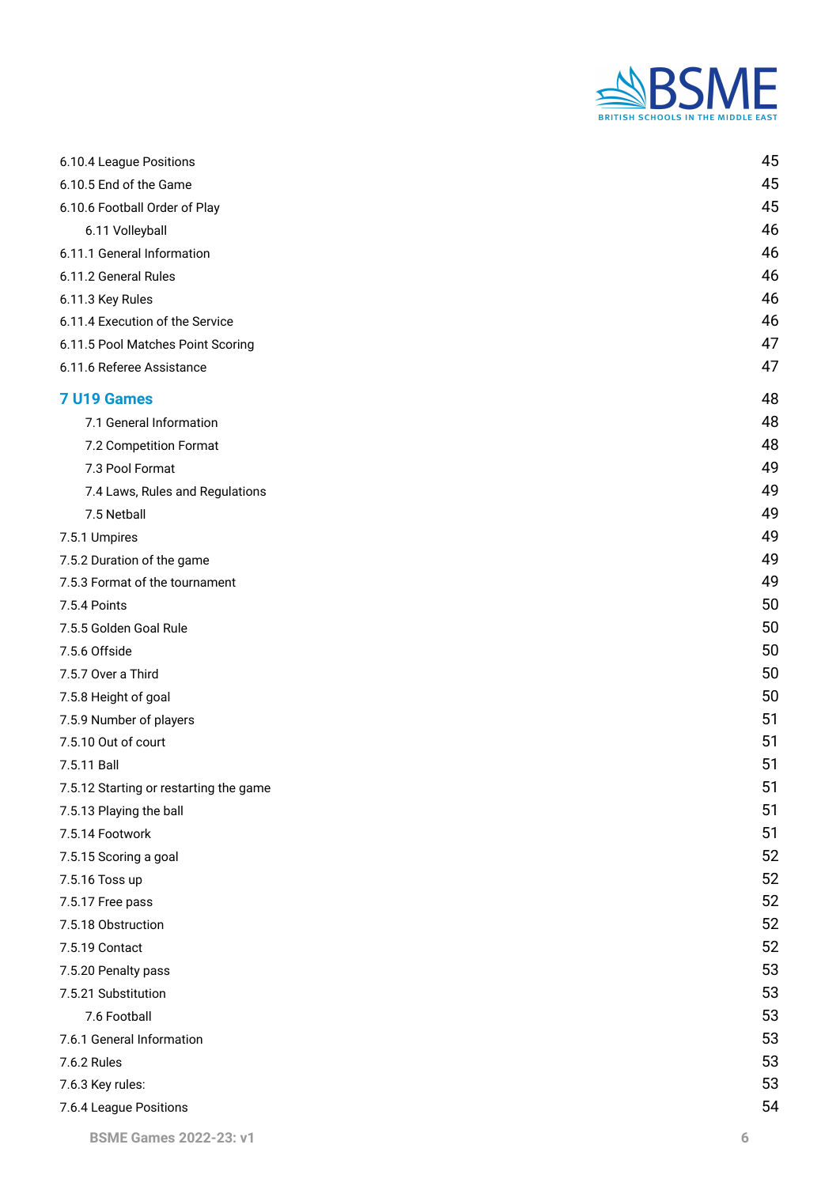6.10.4 League Positions 45
6.10.5 End of the Game 45
6.10.6 Football Order of Play 45
6.11 Volleyball 46
6.11.1 General Information 46
6.11.2 General Rules 46
6.11.3 Key Rules 46
6.11.4 Execution of the Service 46
6.11.5 Pool Matches Point Scoring 47
6.11.6 Referee Assistance 47

**7 U19 Games** 48

7.1 General Information 48
7.2 Competition Format 48
7.3 Pool Format 49
7.4 Laws, Rules and Regulations 49
7.5 Netball 49
7.5.1 Umpires 49
7.5.2 Duration of the game 49
7.5.3 Format of the tournament 49
7.5.4 Points 50
7.5.5 Golden Goal Rule 50
7.5.6 Offside 50
7.5.7 Over a Third 50
7.5.8 Height of goal 50
7.5.9 Number of players 51
7.5.10 Out of court 51
7.5.11 Ball 51
7.5.12 Starting or restarting the game 51
7.5.13 Playing the ball 51
7.5.14 Footwork 51
7.5.15 Scoring a goal 52
7.5.16 Toss up 52
7.5.17 Free pass 52
7.5.18 Obstruction 52
7.5.19 Contact 52
7.5.20 Penalty pass 53
7.5.21 Substitution 53
7.6 Football 53
7.6.1 General Information 53
7.6.2 Rules 53
7.6.3 Key rules: 53
7.6.4 League Positions 54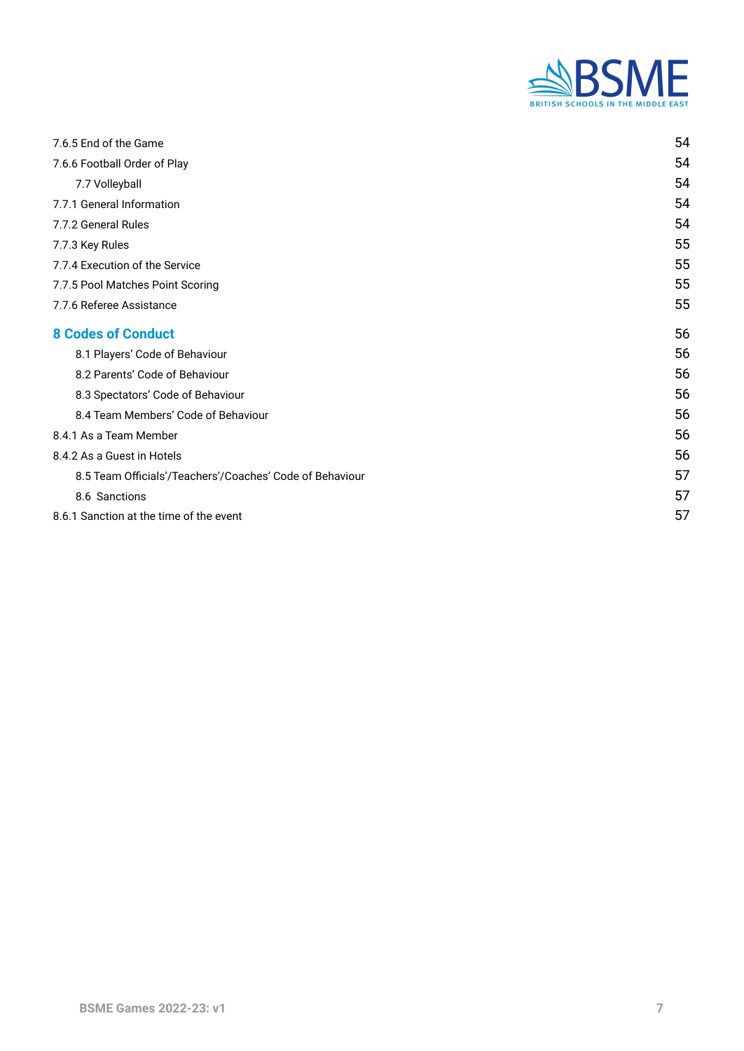7.6.5 End of the Game 54
7.6.6 Football Order of Play 54
7.7 Volleyball 54
7.7.1 General Information 54
7.7.2 General Rules 54
7.7.3 Key Rules 55
7.7.4 Execution of the Service 55
7.7.5 Pool Matches Point Scoring 55
7.7.6 Referee Assistance 55

**8 Codes of Conduct** 56

8.1 Players' Code of Behaviour 56
8.2 Parents' Code of Behaviour 56
8.3 Spectators' Code of Behaviour 56
8.4 Team Members' Code of Behaviour 56
8.4.1 As a Team Member 56
8.4.2 As a Guest in Hotels 56
8.5 Team Officials'/Teachers'/Coaches' Code of Behaviour 57
8.6 Sanctions 57
8.6.1 Sanction at the time of the event 57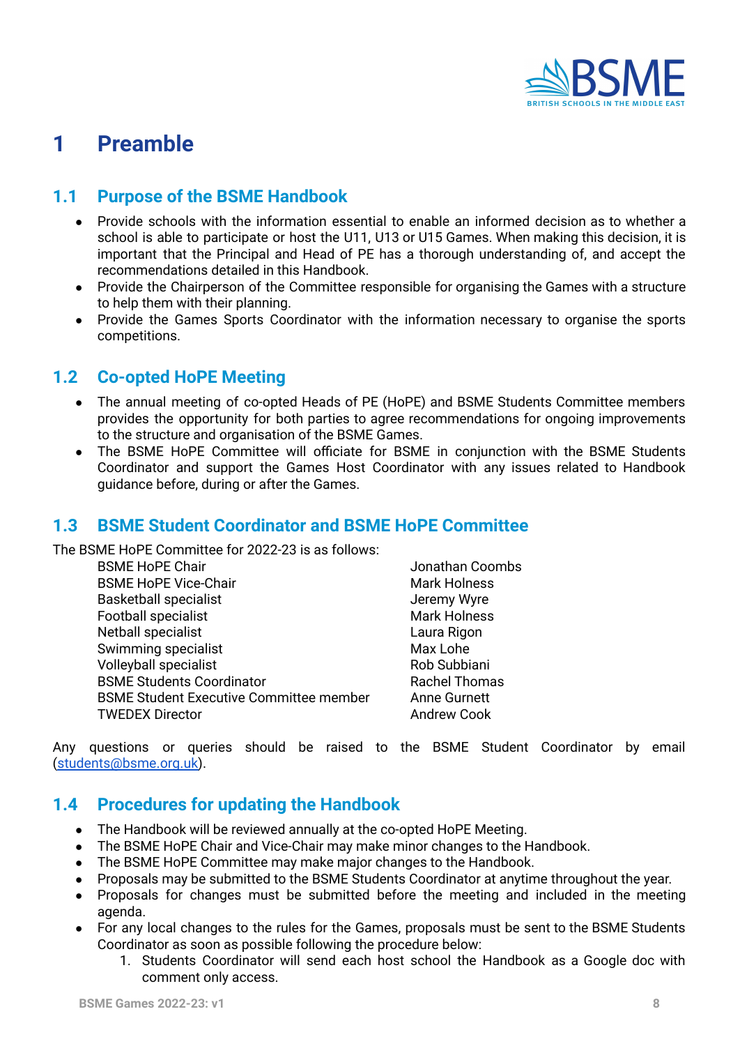# 1 Preamble

## 1.1 Purpose of the BSME Handbook

- Provide schools with the information essential to enable an informed decision as to whether a school is able to participate or host the U11, U13 or U15 Games. When making this decision, it is important that the Principal and Head of PE has a thorough understanding of, and accept the recommendations detailed in this Handbook.
- Provide the Chairperson of the Committee responsible for organising the Games with a structure to help them with their planning.
- Provide the Games Sports Coordinator with the information necessary to organise the sports competitions.

## 1.2 Co-opted HoPE Meeting

- The annual meeting of co-opted Heads of PE (HoPE) and BSME Students Committee members provides the opportunity for both parties to agree recommendations for ongoing improvements to the structure and organisation of the BSME Games.
- The BSME HoPE Committee will officiate for BSME in conjunction with the BSME Students Coordinator and support the Games Host Coordinator with any issues related to Handbook guidance before, during or after the Games.

## 1.3 BSME Student Coordinator and BSME HoPE Committee

The BSME HoPE Committee for 2022-23 is as follows:

| | |
|---|---|
| BSME HoPE Chair | Jonathan Coombs |
| BSME HoPE Vice-Chair | Mark Holness |
| Basketball specialist | Jeremy Wyre |
| Football specialist | Mark Holness |
| Netball specialist | Laura Rigon |
| Swimming specialist | Max Lohe |
| Volleyball specialist | Rob Subbiani |
| BSME Students Coordinator | Rachel Thomas |
| BSME Student Executive Committee member | Anne Gurnett |
| TWEDEX Director | Andrew Cook |

Any questions or queries should be raised to the BSME Student Coordinator by email (students@bsme.org.uk).

## 1.4 Procedures for updating the Handbook

- The Handbook will be reviewed annually at the co-opted HoPE Meeting.
- The BSME HoPE Chair and Vice-Chair may make minor changes to the Handbook.
- The BSME HoPE Committee may make major changes to the Handbook.
- Proposals may be submitted to the BSME Students Coordinator at anytime throughout the year.
- Proposals for changes must be submitted before the meeting and included in the meeting agenda.
- For any local changes to the rules for the Games, proposals must be sent to the BSME Students Coordinator as soon as possible following the procedure below:
    1. Students Coordinator will send each host school the Handbook as a Google doc with comment only access.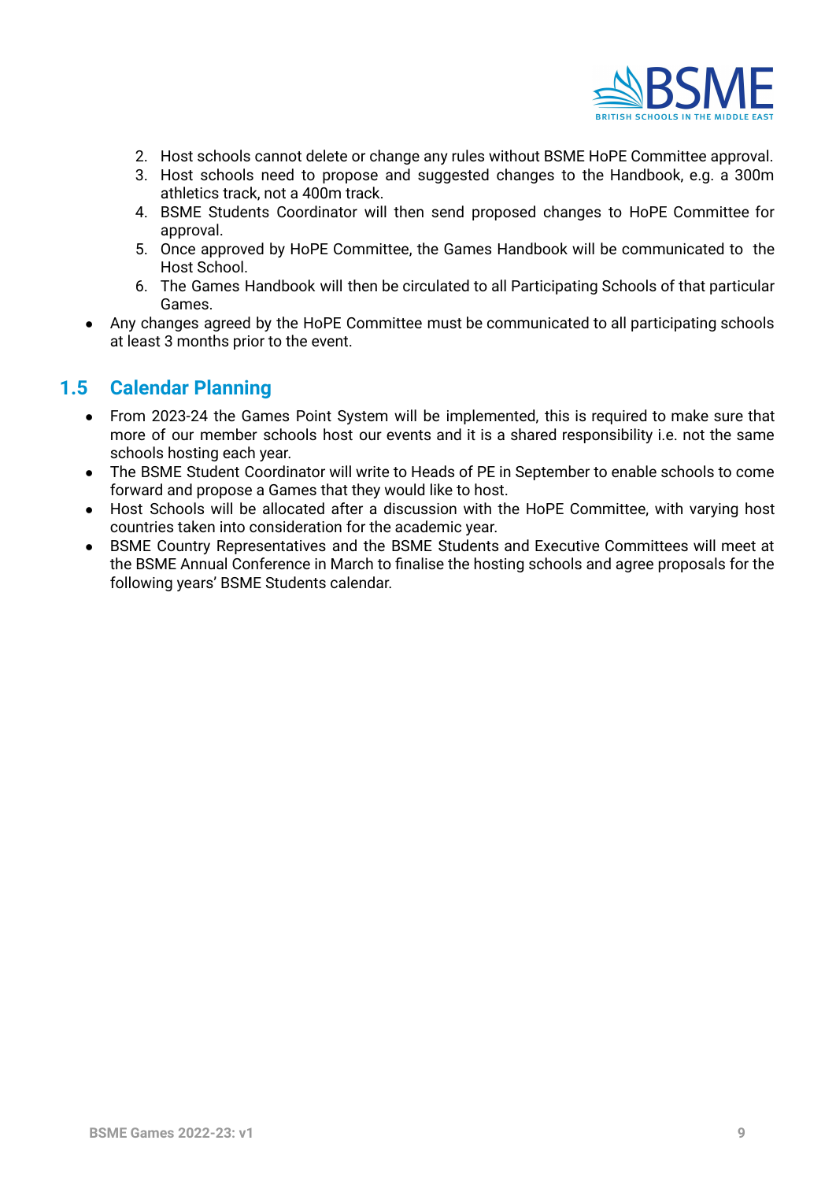2. Host schools cannot delete or change any rules without BSME HoPE Committee approval.
3. Host schools need to propose and suggested changes to the Handbook, e.g. a 300m athletics track, not a 400m track.
4. BSME Students Coordinator will then send proposed changes to HoPE Committee for approval.
5. Once approved by HoPE Committee, the Games Handbook will be communicated to the Host School.
6. The Games Handbook will then be circulated to all Participating Schools of that particular Games.

- Any changes agreed by the HoPE Committee must be communicated to all participating schools at least 3 months prior to the event.

## 1.5 Calendar Planning

- From 2023-24 the Games Point System will be implemented, this is required to make sure that more of our member schools host our events and it is a shared responsibility i.e. not the same schools hosting each year.
- The BSME Student Coordinator will write to Heads of PE in September to enable schools to come forward and propose a Games that they would like to host.
- Host Schools will be allocated after a discussion with the HoPE Committee, with varying host countries taken into consideration for the academic year.
- BSME Country Representatives and the BSME Students and Executive Committees will meet at the BSME Annual Conference in March to finalise the hosting schools and agree proposals for the following years' BSME Students calendar.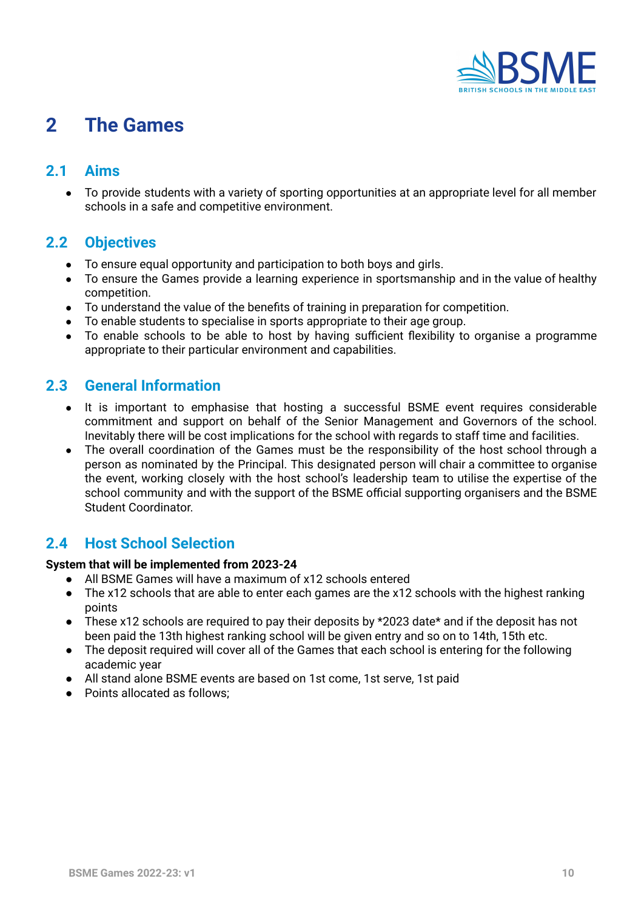# 2 The Games

## 2.1 Aims

- To provide students with a variety of sporting opportunities at an appropriate level for all member schools in a safe and competitive environment.

## 2.2 Objectives

- To ensure equal opportunity and participation to both boys and girls.
- To ensure the Games provide a learning experience in sportsmanship and in the value of healthy competition.
- To understand the value of the benefits of training in preparation for competition.
- To enable students to specialise in sports appropriate to their age group.
- To enable schools to be able to host by having sufficient flexibility to organise a programme appropriate to their particular environment and capabilities.

## 2.3 General Information

- It is important to emphasise that hosting a successful BSME event requires considerable commitment and support on behalf of the Senior Management and Governors of the school. Inevitably there will be cost implications for the school with regards to staff time and facilities.
- The overall coordination of the Games must be the responsibility of the host school through a person as nominated by the Principal. This designated person will chair a committee to organise the event, working closely with the host school's leadership team to utilise the expertise of the school community and with the support of the BSME official supporting organisers and the BSME Student Coordinator.

## 2.4 Host School Selection

**System that will be implemented from 2023-24**

- All BSME Games will have a maximum of x12 schools entered
- The x12 schools that are able to enter each games are the x12 schools with the highest ranking points
- These x12 schools are required to pay their deposits by *2023 date* and if the deposit has not been paid the 13th highest ranking school will be given entry and so on to 14th, 15th etc.
- The deposit required will cover all of the Games that each school is entering for the following academic year
- All stand alone BSME events are based on 1st come, 1st serve, 1st paid
- Points allocated as follows;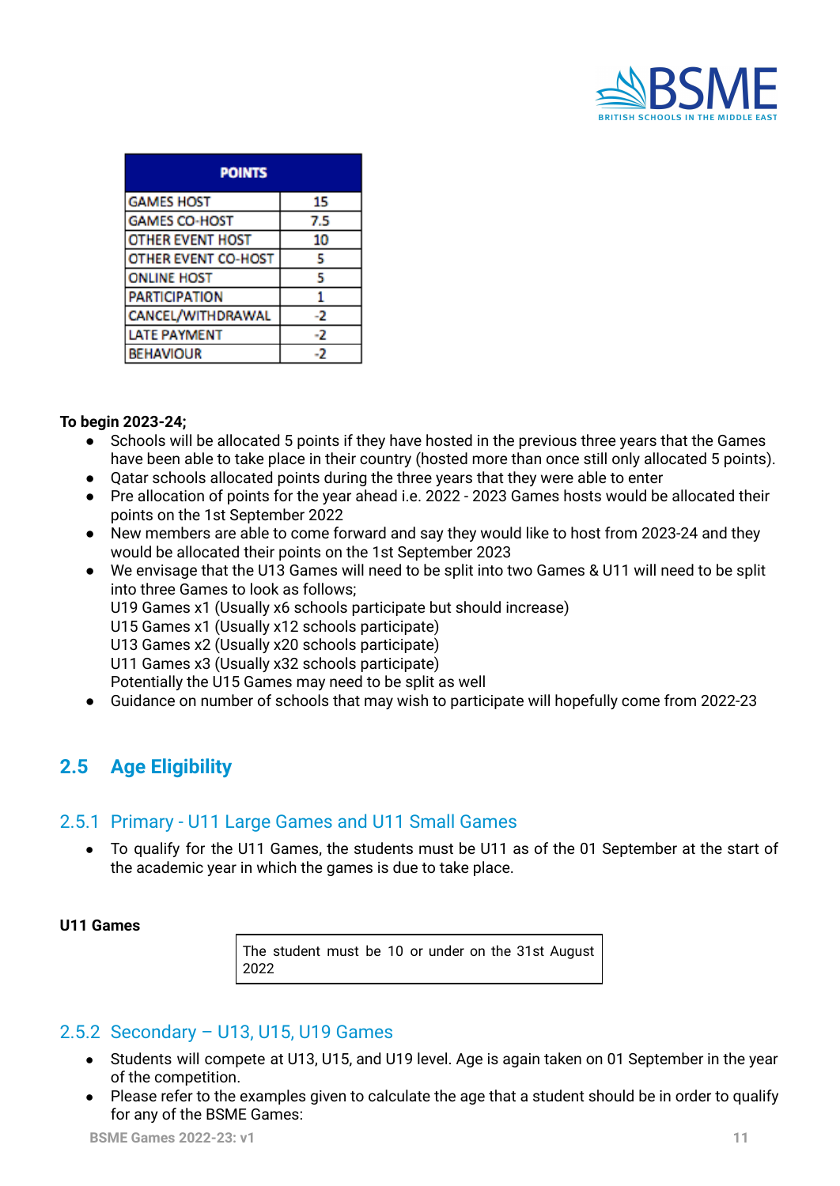| POINTS | |
|---|---|
| GAMES HOST | 15 |
| GAMES CO-HOST | 7.5 |
| OTHER EVENT HOST | 10 |
| OTHER EVENT CO-HOST | 5 |
| ONLINE HOST | 5 |
| PARTICIPATION | 1 |
| CANCEL/WITHDRAWAL | -2 |
| LATE PAYMENT | -2 |
| BEHAVIOUR | -2 |

**To begin 2023-24;**

- Schools will be allocated 5 points if they have hosted in the previous three years that the Games have been able to take place in their country (hosted more than once still only allocated 5 points).
- Qatar schools allocated points during the three years that they were able to enter
- Pre allocation of points for the year ahead i.e. 2022 - 2023 Games hosts would be allocated their points on the 1st September 2022
- New members are able to come forward and say they would like to host from 2023-24 and they would be allocated their points on the 1st September 2023
- We envisage that the U13 Games will need to be split into two Games & U11 will need to be split into three Games to look as follows;
  U19 Games x1 (Usually x6 schools participate but should increase)
  U15 Games x1 (Usually x12 schools participate)
  U13 Games x2 (Usually x20 schools participate)
  U11 Games x3 (Usually x32 schools participate)
  Potentially the U15 Games may need to be split as well
- Guidance on number of schools that may wish to participate will hopefully come from 2022-23

## 2.5 Age Eligibility

### 2.5.1 Primary - U11 Large Games and U11 Small Games

- To qualify for the U11 Games, the students must be U11 as of the 01 September at the start of the academic year in which the games is due to take place.

**U11 Games**

| The student must be 10 or under on the 31st August 2022 |
|---|

### 2.5.2 Secondary – U13, U15, U19 Games

- Students will compete at U13, U15, and U19 level. Age is again taken on 01 September in the year of the competition.
- Please refer to the examples given to calculate the age that a student should be in order to qualify for any of the BSME Games: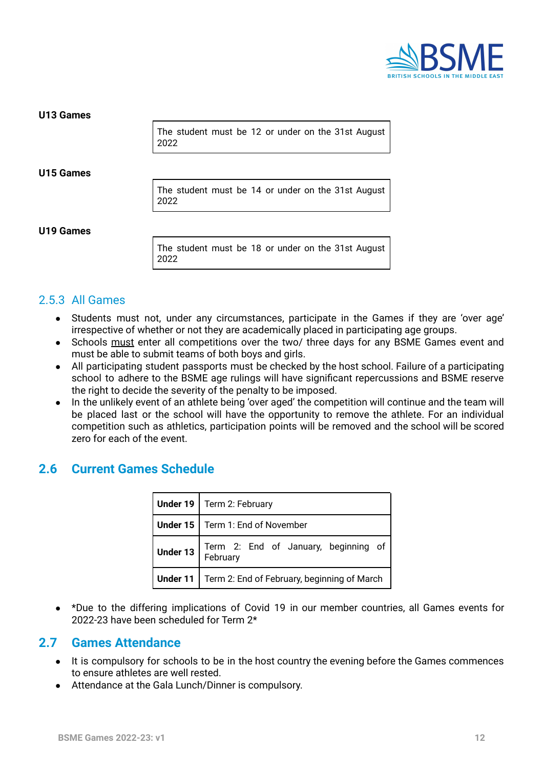**U13 Games**

| The student must be 12 or under on the 31st August 2022 |
|---|

**U15 Games**

| The student must be 14 or under on the 31st August 2022 |
|---|

**U19 Games**

| The student must be 18 or under on the 31st August 2022 |
|---|

### 2.5.3 All Games

- Students must not, under any circumstances, participate in the Games if they are 'over age' irrespective of whether or not they are academically placed in participating age groups.
- Schools must enter all competitions over the two/ three days for any BSME Games event and must be able to submit teams of both boys and girls.
- All participating student passports must be checked by the host school. Failure of a participating school to adhere to the BSME age rulings will have significant repercussions and BSME reserve the right to decide the severity of the penalty to be imposed.
- In the unlikely event of an athlete being 'over aged' the competition will continue and the team will be placed last or the school will have the opportunity to remove the athlete. For an individual competition such as athletics, participation points will be removed and the school will be scored zero for each of the event.

## 2.6 Current Games Schedule

| | |
|---|---|
| **Under 19** | Term 2: February |
| **Under 15** | Term 1: End of November |
| **Under 13** | Term 2: End of January, beginning of February |
| **Under 11** | Term 2: End of February, beginning of March |

- *Due to the differing implications of Covid 19 in our member countries, all Games events for 2022-23 have been scheduled for Term 2*

## 2.7 Games Attendance

- It is compulsory for schools to be in the host country the evening before the Games commences to ensure athletes are well rested.
- Attendance at the Gala Lunch/Dinner is compulsory.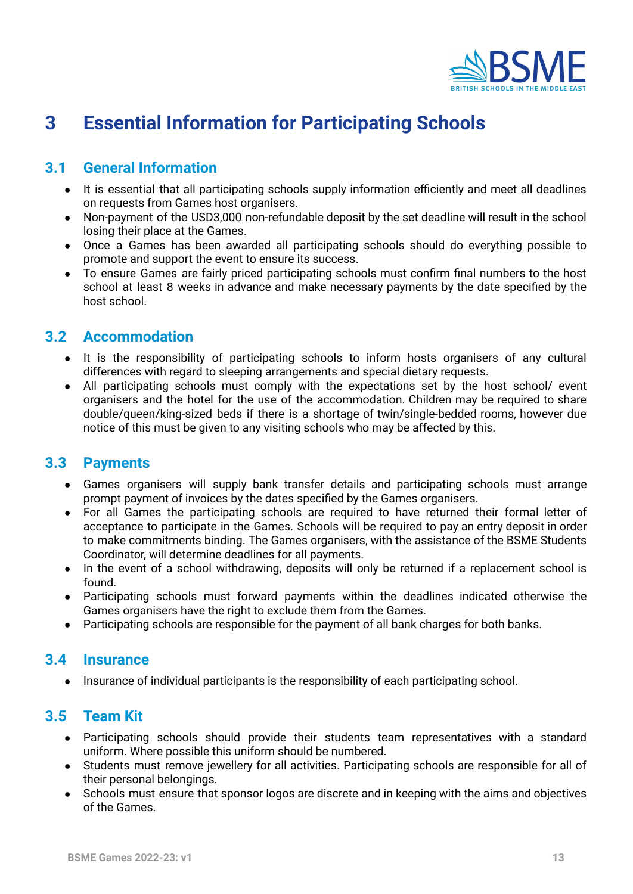# 3 Essential Information for Participating Schools

## 3.1 General Information

- It is essential that all participating schools supply information efficiently and meet all deadlines on requests from Games host organisers.
- Non-payment of the USD3,000 non-refundable deposit by the set deadline will result in the school losing their place at the Games.
- Once a Games has been awarded all participating schools should do everything possible to promote and support the event to ensure its success.
- To ensure Games are fairly priced participating schools must confirm final numbers to the host school at least 8 weeks in advance and make necessary payments by the date specified by the host school.

## 3.2 Accommodation

- It is the responsibility of participating schools to inform hosts organisers of any cultural differences with regard to sleeping arrangements and special dietary requests.
- All participating schools must comply with the expectations set by the host school/ event organisers and the hotel for the use of the accommodation. Children may be required to share double/queen/king-sized beds if there is a shortage of twin/single-bedded rooms, however due notice of this must be given to any visiting schools who may be affected by this.

## 3.3 Payments

- Games organisers will supply bank transfer details and participating schools must arrange prompt payment of invoices by the dates specified by the Games organisers.
- For all Games the participating schools are required to have returned their formal letter of acceptance to participate in the Games. Schools will be required to pay an entry deposit in order to make commitments binding. The Games organisers, with the assistance of the BSME Students Coordinator, will determine deadlines for all payments.
- In the event of a school withdrawing, deposits will only be returned if a replacement school is found.
- Participating schools must forward payments within the deadlines indicated otherwise the Games organisers have the right to exclude them from the Games.
- Participating schools are responsible for the payment of all bank charges for both banks.

## 3.4 Insurance

- Insurance of individual participants is the responsibility of each participating school.

## 3.5 Team Kit

- Participating schools should provide their students team representatives with a standard uniform. Where possible this uniform should be numbered.
- Students must remove jewellery for all activities. Participating schools are responsible for all of their personal belongings.
- Schools must ensure that sponsor logos are discrete and in keeping with the aims and objectives of the Games.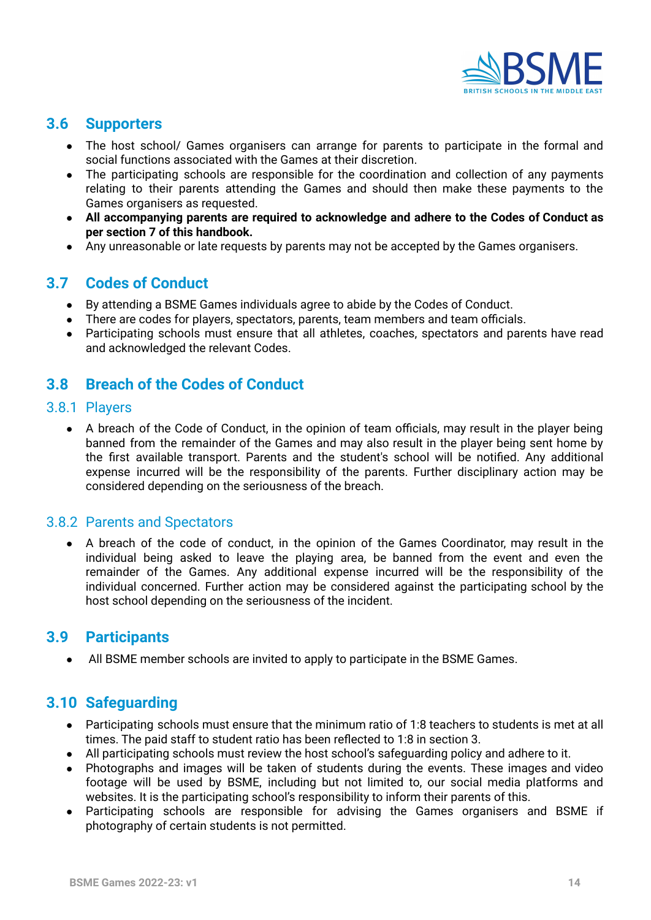## 3.6 Supporters

- The host school/ Games organisers can arrange for parents to participate in the formal and social functions associated with the Games at their discretion.
- The participating schools are responsible for the coordination and collection of any payments relating to their parents attending the Games and should then make these payments to the Games organisers as requested.
- **All accompanying parents are required to acknowledge and adhere to the Codes of Conduct as per section 7 of this handbook.**
- Any unreasonable or late requests by parents may not be accepted by the Games organisers.

## 3.7 Codes of Conduct

- By attending a BSME Games individuals agree to abide by the Codes of Conduct.
- There are codes for players, spectators, parents, team members and team officials.
- Participating schools must ensure that all athletes, coaches, spectators and parents have read and acknowledged the relevant Codes.

## 3.8 Breach of the Codes of Conduct

### 3.8.1 Players

- A breach of the Code of Conduct, in the opinion of team officials, may result in the player being banned from the remainder of the Games and may also result in the player being sent home by the first available transport. Parents and the student's school will be notified. Any additional expense incurred will be the responsibility of the parents. Further disciplinary action may be considered depending on the seriousness of the breach.

### 3.8.2 Parents and Spectators

- A breach of the code of conduct, in the opinion of the Games Coordinator, may result in the individual being asked to leave the playing area, be banned from the event and even the remainder of the Games. Any additional expense incurred will be the responsibility of the individual concerned. Further action may be considered against the participating school by the host school depending on the seriousness of the incident.

## 3.9 Participants

- All BSME member schools are invited to apply to participate in the BSME Games.

## 3.10 Safeguarding

- Participating schools must ensure that the minimum ratio of 1:8 teachers to students is met at all times. The paid staff to student ratio has been reflected to 1:8 in section 3.
- All participating schools must review the host school's safeguarding policy and adhere to it.
- Photographs and images will be taken of students during the events. These images and video footage will be used by BSME, including but not limited to, our social media platforms and websites. It is the participating school's responsibility to inform their parents of this.
- Participating schools are responsible for advising the Games organisers and BSME if photography of certain students is not permitted.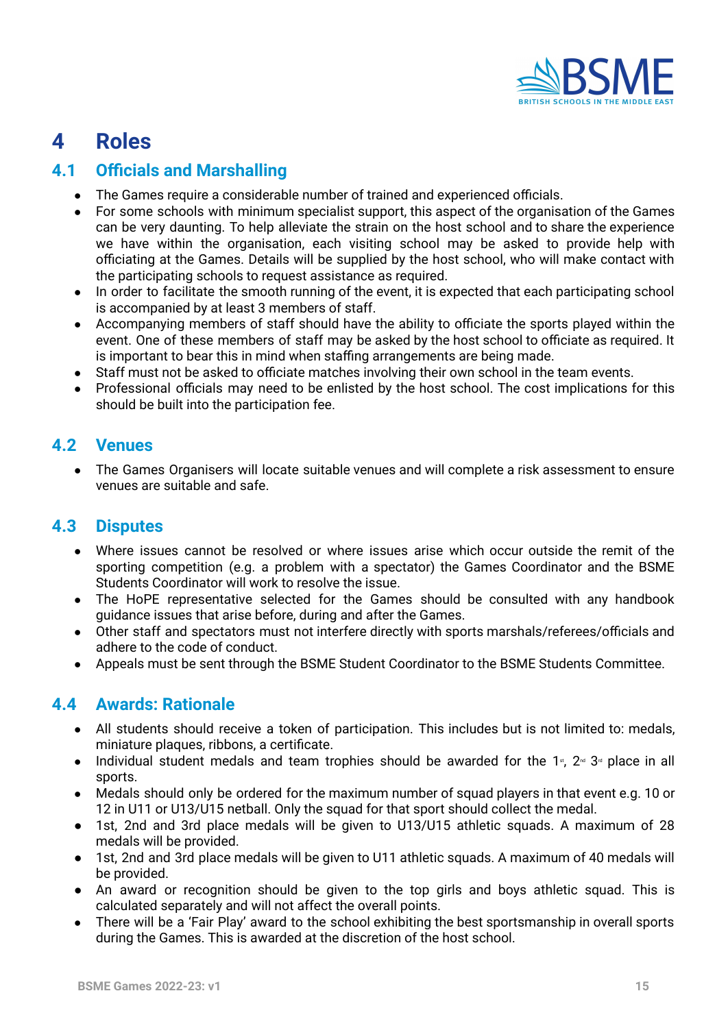# 4 Roles

## 4.1 Officials and Marshalling

- The Games require a considerable number of trained and experienced officials.
- For some schools with minimum specialist support, this aspect of the organisation of the Games can be very daunting. To help alleviate the strain on the host school and to share the experience we have within the organisation, each visiting school may be asked to provide help with officiating at the Games. Details will be supplied by the host school, who will make contact with the participating schools to request assistance as required.
- In order to facilitate the smooth running of the event, it is expected that each participating school is accompanied by at least 3 members of staff.
- Accompanying members of staff should have the ability to officiate the sports played within the event. One of these members of staff may be asked by the host school to officiate as required. It is important to bear this in mind when staffing arrangements are being made.
- Staff must not be asked to officiate matches involving their own school in the team events.
- Professional officials may need to be enlisted by the host school. The cost implications for this should be built into the participation fee.

## 4.2 Venues

- The Games Organisers will locate suitable venues and will complete a risk assessment to ensure venues are suitable and safe.

## 4.3 Disputes

- Where issues cannot be resolved or where issues arise which occur outside the remit of the sporting competition (e.g. a problem with a spectator) the Games Coordinator and the BSME Students Coordinator will work to resolve the issue.
- The HoPE representative selected for the Games should be consulted with any handbook guidance issues that arise before, during and after the Games.
- Other staff and spectators must not interfere directly with sports marshals/referees/officials and adhere to the code of conduct.
- Appeals must be sent through the BSME Student Coordinator to the BSME Students Committee.

## 4.4 Awards: Rationale

- All students should receive a token of participation. This includes but is not limited to: medals, miniature plaques, ribbons, a certificate.
- Individual student medals and team trophies should be awarded for the 1st, 2nd 3rd place in all sports.
- Medals should only be ordered for the maximum number of squad players in that event e.g. 10 or 12 in U11 or U13/U15 netball. Only the squad for that sport should collect the medal.
- 1st, 2nd and 3rd place medals will be given to U13/U15 athletic squads. A maximum of 28 medals will be provided.
- 1st, 2nd and 3rd place medals will be given to U11 athletic squads. A maximum of 40 medals will be provided.
- An award or recognition should be given to the top girls and boys athletic squad. This is calculated separately and will not affect the overall points.
- There will be a 'Fair Play' award to the school exhibiting the best sportsmanship in overall sports during the Games. This is awarded at the discretion of the host school.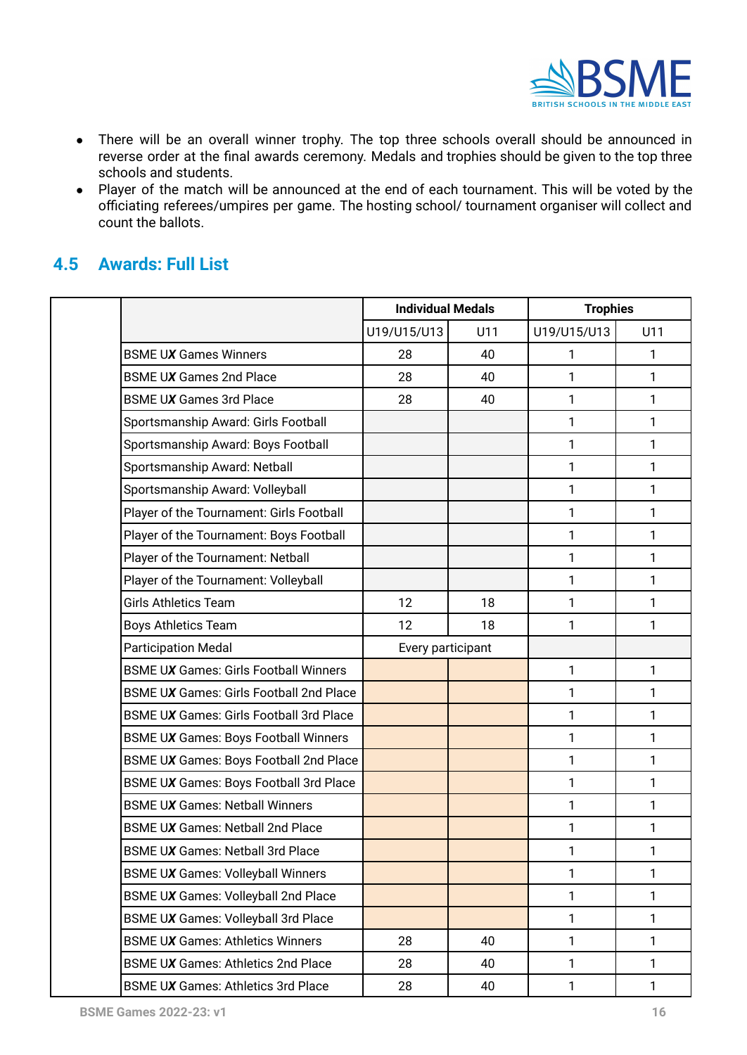- There will be an overall winner trophy. The top three schools overall should be announced in reverse order at the final awards ceremony. Medals and trophies should be given to the top three schools and students.
- Player of the match will be announced at the end of each tournament. This will be voted by the officiating referees/umpires per game. The hosting school/ tournament organiser will collect and count the ballots.

## 4.5 Awards: Full List

| | Individual Medals | | Trophies | |
|---|---|---|---|---|
| | U19/U15/U13 | U11 | U19/U15/U13 | U11 |
| BSME U***X*** Games Winners | 28 | 40 | 1 | 1 |
| BSME U***X*** Games 2nd Place | 28 | 40 | 1 | 1 |
| BSME U***X*** Games 3rd Place | 28 | 40 | 1 | 1 |
| Sportsmanship Award: Girls Football | | | 1 | 1 |
| Sportsmanship Award: Boys Football | | | 1 | 1 |
| Sportsmanship Award: Netball | | | 1 | 1 |
| Sportsmanship Award: Volleyball | | | 1 | 1 |
| Player of the Tournament: Girls Football | | | 1 | 1 |
| Player of the Tournament: Boys Football | | | 1 | 1 |
| Player of the Tournament: Netball | | | 1 | 1 |
| Player of the Tournament: Volleyball | | | 1 | 1 |
| Girls Athletics Team | 12 | 18 | 1 | 1 |
| Boys Athletics Team | 12 | 18 | 1 | 1 |
| Participation Medal | Every participant | | | |
| BSME U***X*** Games: Girls Football Winners | | | 1 | 1 |
| BSME U***X*** Games: Girls Football 2nd Place | | | 1 | 1 |
| BSME U***X*** Games: Girls Football 3rd Place | | | 1 | 1 |
| BSME U***X*** Games: Boys Football Winners | | | 1 | 1 |
| BSME U***X*** Games: Boys Football 2nd Place | | | 1 | 1 |
| BSME U***X*** Games: Boys Football 3rd Place | | | 1 | 1 |
| BSME U***X*** Games: Netball Winners | | | 1 | 1 |
| BSME U***X*** Games: Netball 2nd Place | | | 1 | 1 |
| BSME U***X*** Games: Netball 3rd Place | | | 1 | 1 |
| BSME U***X*** Games: Volleyball Winners | | | 1 | 1 |
| BSME U***X*** Games: Volleyball 2nd Place | | | 1 | 1 |
| BSME U***X*** Games: Volleyball 3rd Place | | | 1 | 1 |
| BSME U***X*** Games: Athletics Winners | 28 | 40 | 1 | 1 |
| BSME U***X*** Games: Athletics 2nd Place | 28 | 40 | 1 | 1 |
| BSME U***X*** Games: Athletics 3rd Place | 28 | 40 | 1 | 1 |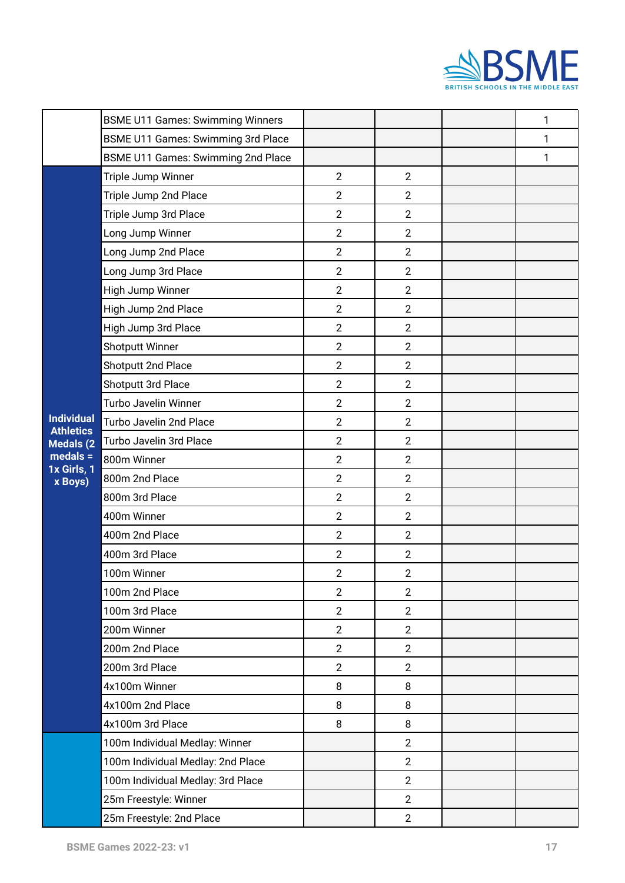| | | | | | |
|---|---|---|---|---|---|
| | BSME U11 Games: Swimming Winners | | | | 1 |
| | BSME U11 Games: Swimming 3rd Place | | | | 1 |
| | BSME U11 Games: Swimming 2nd Place | | | | 1 |
| **Individual Athletics Medals (2 medals = 1x Girls, 1 x Boys)** | Triple Jump Winner | 2 | 2 | | |
| | Triple Jump 2nd Place | 2 | 2 | | |
| | Triple Jump 3rd Place | 2 | 2 | | |
| | Long Jump Winner | 2 | 2 | | |
| | Long Jump 2nd Place | 2 | 2 | | |
| | Long Jump 3rd Place | 2 | 2 | | |
| | High Jump Winner | 2 | 2 | | |
| | High Jump 2nd Place | 2 | 2 | | |
| | High Jump 3rd Place | 2 | 2 | | |
| | Shotputt Winner | 2 | 2 | | |
| | Shotputt 2nd Place | 2 | 2 | | |
| | Shotputt 3rd Place | 2 | 2 | | |
| | Turbo Javelin Winner | 2 | 2 | | |
| | Turbo Javelin 2nd Place | 2 | 2 | | |
| | Turbo Javelin 3rd Place | 2 | 2 | | |
| | 800m Winner | 2 | 2 | | |
| | 800m 2nd Place | 2 | 2 | | |
| | 800m 3rd Place | 2 | 2 | | |
| | 400m Winner | 2 | 2 | | |
| | 400m 2nd Place | 2 | 2 | | |
| | 400m 3rd Place | 2 | 2 | | |
| | 100m Winner | 2 | 2 | | |
| | 100m 2nd Place | 2 | 2 | | |
| | 100m 3rd Place | 2 | 2 | | |
| | 200m Winner | 2 | 2 | | |
| | 200m 2nd Place | 2 | 2 | | |
| | 200m 3rd Place | 2 | 2 | | |
| | 4x100m Winner | 8 | 8 | | |
| | 4x100m 2nd Place | 8 | 8 | | |
| | 4x100m 3rd Place | 8 | 8 | | |
| | 100m Individual Medlay: Winner | | 2 | | |
| | 100m Individual Medlay: 2nd Place | | 2 | | |
| | 100m Individual Medlay: 3rd Place | | 2 | | |
| | 25m Freestyle: Winner | | 2 | | |
| | 25m Freestyle: 2nd Place | | 2 | | |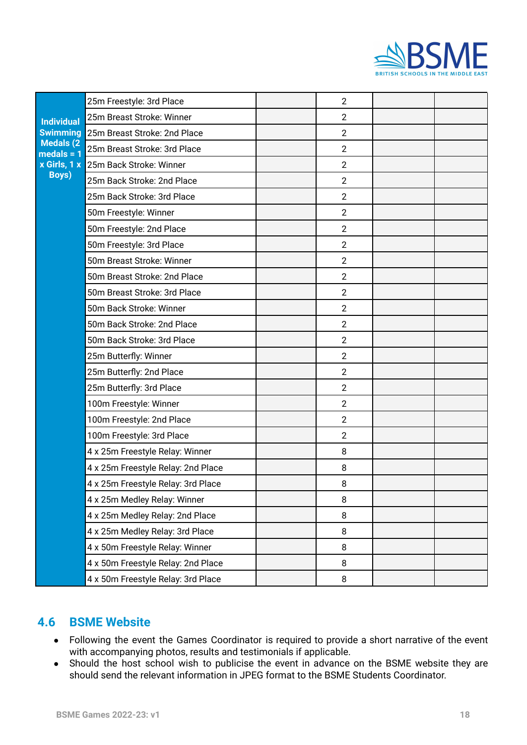| Individual Swimming Medals (2 medals = 1 x Girls, 1 x Boys) | 25m Freestyle: 3rd Place | | 2 | | |
|---|---|---|---|---|---|
| | 25m Breast Stroke: Winner | | 2 | | |
| | 25m Breast Stroke: 2nd Place | | 2 | | |
| | 25m Breast Stroke: 3rd Place | | 2 | | |
| | 25m Back Stroke: Winner | | 2 | | |
| | 25m Back Stroke: 2nd Place | | 2 | | |
| | 25m Back Stroke: 3rd Place | | 2 | | |
| | 50m Freestyle: Winner | | 2 | | |
| | 50m Freestyle: 2nd Place | | 2 | | |
| | 50m Freestyle: 3rd Place | | 2 | | |
| | 50m Breast Stroke: Winner | | 2 | | |
| | 50m Breast Stroke: 2nd Place | | 2 | | |
| | 50m Breast Stroke: 3rd Place | | 2 | | |
| | 50m Back Stroke: Winner | | 2 | | |
| | 50m Back Stroke: 2nd Place | | 2 | | |
| | 50m Back Stroke: 3rd Place | | 2 | | |
| | 25m Butterfly: Winner | | 2 | | |
| | 25m Butterfly: 2nd Place | | 2 | | |
| | 25m Butterfly: 3rd Place | | 2 | | |
| | 100m Freestyle: Winner | | 2 | | |
| | 100m Freestyle: 2nd Place | | 2 | | |
| | 100m Freestyle: 3rd Place | | 2 | | |
| | 4 x 25m Freestyle Relay: Winner | | 8 | | |
| | 4 x 25m Freestyle Relay: 2nd Place | | 8 | | |
| | 4 x 25m Freestyle Relay: 3rd Place | | 8 | | |
| | 4 x 25m Medley Relay: Winner | | 8 | | |
| | 4 x 25m Medley Relay: 2nd Place | | 8 | | |
| | 4 x 25m Medley Relay: 3rd Place | | 8 | | |
| | 4 x 50m Freestyle Relay: Winner | | 8 | | |
| | 4 x 50m Freestyle Relay: 2nd Place | | 8 | | |
| | 4 x 50m Freestyle Relay: 3rd Place | | 8 | | |

## 4.6 BSME Website

- Following the event the Games Coordinator is required to provide a short narrative of the event with accompanying photos, results and testimonials if applicable.
- Should the host school wish to publicise the event in advance on the BSME website they are should send the relevant information in JPEG format to the BSME Students Coordinator.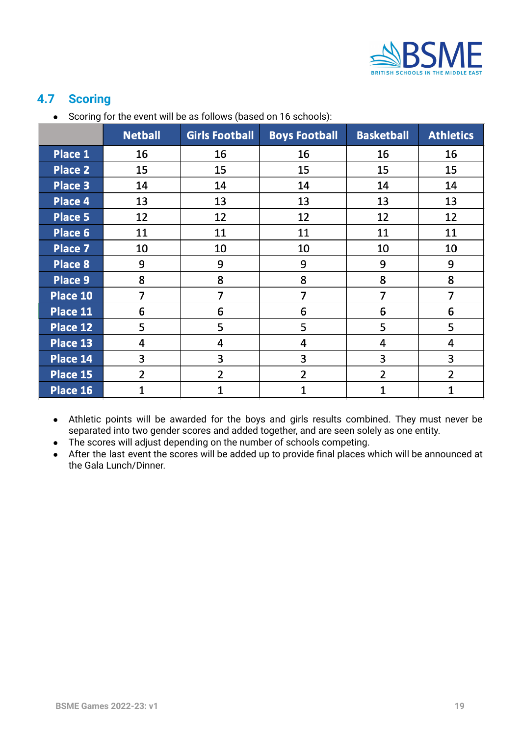## 4.7 Scoring

- Scoring for the event will be as follows (based on 16 schools):

| | Netball | Girls Football | Boys Football | Basketball | Athletics |
|---|---|---|---|---|---|
| Place 1 | 16 | 16 | 16 | 16 | 16 |
| Place 2 | 15 | 15 | 15 | 15 | 15 |
| Place 3 | 14 | 14 | 14 | 14 | 14 |
| Place 4 | 13 | 13 | 13 | 13 | 13 |
| Place 5 | 12 | 12 | 12 | 12 | 12 |
| Place 6 | 11 | 11 | 11 | 11 | 11 |
| Place 7 | 10 | 10 | 10 | 10 | 10 |
| Place 8 | 9 | 9 | 9 | 9 | 9 |
| Place 9 | 8 | 8 | 8 | 8 | 8 |
| Place 10 | 7 | 7 | 7 | 7 | 7 |
| Place 11 | 6 | 6 | 6 | 6 | 6 |
| Place 12 | 5 | 5 | 5 | 5 | 5 |
| Place 13 | 4 | 4 | 4 | 4 | 4 |
| Place 14 | 3 | 3 | 3 | 3 | 3 |
| Place 15 | 2 | 2 | 2 | 2 | 2 |
| Place 16 | 1 | 1 | 1 | 1 | 1 |

- Athletic points will be awarded for the boys and girls results combined. They must never be separated into two gender scores and added together, and are seen solely as one entity.
- The scores will adjust depending on the number of schools competing.
- After the last event the scores will be added up to provide final places which will be announced at the Gala Lunch/Dinner.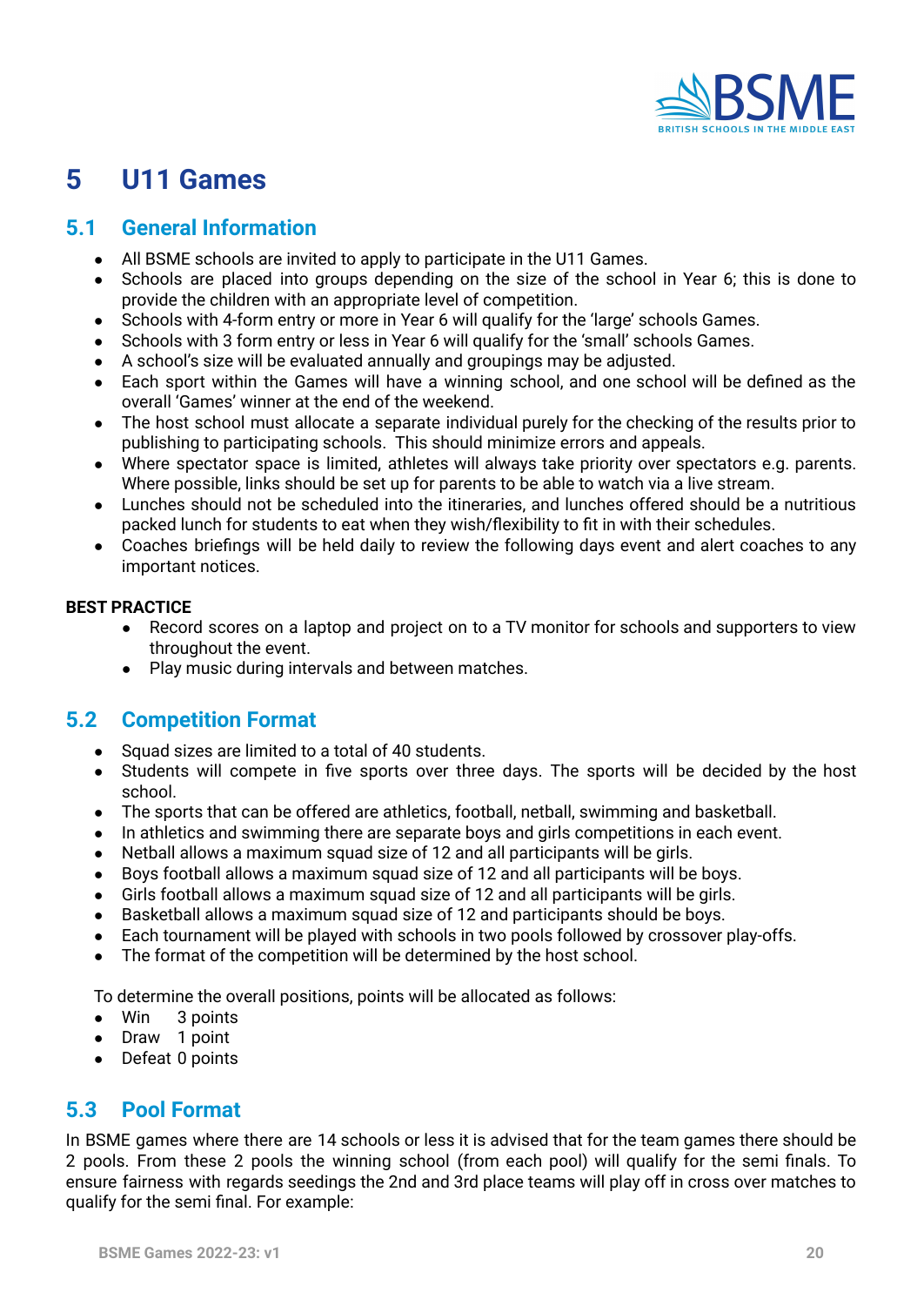# 5 U11 Games

## 5.1 General Information

- All BSME schools are invited to apply to participate in the U11 Games.
- Schools are placed into groups depending on the size of the school in Year 6; this is done to provide the children with an appropriate level of competition.
- Schools with 4-form entry or more in Year 6 will qualify for the 'large' schools Games.
- Schools with 3 form entry or less in Year 6 will qualify for the 'small' schools Games.
- A school's size will be evaluated annually and groupings may be adjusted.
- Each sport within the Games will have a winning school, and one school will be defined as the overall 'Games' winner at the end of the weekend.
- The host school must allocate a separate individual purely for the checking of the results prior to publishing to participating schools. This should minimize errors and appeals.
- Where spectator space is limited, athletes will always take priority over spectators e.g. parents. Where possible, links should be set up for parents to be able to watch via a live stream.
- Lunches should not be scheduled into the itineraries, and lunches offered should be a nutritious packed lunch for students to eat when they wish/flexibility to fit in with their schedules.
- Coaches briefings will be held daily to review the following days event and alert coaches to any important notices.

**BEST PRACTICE**

- Record scores on a laptop and project on to a TV monitor for schools and supporters to view throughout the event.
- Play music during intervals and between matches.

## 5.2 Competition Format

- Squad sizes are limited to a total of 40 students.
- Students will compete in five sports over three days. The sports will be decided by the host school.
- The sports that can be offered are athletics, football, netball, swimming and basketball.
- In athletics and swimming there are separate boys and girls competitions in each event.
- Netball allows a maximum squad size of 12 and all participants will be girls.
- Boys football allows a maximum squad size of 12 and all participants will be boys.
- Girls football allows a maximum squad size of 12 and all participants will be girls.
- Basketball allows a maximum squad size of 12 and participants should be boys.
- Each tournament will be played with schools in two pools followed by crossover play-offs.
- The format of the competition will be determined by the host school.

To determine the overall positions, points will be allocated as follows:

- Win 3 points
- Draw 1 point
- Defeat 0 points

## 5.3 Pool Format

In BSME games where there are 14 schools or less it is advised that for the team games there should be 2 pools. From these 2 pools the winning school (from each pool) will qualify for the semi finals. To ensure fairness with regards seedings the 2nd and 3rd place teams will play off in cross over matches to qualify for the semi final. For example: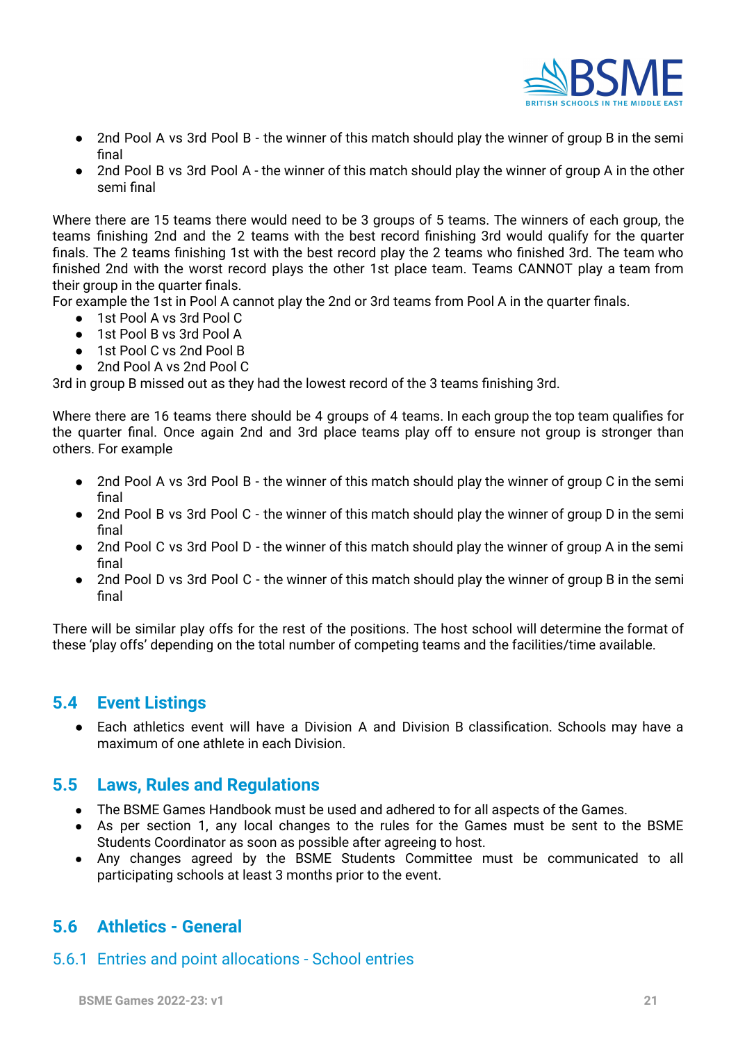- 2nd Pool A vs 3rd Pool B - the winner of this match should play the winner of group B in the semi final
- 2nd Pool B vs 3rd Pool A - the winner of this match should play the winner of group A in the other semi final

Where there are 15 teams there would need to be 3 groups of 5 teams. The winners of each group, the teams finishing 2nd and the 2 teams with the best record finishing 3rd would qualify for the quarter finals. The 2 teams finishing 1st with the best record play the 2 teams who finished 3rd. The team who finished 2nd with the worst record plays the other 1st place team. Teams CANNOT play a team from their group in the quarter finals.
For example the 1st in Pool A cannot play the 2nd or 3rd teams from Pool A in the quarter finals.

- 1st Pool A vs 3rd Pool C
- 1st Pool B vs 3rd Pool A
- 1st Pool C vs 2nd Pool B
- 2nd Pool A vs 2nd Pool C

3rd in group B missed out as they had the lowest record of the 3 teams finishing 3rd.

Where there are 16 teams there should be 4 groups of 4 teams. In each group the top team qualifies for the quarter final. Once again 2nd and 3rd place teams play off to ensure not group is stronger than others. For example

- 2nd Pool A vs 3rd Pool B - the winner of this match should play the winner of group C in the semi final
- 2nd Pool B vs 3rd Pool C - the winner of this match should play the winner of group D in the semi final
- 2nd Pool C vs 3rd Pool D - the winner of this match should play the winner of group A in the semi final
- 2nd Pool D vs 3rd Pool C - the winner of this match should play the winner of group B in the semi final

There will be similar play offs for the rest of the positions. The host school will determine the format of these 'play offs' depending on the total number of competing teams and the facilities/time available.

## 5.4 Event Listings

- Each athletics event will have a Division A and Division B classification. Schools may have a maximum of one athlete in each Division.

## 5.5 Laws, Rules and Regulations

- The BSME Games Handbook must be used and adhered to for all aspects of the Games.
- As per section 1, any local changes to the rules for the Games must be sent to the BSME Students Coordinator as soon as possible after agreeing to host.
- Any changes agreed by the BSME Students Committee must be communicated to all participating schools at least 3 months prior to the event.

## 5.6 Athletics - General

### 5.6.1 Entries and point allocations - School entries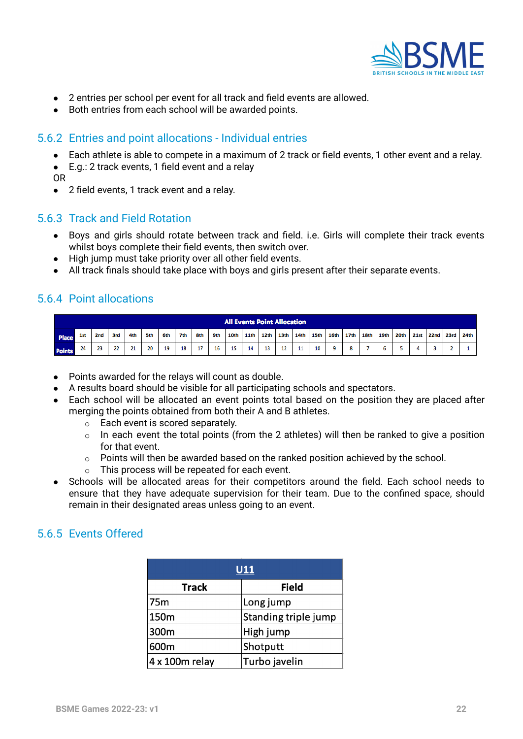- 2 entries per school per event for all track and field events are allowed.
- Both entries from each school will be awarded points.

### 5.6.2 Entries and point allocations - Individual entries

- Each athlete is able to compete in a maximum of 2 track or field events, 1 other event and a relay.
- E.g.: 2 track events, 1 field event and a relay

OR

- 2 field events, 1 track event and a relay.

### 5.6.3 Track and Field Rotation

- Boys and girls should rotate between track and field. i.e. Girls will complete their track events whilst boys complete their field events, then switch over.
- High jump must take priority over all other field events.
- All track finals should take place with boys and girls present after their separate events.

### 5.6.4 Point allocations

| All Events Point Allocation | | | | | | | | | | | | | | | | | | | | | | | | |
|---|---|---|---|---|---|---|---|---|---|---|---|---|---|---|---|---|---|---|---|---|---|---|---|---|
| Place | 1st | 2nd | 3rd | 4th | 5th | 6th | 7th | 8th | 9th | 10th | 11th | 12th | 13th | 14th | 15th | 16th | 17th | 18th | 19th | 20th | 21st | 22nd | 23rd | 24th |
| Points | 24 | 23 | 22 | 21 | 20 | 19 | 18 | 17 | 16 | 15 | 14 | 13 | 12 | 11 | 10 | 9 | 8 | 7 | 6 | 5 | 4 | 3 | 2 | 1 |

- Points awarded for the relays will count as double.
- A results board should be visible for all participating schools and spectators.
- Each school will be allocated an event points total based on the position they are placed after merging the points obtained from both their A and B athletes.
  - Each event is scored separately.
  - In each event the total points (from the 2 athletes) will then be ranked to give a position for that event.
  - Points will then be awarded based on the ranked position achieved by the school.
  - This process will be repeated for each event.
- Schools will be allocated areas for their competitors around the field. Each school needs to ensure that they have adequate supervision for their team. Due to the confined space, should remain in their designated areas unless going to an event.

### 5.6.5 Events Offered

| U11 | |
|---|---|
| **Track** | **Field** |
| 75m | Long jump |
| 150m | Standing triple jump |
| 300m | High jump |
| 600m | Shotputt |
| 4 x 100m relay | Turbo javelin |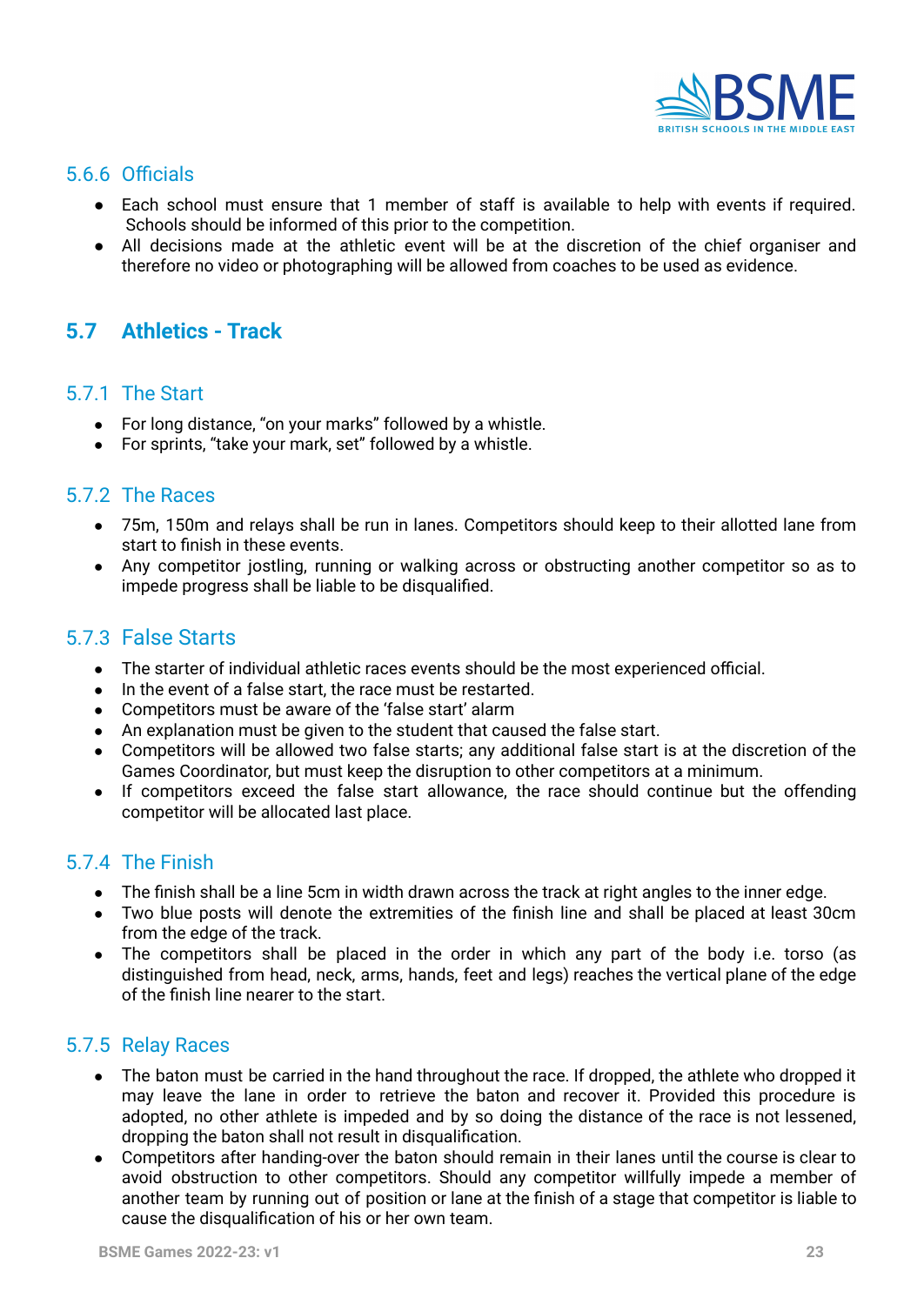### 5.6.6 Officials

- Each school must ensure that 1 member of staff is available to help with events if required. Schools should be informed of this prior to the competition.
- All decisions made at the athletic event will be at the discretion of the chief organiser and therefore no video or photographing will be allowed from coaches to be used as evidence.

## 5.7 Athletics - Track

### 5.7.1 The Start

- For long distance, "on your marks" followed by a whistle.
- For sprints, "take your mark, set" followed by a whistle.

### 5.7.2 The Races

- 75m, 150m and relays shall be run in lanes. Competitors should keep to their allotted lane from start to finish in these events.
- Any competitor jostling, running or walking across or obstructing another competitor so as to impede progress shall be liable to be disqualified.

### 5.7.3 False Starts

- The starter of individual athletic races events should be the most experienced official.
- In the event of a false start, the race must be restarted.
- Competitors must be aware of the 'false start' alarm
- An explanation must be given to the student that caused the false start.
- Competitors will be allowed two false starts; any additional false start is at the discretion of the Games Coordinator, but must keep the disruption to other competitors at a minimum.
- If competitors exceed the false start allowance, the race should continue but the offending competitor will be allocated last place.

### 5.7.4 The Finish

- The finish shall be a line 5cm in width drawn across the track at right angles to the inner edge.
- Two blue posts will denote the extremities of the finish line and shall be placed at least 30cm from the edge of the track.
- The competitors shall be placed in the order in which any part of the body i.e. torso (as distinguished from head, neck, arms, hands, feet and legs) reaches the vertical plane of the edge of the finish line nearer to the start.

### 5.7.5 Relay Races

- The baton must be carried in the hand throughout the race. If dropped, the athlete who dropped it may leave the lane in order to retrieve the baton and recover it. Provided this procedure is adopted, no other athlete is impeded and by so doing the distance of the race is not lessened, dropping the baton shall not result in disqualification.
- Competitors after handing-over the baton should remain in their lanes until the course is clear to avoid obstruction to other competitors. Should any competitor willfully impede a member of another team by running out of position or lane at the finish of a stage that competitor is liable to cause the disqualification of his or her own team.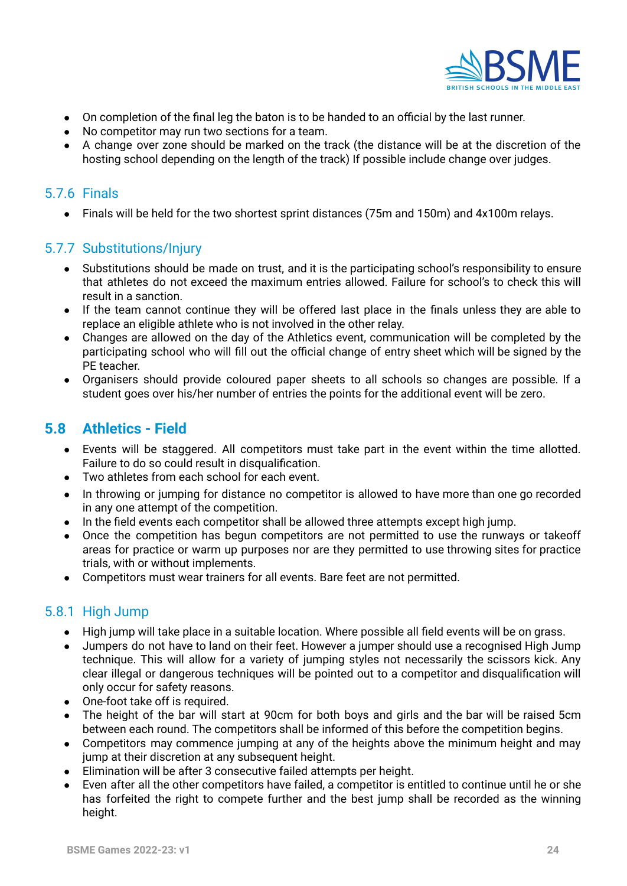- On completion of the final leg the baton is to be handed to an official by the last runner.
- No competitor may run two sections for a team.
- A change over zone should be marked on the track (the distance will be at the discretion of the hosting school depending on the length of the track) If possible include change over judges.

### 5.7.6 Finals

- Finals will be held for the two shortest sprint distances (75m and 150m) and 4x100m relays.

### 5.7.7 Substitutions/Injury

- Substitutions should be made on trust, and it is the participating school's responsibility to ensure that athletes do not exceed the maximum entries allowed. Failure for school's to check this will result in a sanction.
- If the team cannot continue they will be offered last place in the finals unless they are able to replace an eligible athlete who is not involved in the other relay.
- Changes are allowed on the day of the Athletics event, communication will be completed by the participating school who will fill out the official change of entry sheet which will be signed by the PE teacher.
- Organisers should provide coloured paper sheets to all schools so changes are possible. If a student goes over his/her number of entries the points for the additional event will be zero.

## 5.8 Athletics - Field

- Events will be staggered. All competitors must take part in the event within the time allotted. Failure to do so could result in disqualification.
- Two athletes from each school for each event.
- In throwing or jumping for distance no competitor is allowed to have more than one go recorded in any one attempt of the competition.
- In the field events each competitor shall be allowed three attempts except high jump.
- Once the competition has begun competitors are not permitted to use the runways or takeoff areas for practice or warm up purposes nor are they permitted to use throwing sites for practice trials, with or without implements.
- Competitors must wear trainers for all events. Bare feet are not permitted.

### 5.8.1 High Jump

- High jump will take place in a suitable location. Where possible all field events will be on grass.
- Jumpers do not have to land on their feet. However a jumper should use a recognised High Jump technique. This will allow for a variety of jumping styles not necessarily the scissors kick. Any clear illegal or dangerous techniques will be pointed out to a competitor and disqualification will only occur for safety reasons.
- One-foot take off is required.
- The height of the bar will start at 90cm for both boys and girls and the bar will be raised 5cm between each round. The competitors shall be informed of this before the competition begins.
- Competitors may commence jumping at any of the heights above the minimum height and may jump at their discretion at any subsequent height.
- Elimination will be after 3 consecutive failed attempts per height.
- Even after all the other competitors have failed, a competitor is entitled to continue until he or she has forfeited the right to compete further and the best jump shall be recorded as the winning height.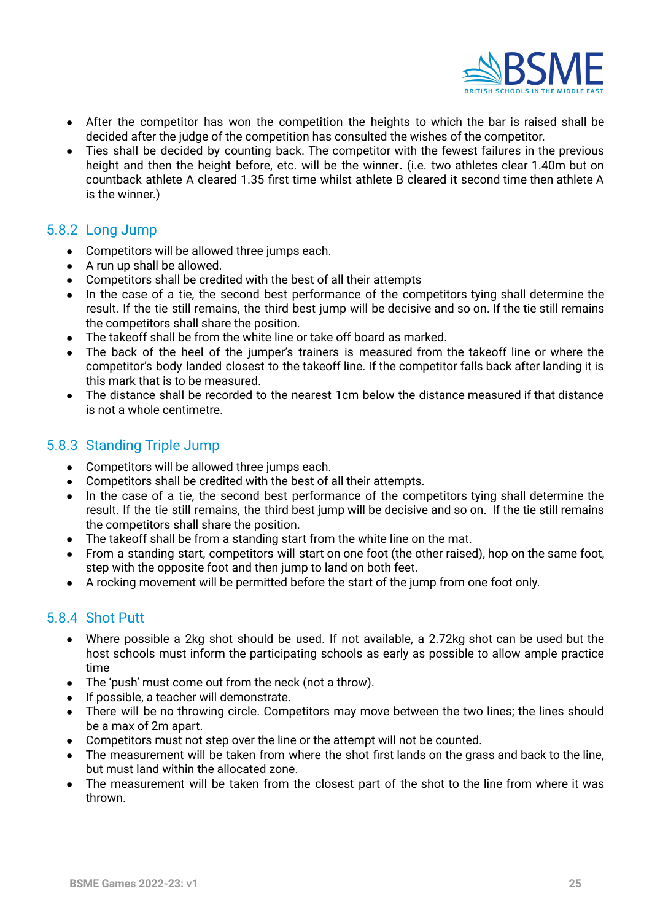- After the competitor has won the competition the heights to which the bar is raised shall be decided after the judge of the competition has consulted the wishes of the competitor.
- Ties shall be decided by counting back. The competitor with the fewest failures in the previous height and then the height before, etc. will be the winner**.** (i.e. two athletes clear 1.40m but on countback athlete A cleared 1.35 first time whilst athlete B cleared it second time then athlete A is the winner.)

### 5.8.2 Long Jump

- Competitors will be allowed three jumps each.
- A run up shall be allowed.
- Competitors shall be credited with the best of all their attempts
- In the case of a tie, the second best performance of the competitors tying shall determine the result. If the tie still remains, the third best jump will be decisive and so on. If the tie still remains the competitors shall share the position.
- The takeoff shall be from the white line or take off board as marked.
- The back of the heel of the jumper's trainers is measured from the takeoff line or where the competitor's body landed closest to the takeoff line. If the competitor falls back after landing it is this mark that is to be measured.
- The distance shall be recorded to the nearest 1cm below the distance measured if that distance is not a whole centimetre.

### 5.8.3 Standing Triple Jump

- Competitors will be allowed three jumps each.
- Competitors shall be credited with the best of all their attempts.
- In the case of a tie, the second best performance of the competitors tying shall determine the result. If the tie still remains, the third best jump will be decisive and so on. If the tie still remains the competitors shall share the position.
- The takeoff shall be from a standing start from the white line on the mat.
- From a standing start, competitors will start on one foot (the other raised), hop on the same foot, step with the opposite foot and then jump to land on both feet.
- A rocking movement will be permitted before the start of the jump from one foot only.

### 5.8.4 Shot Putt

- Where possible a 2kg shot should be used. If not available, a 2.72kg shot can be used but the host schools must inform the participating schools as early as possible to allow ample practice time
- The 'push' must come out from the neck (not a throw).
- If possible, a teacher will demonstrate.
- There will be no throwing circle. Competitors may move between the two lines; the lines should be a max of 2m apart.
- Competitors must not step over the line or the attempt will not be counted.
- The measurement will be taken from where the shot first lands on the grass and back to the line, but must land within the allocated zone.
- The measurement will be taken from the closest part of the shot to the line from where it was thrown.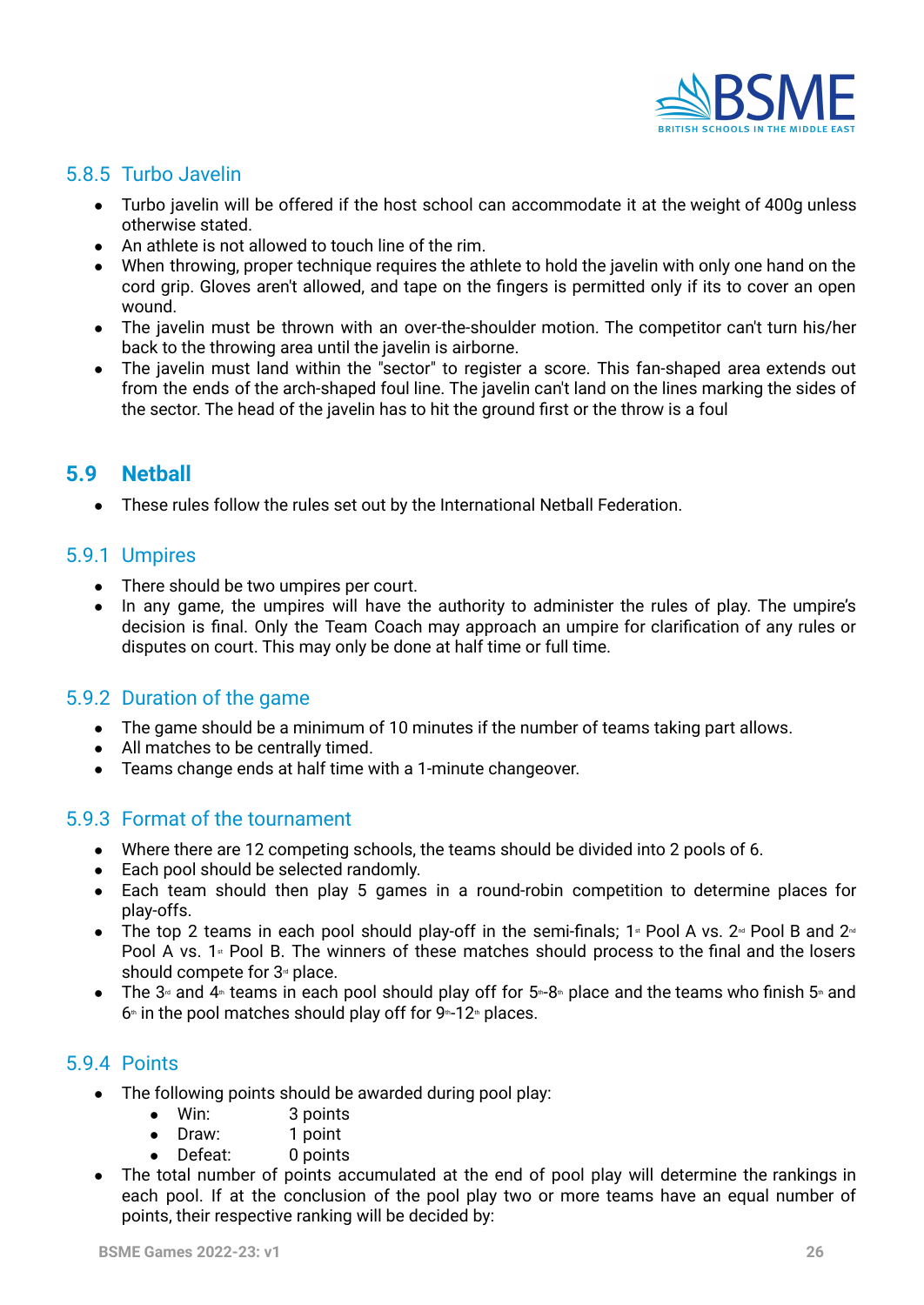### 5.8.5 Turbo Javelin

- Turbo javelin will be offered if the host school can accommodate it at the weight of 400g unless otherwise stated.
- An athlete is not allowed to touch line of the rim.
- When throwing, proper technique requires the athlete to hold the javelin with only one hand on the cord grip. Gloves aren't allowed, and tape on the fingers is permitted only if its to cover an open wound.
- The javelin must be thrown with an over-the-shoulder motion. The competitor can't turn his/her back to the throwing area until the javelin is airborne.
- The javelin must land within the "sector" to register a score. This fan-shaped area extends out from the ends of the arch-shaped foul line. The javelin can't land on the lines marking the sides of the sector. The head of the javelin has to hit the ground first or the throw is a foul

## 5.9 Netball

- These rules follow the rules set out by the International Netball Federation.

### 5.9.1 Umpires

- There should be two umpires per court.
- In any game, the umpires will have the authority to administer the rules of play. The umpire's decision is final. Only the Team Coach may approach an umpire for clarification of any rules or disputes on court. This may only be done at half time or full time.

### 5.9.2 Duration of the game

- The game should be a minimum of 10 minutes if the number of teams taking part allows.
- All matches to be centrally timed.
- Teams change ends at half time with a 1-minute changeover.

### 5.9.3 Format of the tournament

- Where there are 12 competing schools, the teams should be divided into 2 pools of 6.
- Each pool should be selected randomly.
- Each team should then play 5 games in a round-robin competition to determine places for play-offs.
- The top 2 teams in each pool should play-off in the semi-finals; 1st Pool A vs. 2nd Pool B and 2nd Pool A vs. 1st Pool B. The winners of these matches should process to the final and the losers should compete for 3rd place.
- The 3rd and 4th teams in each pool should play off for 5th-8th place and the teams who finish 5th and 6th in the pool matches should play off for 9th-12th places.

### 5.9.4 Points

- The following points should be awarded during pool play:
  - Win: 3 points
  - Draw: 1 point
  - Defeat: 0 points
- The total number of points accumulated at the end of pool play will determine the rankings in each pool. If at the conclusion of the pool play two or more teams have an equal number of points, their respective ranking will be decided by: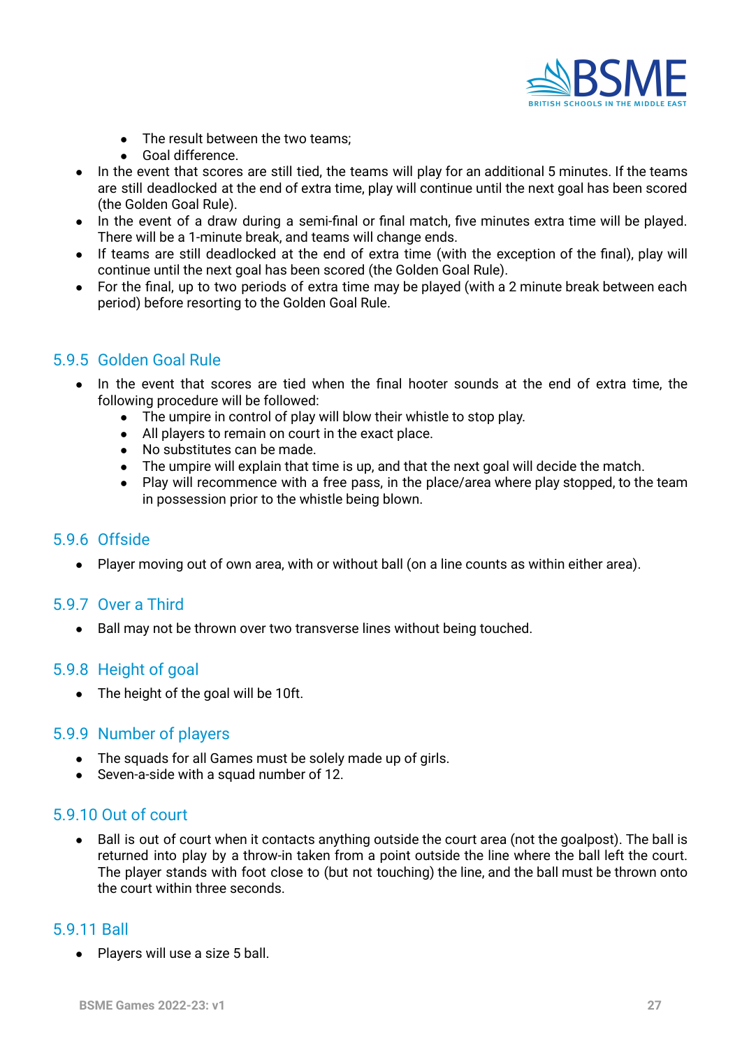- The result between the two teams;
    - Goal difference.
- In the event that scores are still tied, the teams will play for an additional 5 minutes. If the teams are still deadlocked at the end of extra time, play will continue until the next goal has been scored (the Golden Goal Rule).
- In the event of a draw during a semi-final or final match, five minutes extra time will be played. There will be a 1-minute break, and teams will change ends.
- If teams are still deadlocked at the end of extra time (with the exception of the final), play will continue until the next goal has been scored (the Golden Goal Rule).
- For the final, up to two periods of extra time may be played (with a 2 minute break between each period) before resorting to the Golden Goal Rule.

### 5.9.5 Golden Goal Rule

- In the event that scores are tied when the final hooter sounds at the end of extra time, the following procedure will be followed:
    - The umpire in control of play will blow their whistle to stop play.
    - All players to remain on court in the exact place.
    - No substitutes can be made.
    - The umpire will explain that time is up, and that the next goal will decide the match.
    - Play will recommence with a free pass, in the place/area where play stopped, to the team in possession prior to the whistle being blown.

### 5.9.6 Offside

- Player moving out of own area, with or without ball (on a line counts as within either area).

### 5.9.7 Over a Third

- Ball may not be thrown over two transverse lines without being touched.

### 5.9.8 Height of goal

- The height of the goal will be 10ft.

### 5.9.9 Number of players

- The squads for all Games must be solely made up of girls.
- Seven-a-side with a squad number of 12.

### 5.9.10 Out of court

- Ball is out of court when it contacts anything outside the court area (not the goalpost). The ball is returned into play by a throw-in taken from a point outside the line where the ball left the court. The player stands with foot close to (but not touching) the line, and the ball must be thrown onto the court within three seconds.

### 5.9.11 Ball

- Players will use a size 5 ball.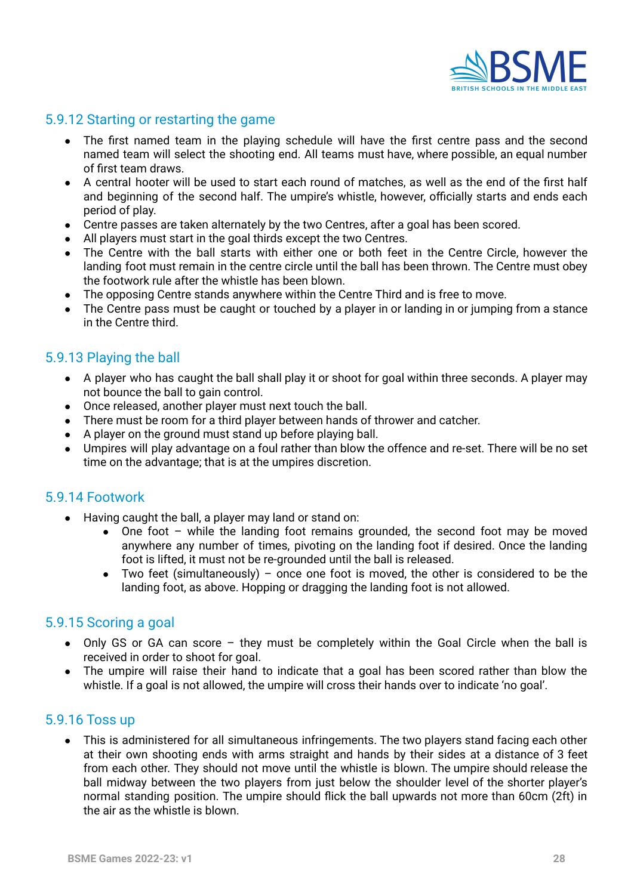### 5.9.12 Starting or restarting the game

- The first named team in the playing schedule will have the first centre pass and the second named team will select the shooting end. All teams must have, where possible, an equal number of first team draws.
- A central hooter will be used to start each round of matches, as well as the end of the first half and beginning of the second half. The umpire's whistle, however, officially starts and ends each period of play.
- Centre passes are taken alternately by the two Centres, after a goal has been scored.
- All players must start in the goal thirds except the two Centres.
- The Centre with the ball starts with either one or both feet in the Centre Circle, however the landing foot must remain in the centre circle until the ball has been thrown. The Centre must obey the footwork rule after the whistle has been blown.
- The opposing Centre stands anywhere within the Centre Third and is free to move.
- The Centre pass must be caught or touched by a player in or landing in or jumping from a stance in the Centre third.

### 5.9.13 Playing the ball

- A player who has caught the ball shall play it or shoot for goal within three seconds. A player may not bounce the ball to gain control.
- Once released, another player must next touch the ball.
- There must be room for a third player between hands of thrower and catcher.
- A player on the ground must stand up before playing ball.
- Umpires will play advantage on a foul rather than blow the offence and re-set. There will be no set time on the advantage; that is at the umpires discretion.

### 5.9.14 Footwork

- Having caught the ball, a player may land or stand on:
    - One foot – while the landing foot remains grounded, the second foot may be moved anywhere any number of times, pivoting on the landing foot if desired. Once the landing foot is lifted, it must not be re-grounded until the ball is released.
    - Two feet (simultaneously) – once one foot is moved, the other is considered to be the landing foot, as above. Hopping or dragging the landing foot is not allowed.

### 5.9.15 Scoring a goal

- Only GS or GA can score – they must be completely within the Goal Circle when the ball is received in order to shoot for goal.
- The umpire will raise their hand to indicate that a goal has been scored rather than blow the whistle. If a goal is not allowed, the umpire will cross their hands over to indicate 'no goal'.

### 5.9.16 Toss up

- This is administered for all simultaneous infringements. The two players stand facing each other at their own shooting ends with arms straight and hands by their sides at a distance of 3 feet from each other. They should not move until the whistle is blown. The umpire should release the ball midway between the two players from just below the shoulder level of the shorter player's normal standing position. The umpire should flick the ball upwards not more than 60cm (2ft) in the air as the whistle is blown.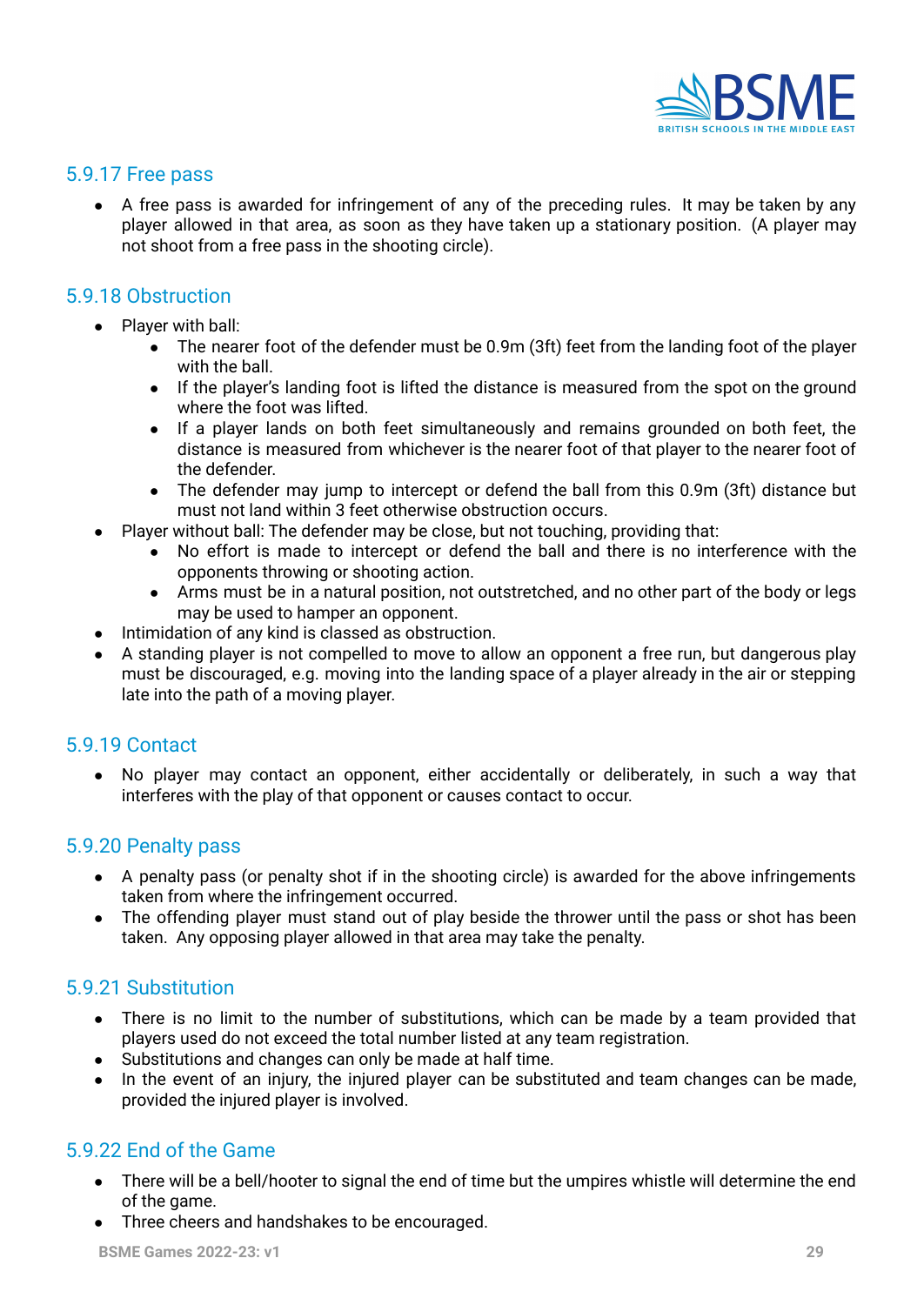### 5.9.17 Free pass

- A free pass is awarded for infringement of any of the preceding rules. It may be taken by any player allowed in that area, as soon as they have taken up a stationary position. (A player may not shoot from a free pass in the shooting circle).

### 5.9.18 Obstruction

- Player with ball:
    - The nearer foot of the defender must be 0.9m (3ft) feet from the landing foot of the player with the ball.
    - If the player's landing foot is lifted the distance is measured from the spot on the ground where the foot was lifted.
    - If a player lands on both feet simultaneously and remains grounded on both feet, the distance is measured from whichever is the nearer foot of that player to the nearer foot of the defender.
    - The defender may jump to intercept or defend the ball from this 0.9m (3ft) distance but must not land within 3 feet otherwise obstruction occurs.
- Player without ball: The defender may be close, but not touching, providing that:
    - No effort is made to intercept or defend the ball and there is no interference with the opponents throwing or shooting action.
    - Arms must be in a natural position, not outstretched, and no other part of the body or legs may be used to hamper an opponent.
- Intimidation of any kind is classed as obstruction.
- A standing player is not compelled to move to allow an opponent a free run, but dangerous play must be discouraged, e.g. moving into the landing space of a player already in the air or stepping late into the path of a moving player.

### 5.9.19 Contact

- No player may contact an opponent, either accidentally or deliberately, in such a way that interferes with the play of that opponent or causes contact to occur.

### 5.9.20 Penalty pass

- A penalty pass (or penalty shot if in the shooting circle) is awarded for the above infringements taken from where the infringement occurred.
- The offending player must stand out of play beside the thrower until the pass or shot has been taken. Any opposing player allowed in that area may take the penalty.

### 5.9.21 Substitution

- There is no limit to the number of substitutions, which can be made by a team provided that players used do not exceed the total number listed at any team registration.
- Substitutions and changes can only be made at half time.
- In the event of an injury, the injured player can be substituted and team changes can be made, provided the injured player is involved.

### 5.9.22 End of the Game

- There will be a bell/hooter to signal the end of time but the umpires whistle will determine the end of the game.
- Three cheers and handshakes to be encouraged.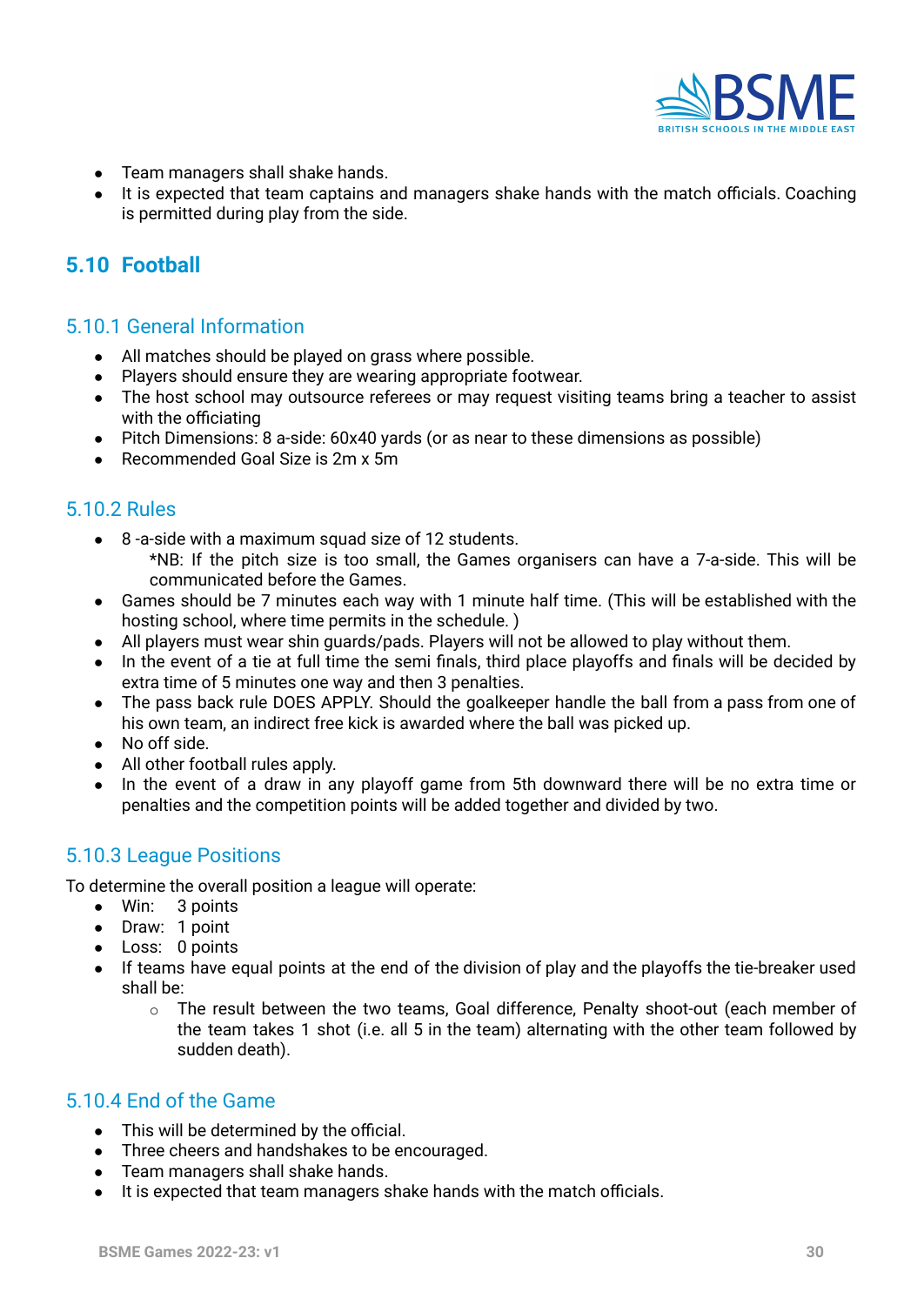- Team managers shall shake hands.
- It is expected that team captains and managers shake hands with the match officials. Coaching is permitted during play from the side.

## 5.10 Football

### 5.10.1 General Information

- All matches should be played on grass where possible.
- Players should ensure they are wearing appropriate footwear.
- The host school may outsource referees or may request visiting teams bring a teacher to assist with the officiating
- Pitch Dimensions: 8 a-side: 60x40 yards (or as near to these dimensions as possible)
- Recommended Goal Size is 2m x 5m

### 5.10.2 Rules

- 8 -a-side with a maximum squad size of 12 students.

  *NB: If the pitch size is too small, the Games organisers can have a 7-a-side. This will be communicated before the Games.
- Games should be 7 minutes each way with 1 minute half time. (This will be established with the hosting school, where time permits in the schedule. )
- All players must wear shin guards/pads. Players will not be allowed to play without them.
- In the event of a tie at full time the semi finals, third place playoffs and finals will be decided by extra time of 5 minutes one way and then 3 penalties.
- The pass back rule DOES APPLY. Should the goalkeeper handle the ball from a pass from one of his own team, an indirect free kick is awarded where the ball was picked up.
- No off side.
- All other football rules apply.
- In the event of a draw in any playoff game from 5th downward there will be no extra time or penalties and the competition points will be added together and divided by two.

### 5.10.3 League Positions

To determine the overall position a league will operate:

- Win: 3 points
- Draw: 1 point
- Loss: 0 points
- If teams have equal points at the end of the division of play and the playoffs the tie-breaker used shall be:
  - The result between the two teams, Goal difference, Penalty shoot-out (each member of the team takes 1 shot (i.e. all 5 in the team) alternating with the other team followed by sudden death).

### 5.10.4 End of the Game

- This will be determined by the official.
- Three cheers and handshakes to be encouraged.
- Team managers shall shake hands.
- It is expected that team managers shake hands with the match officials.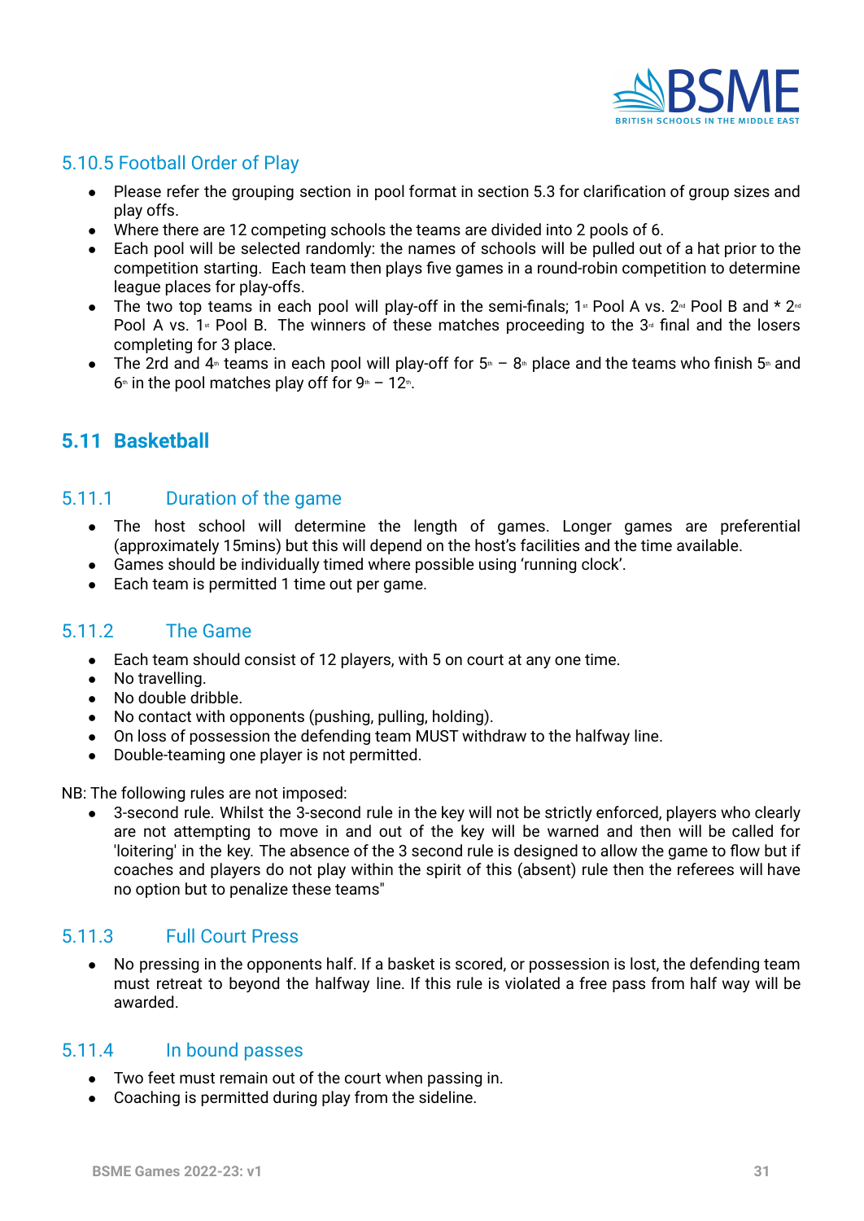### 5.10.5 Football Order of Play

- Please refer the grouping section in pool format in section 5.3 for clarification of group sizes and play offs.
- Where there are 12 competing schools the teams are divided into 2 pools of 6.
- Each pool will be selected randomly: the names of schools will be pulled out of a hat prior to the competition starting. Each team then plays five games in a round-robin competition to determine league places for play-offs.
- The two top teams in each pool will play-off in the semi-finals; 1st Pool A vs. 2nd Pool B and * 2nd Pool A vs. 1st Pool B. The winners of these matches proceeding to the 3rd final and the losers completing for 3 place.
- The 2rd and 4th teams in each pool will play-off for 5th – 8th place and the teams who finish 5th and 6th in the pool matches play off for 9th – 12th.

## 5.11 Basketball

### 5.11.1 Duration of the game

- The host school will determine the length of games. Longer games are preferential (approximately 15mins) but this will depend on the host's facilities and the time available.
- Games should be individually timed where possible using 'running clock'.
- Each team is permitted 1 time out per game.

### 5.11.2 The Game

- Each team should consist of 12 players, with 5 on court at any one time.
- No travelling.
- No double dribble.
- No contact with opponents (pushing, pulling, holding).
- On loss of possession the defending team MUST withdraw to the halfway line.
- Double-teaming one player is not permitted.

NB: The following rules are not imposed:

- 3-second rule. Whilst the 3-second rule in the key will not be strictly enforced, players who clearly are not attempting to move in and out of the key will be warned and then will be called for 'loitering' in the key. The absence of the 3 second rule is designed to allow the game to flow but if coaches and players do not play within the spirit of this (absent) rule then the referees will have no option but to penalize these teams"

### 5.11.3 Full Court Press

- No pressing in the opponents half. If a basket is scored, or possession is lost, the defending team must retreat to beyond the halfway line. If this rule is violated a free pass from half way will be awarded.

### 5.11.4 In bound passes

- Two feet must remain out of the court when passing in.
- Coaching is permitted during play from the sideline.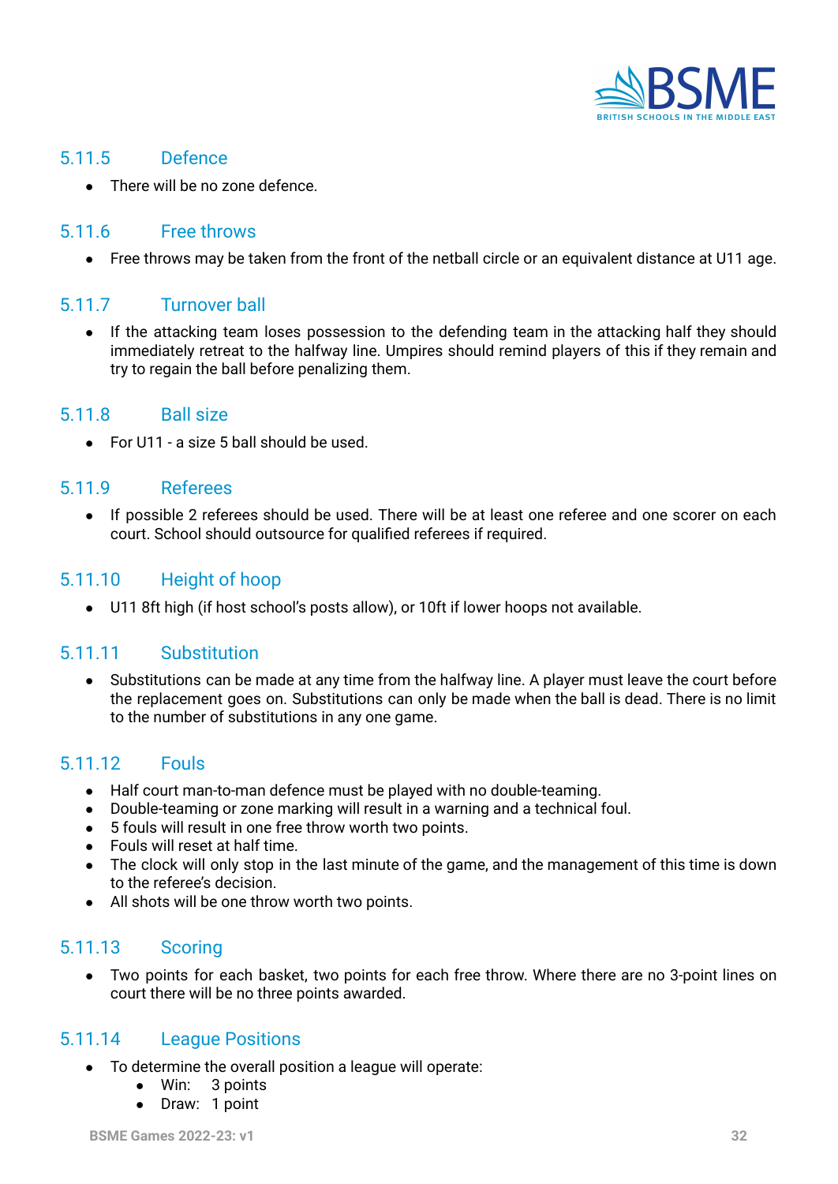### 5.11.5 Defence

- There will be no zone defence.

### 5.11.6 Free throws

- Free throws may be taken from the front of the netball circle or an equivalent distance at U11 age.

### 5.11.7 Turnover ball

- If the attacking team loses possession to the defending team in the attacking half they should immediately retreat to the halfway line. Umpires should remind players of this if they remain and try to regain the ball before penalizing them.

### 5.11.8 Ball size

- For U11 - a size 5 ball should be used.

### 5.11.9 Referees

- If possible 2 referees should be used. There will be at least one referee and one scorer on each court. School should outsource for qualified referees if required.

### 5.11.10 Height of hoop

- U11 8ft high (if host school's posts allow), or 10ft if lower hoops not available.

### 5.11.11 Substitution

- Substitutions can be made at any time from the halfway line. A player must leave the court before the replacement goes on. Substitutions can only be made when the ball is dead. There is no limit to the number of substitutions in any one game.

### 5.11.12 Fouls

- Half court man-to-man defence must be played with no double-teaming.
- Double-teaming or zone marking will result in a warning and a technical foul.
- 5 fouls will result in one free throw worth two points.
- Fouls will reset at half time.
- The clock will only stop in the last minute of the game, and the management of this time is down to the referee's decision.
- All shots will be one throw worth two points.

### 5.11.13 Scoring

- Two points for each basket, two points for each free throw. Where there are no 3-point lines on court there will be no three points awarded.

### 5.11.14 League Positions

- To determine the overall position a league will operate:
  - Win: 3 points
  - Draw: 1 point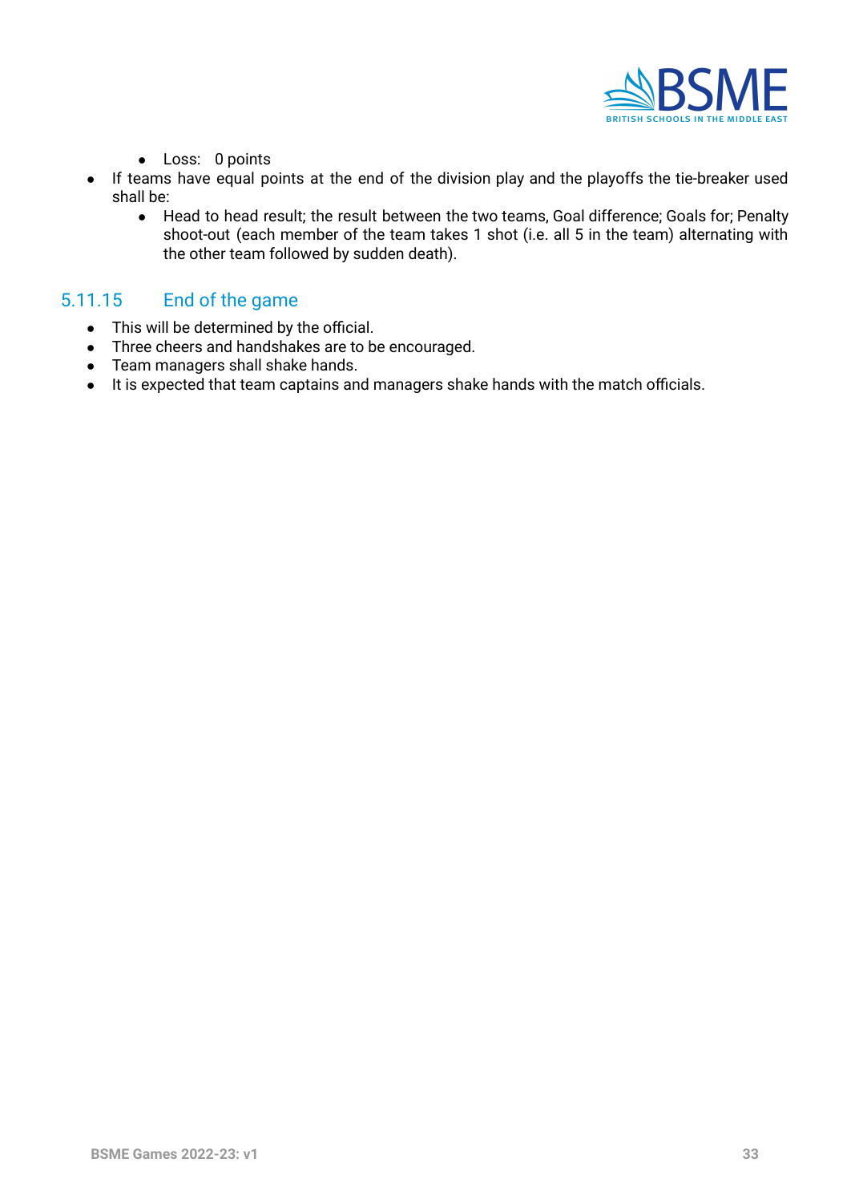- Loss: 0 points
- If teams have equal points at the end of the division play and the playoffs the tie-breaker used shall be:
  - Head to head result; the result between the two teams, Goal difference; Goals for; Penalty shoot-out (each member of the team takes 1 shot (i.e. all 5 in the team) alternating with the other team followed by sudden death).

### 5.11.15 End of the game

- This will be determined by the official.
- Three cheers and handshakes are to be encouraged.
- Team managers shall shake hands.
- It is expected that team captains and managers shake hands with the match officials.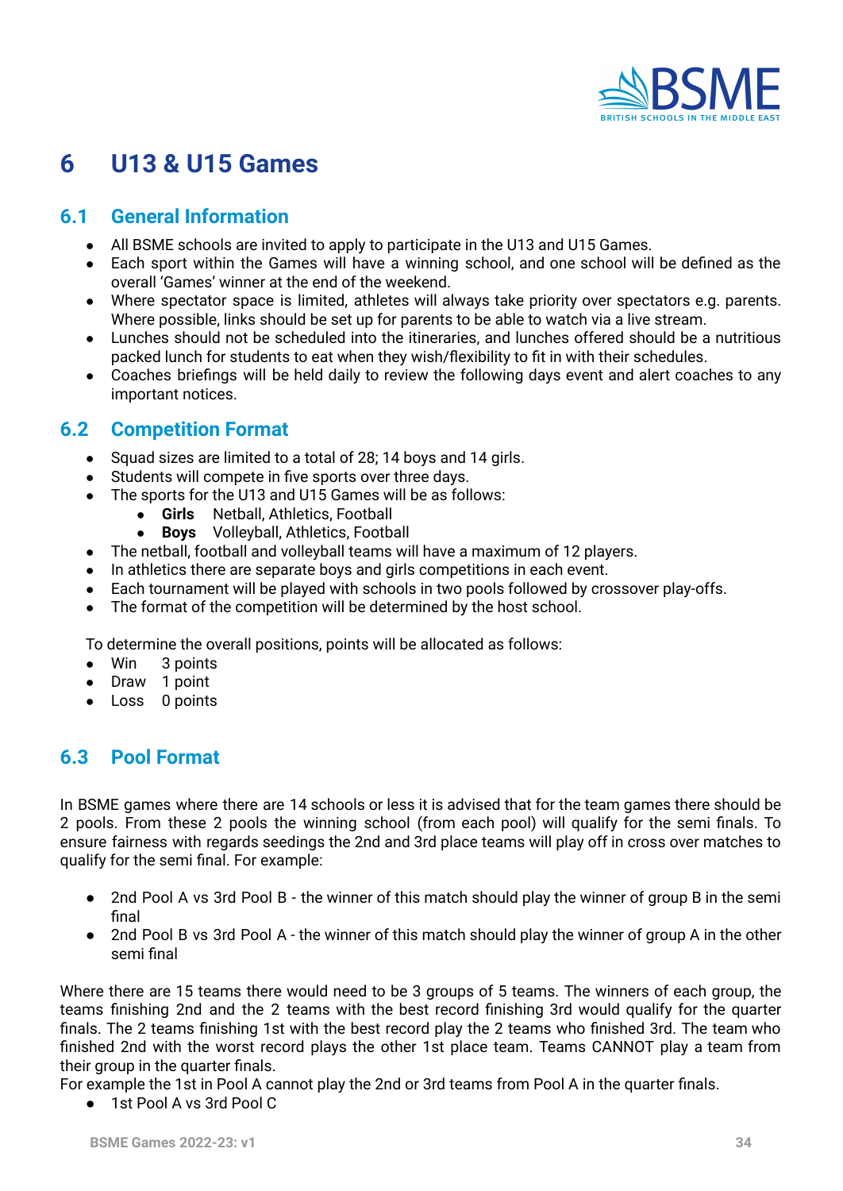# 6 U13 & U15 Games

## 6.1 General Information

- All BSME schools are invited to apply to participate in the U13 and U15 Games.
- Each sport within the Games will have a winning school, and one school will be defined as the overall 'Games' winner at the end of the weekend.
- Where spectator space is limited, athletes will always take priority over spectators e.g. parents. Where possible, links should be set up for parents to be able to watch via a live stream.
- Lunches should not be scheduled into the itineraries, and lunches offered should be a nutritious packed lunch for students to eat when they wish/flexibility to fit in with their schedules.
- Coaches briefings will be held daily to review the following days event and alert coaches to any important notices.

## 6.2 Competition Format

- Squad sizes are limited to a total of 28; 14 boys and 14 girls.
- Students will compete in five sports over three days.
- The sports for the U13 and U15 Games will be as follows:
  - **Girls** Netball, Athletics, Football
  - **Boys** Volleyball, Athletics, Football
- The netball, football and volleyball teams will have a maximum of 12 players.
- In athletics there are separate boys and girls competitions in each event.
- Each tournament will be played with schools in two pools followed by crossover play-offs.
- The format of the competition will be determined by the host school.

To determine the overall positions, points will be allocated as follows:

- Win 3 points
- Draw 1 point
- Loss 0 points

## 6.3 Pool Format

In BSME games where there are 14 schools or less it is advised that for the team games there should be 2 pools. From these 2 pools the winning school (from each pool) will qualify for the semi finals. To ensure fairness with regards seedings the 2nd and 3rd place teams will play off in cross over matches to qualify for the semi final. For example:

- 2nd Pool A vs 3rd Pool B - the winner of this match should play the winner of group B in the semi final
- 2nd Pool B vs 3rd Pool A - the winner of this match should play the winner of group A in the other semi final

Where there are 15 teams there would need to be 3 groups of 5 teams. The winners of each group, the teams finishing 2nd and the 2 teams with the best record finishing 3rd would qualify for the quarter finals. The 2 teams finishing 1st with the best record play the 2 teams who finished 3rd. The team who finished 2nd with the worst record plays the other 1st place team. Teams CANNOT play a team from their group in the quarter finals.
For example the 1st in Pool A cannot play the 2nd or 3rd teams from Pool A in the quarter finals.

- 1st Pool A vs 3rd Pool C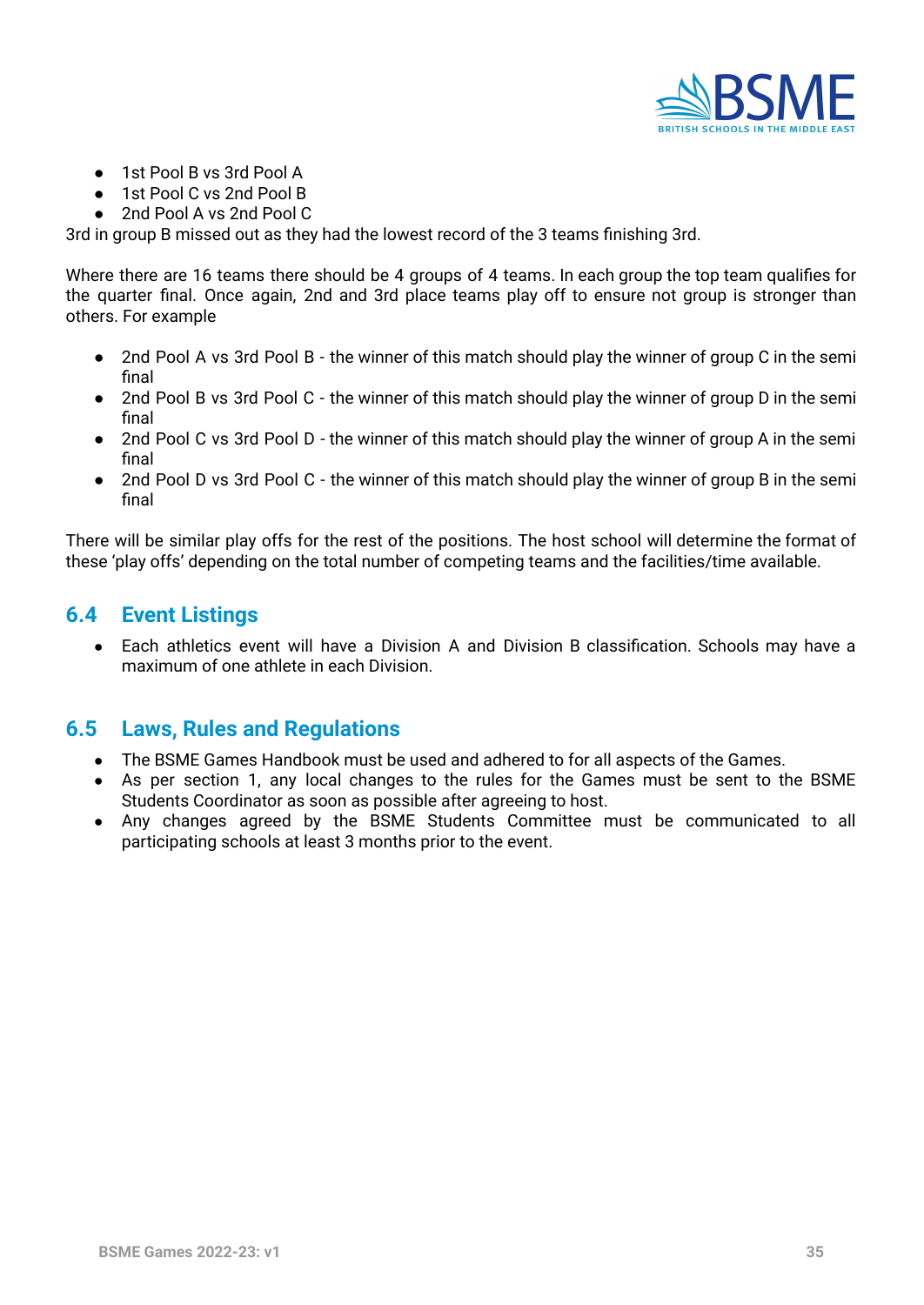- 1st Pool B vs 3rd Pool A
- 1st Pool C vs 2nd Pool B
- 2nd Pool A vs 2nd Pool C

3rd in group B missed out as they had the lowest record of the 3 teams finishing 3rd.

Where there are 16 teams there should be 4 groups of 4 teams. In each group the top team qualifies for the quarter final. Once again, 2nd and 3rd place teams play off to ensure not group is stronger than others. For example

- 2nd Pool A vs 3rd Pool B - the winner of this match should play the winner of group C in the semi final
- 2nd Pool B vs 3rd Pool C - the winner of this match should play the winner of group D in the semi final
- 2nd Pool C vs 3rd Pool D - the winner of this match should play the winner of group A in the semi final
- 2nd Pool D vs 3rd Pool C - the winner of this match should play the winner of group B in the semi final

There will be similar play offs for the rest of the positions. The host school will determine the format of these 'play offs' depending on the total number of competing teams and the facilities/time available.

## 6.4 Event Listings

- Each athletics event will have a Division A and Division B classification. Schools may have a maximum of one athlete in each Division.

## 6.5 Laws, Rules and Regulations

- The BSME Games Handbook must be used and adhered to for all aspects of the Games.
- As per section 1, any local changes to the rules for the Games must be sent to the BSME Students Coordinator as soon as possible after agreeing to host.
- Any changes agreed by the BSME Students Committee must be communicated to all participating schools at least 3 months prior to the event.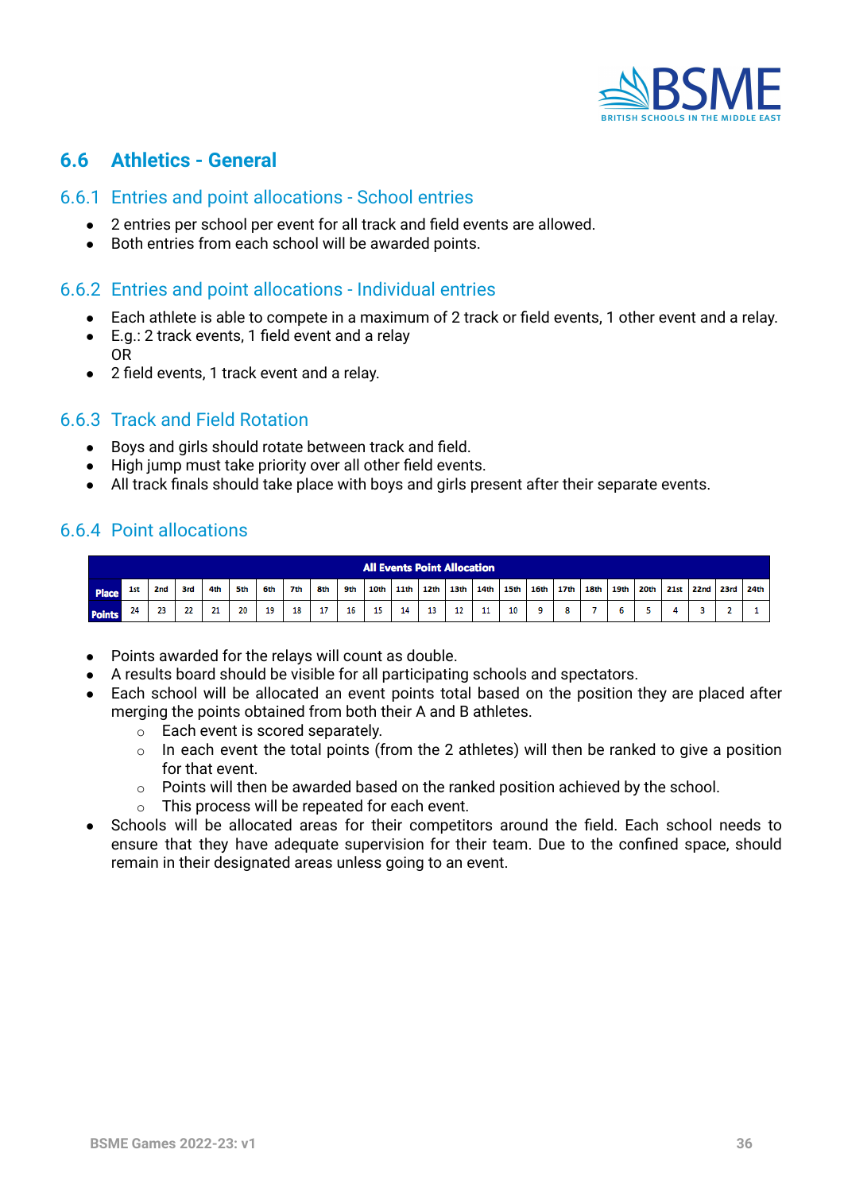## 6.6 Athletics - General

### 6.6.1 Entries and point allocations - School entries

- 2 entries per school per event for all track and field events are allowed.
- Both entries from each school will be awarded points.

### 6.6.2 Entries and point allocations - Individual entries

- Each athlete is able to compete in a maximum of 2 track or field events, 1 other event and a relay.
- E.g.: 2 track events, 1 field event and a relay
  OR
- 2 field events, 1 track event and a relay.

### 6.6.3 Track and Field Rotation

- Boys and girls should rotate between track and field.
- High jump must take priority over all other field events.
- All track finals should take place with boys and girls present after their separate events.

### 6.6.4 Point allocations

| All Events Point Allocation | | | | | | | | | | | | | | | | | | | | | | | | |
|---|---|---|---|---|---|---|---|---|---|---|---|---|---|---|---|---|---|---|---|---|---|---|---|---|
| Place | 1st | 2nd | 3rd | 4th | 5th | 6th | 7th | 8th | 9th | 10th | 11th | 12th | 13th | 14th | 15th | 16th | 17th | 18th | 19th | 20th | 21st | 22nd | 23rd | 24th |
| Points | 24 | 23 | 22 | 21 | 20 | 19 | 18 | 17 | 16 | 15 | 14 | 13 | 12 | 11 | 10 | 9 | 8 | 7 | 6 | 5 | 4 | 3 | 2 | 1 |

- Points awarded for the relays will count as double.
- A results board should be visible for all participating schools and spectators.
- Each school will be allocated an event points total based on the position they are placed after merging the points obtained from both their A and B athletes.
  - Each event is scored separately.
  - In each event the total points (from the 2 athletes) will then be ranked to give a position for that event.
  - Points will then be awarded based on the ranked position achieved by the school.
  - This process will be repeated for each event.
- Schools will be allocated areas for their competitors around the field. Each school needs to ensure that they have adequate supervision for their team. Due to the confined space, should remain in their designated areas unless going to an event.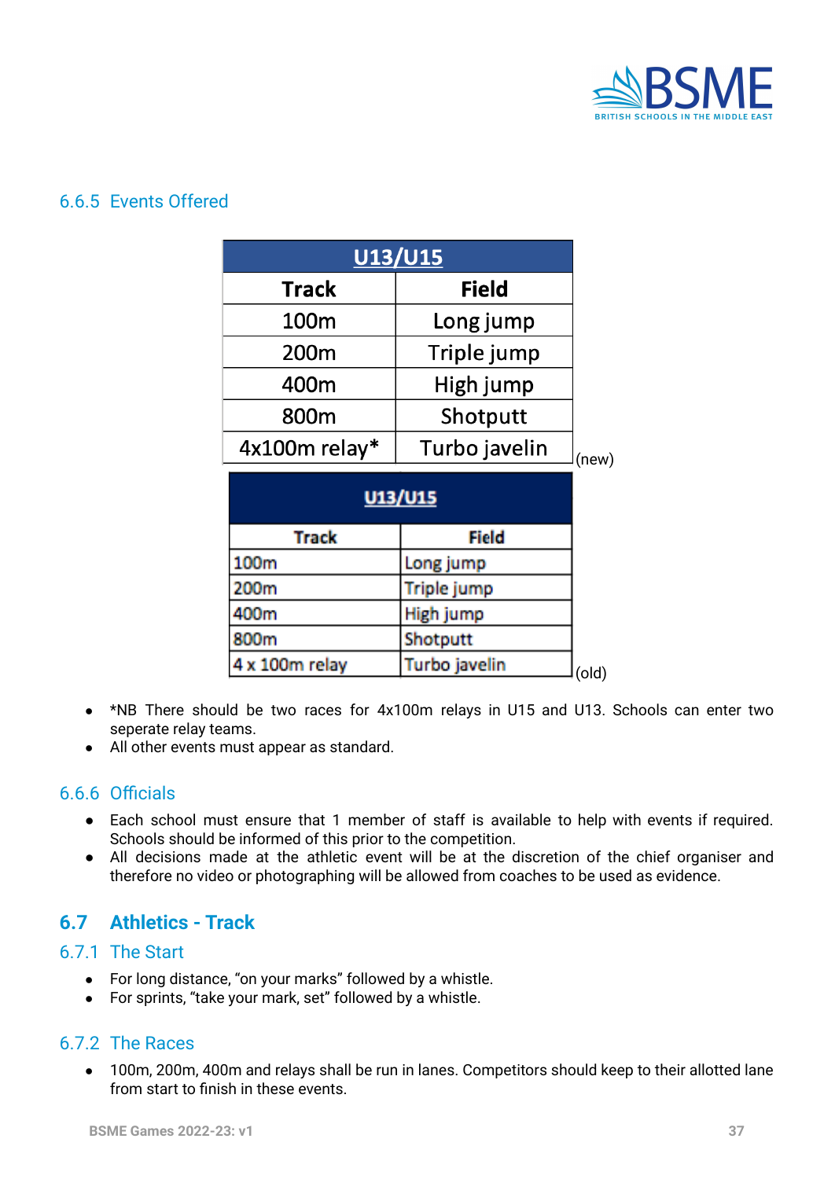### 6.6.5 Events Offered

| U13/U15 | |
|---|---|
| **Track** | **Field** |
| 100m | Long jump |
| 200m | Triple jump |
| 400m | High jump |
| 800m | Shotputt |
| 4x100m relay* | Turbo javelin |

(new)

| U13/U15 | |
|---|---|
| **Track** | **Field** |
| 100m | Long jump |
| 200m | Triple jump |
| 400m | High jump |
| 800m | Shotputt |
| 4 x 100m relay | Turbo javelin |

(old)

- *NB There should be two races for 4x100m relays in U15 and U13. Schools can enter two seperate relay teams.
- All other events must appear as standard.

### 6.6.6 Officials

- Each school must ensure that 1 member of staff is available to help with events if required. Schools should be informed of this prior to the competition.
- All decisions made at the athletic event will be at the discretion of the chief organiser and therefore no video or photographing will be allowed from coaches to be used as evidence.

## 6.7 Athletics - Track

### 6.7.1 The Start

- For long distance, "on your marks" followed by a whistle.
- For sprints, "take your mark, set" followed by a whistle.

### 6.7.2 The Races

- 100m, 200m, 400m and relays shall be run in lanes. Competitors should keep to their allotted lane from start to finish in these events.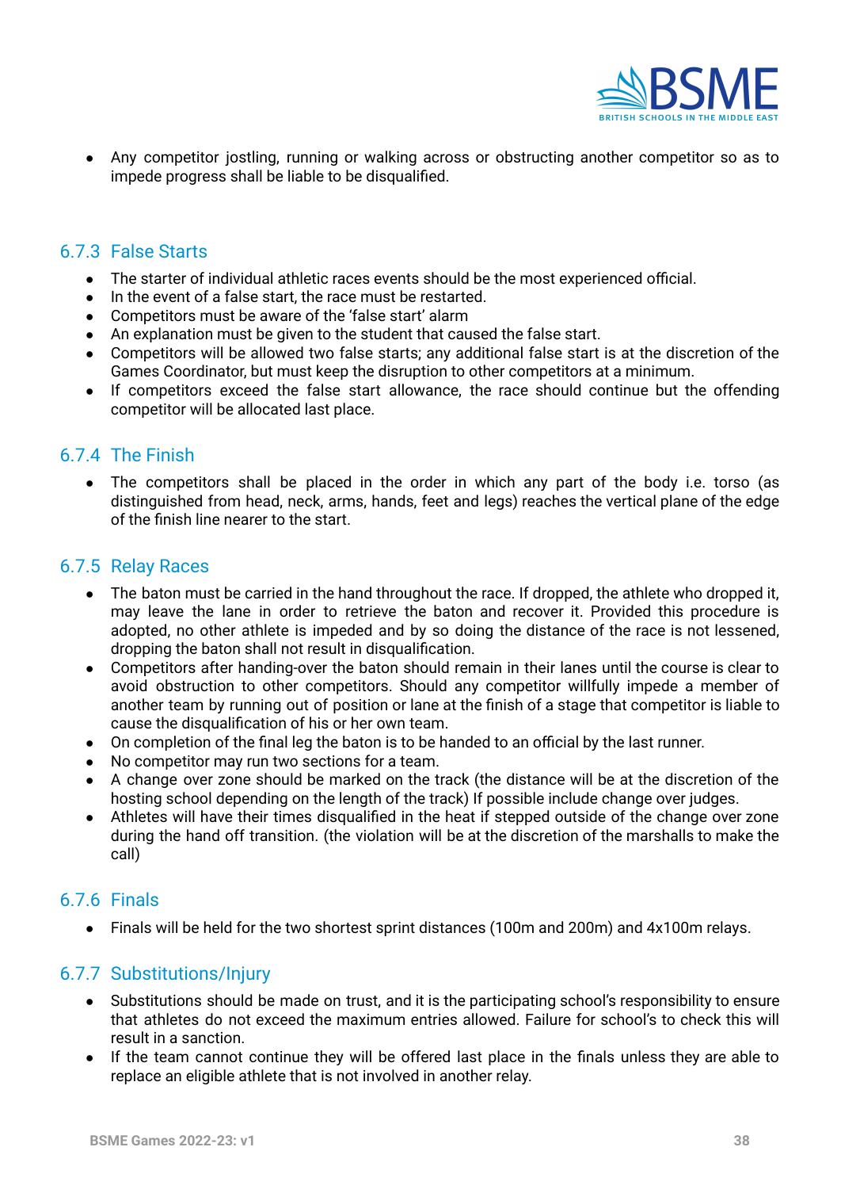- Any competitor jostling, running or walking across or obstructing another competitor so as to impede progress shall be liable to be disqualified.

### 6.7.3 False Starts

- The starter of individual athletic races events should be the most experienced official.
- In the event of a false start, the race must be restarted.
- Competitors must be aware of the 'false start' alarm
- An explanation must be given to the student that caused the false start.
- Competitors will be allowed two false starts; any additional false start is at the discretion of the Games Coordinator, but must keep the disruption to other competitors at a minimum.
- If competitors exceed the false start allowance, the race should continue but the offending competitor will be allocated last place.

### 6.7.4 The Finish

- The competitors shall be placed in the order in which any part of the body i.e. torso (as distinguished from head, neck, arms, hands, feet and legs) reaches the vertical plane of the edge of the finish line nearer to the start.

### 6.7.5 Relay Races

- The baton must be carried in the hand throughout the race. If dropped, the athlete who dropped it, may leave the lane in order to retrieve the baton and recover it. Provided this procedure is adopted, no other athlete is impeded and by so doing the distance of the race is not lessened, dropping the baton shall not result in disqualification.
- Competitors after handing-over the baton should remain in their lanes until the course is clear to avoid obstruction to other competitors. Should any competitor willfully impede a member of another team by running out of position or lane at the finish of a stage that competitor is liable to cause the disqualification of his or her own team.
- On completion of the final leg the baton is to be handed to an official by the last runner.
- No competitor may run two sections for a team.
- A change over zone should be marked on the track (the distance will be at the discretion of the hosting school depending on the length of the track) If possible include change over judges.
- Athletes will have their times disqualified in the heat if stepped outside of the change over zone during the hand off transition. (the violation will be at the discretion of the marshalls to make the call)

### 6.7.6 Finals

- Finals will be held for the two shortest sprint distances (100m and 200m) and 4x100m relays.

### 6.7.7 Substitutions/Injury

- Substitutions should be made on trust, and it is the participating school's responsibility to ensure that athletes do not exceed the maximum entries allowed. Failure for school's to check this will result in a sanction.
- If the team cannot continue they will be offered last place in the finals unless they are able to replace an eligible athlete that is not involved in another relay.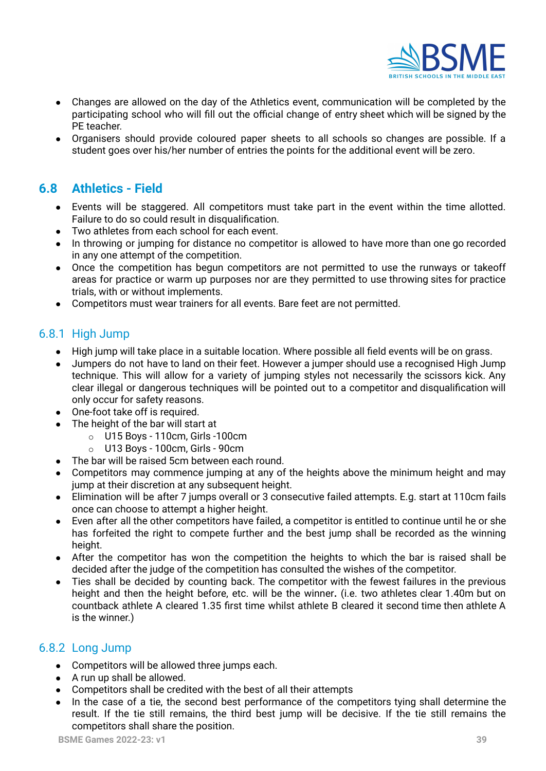- Changes are allowed on the day of the Athletics event, communication will be completed by the participating school who will fill out the official change of entry sheet which will be signed by the PE teacher.
- Organisers should provide coloured paper sheets to all schools so changes are possible. If a student goes over his/her number of entries the points for the additional event will be zero.

## 6.8 Athletics - Field

- Events will be staggered. All competitors must take part in the event within the time allotted. Failure to do so could result in disqualification.
- Two athletes from each school for each event.
- In throwing or jumping for distance no competitor is allowed to have more than one go recorded in any one attempt of the competition.
- Once the competition has begun competitors are not permitted to use the runways or takeoff areas for practice or warm up purposes nor are they permitted to use throwing sites for practice trials, with or without implements.
- Competitors must wear trainers for all events. Bare feet are not permitted.

### 6.8.1 High Jump

- High jump will take place in a suitable location. Where possible all field events will be on grass.
- Jumpers do not have to land on their feet. However a jumper should use a recognised High Jump technique. This will allow for a variety of jumping styles not necessarily the scissors kick. Any clear illegal or dangerous techniques will be pointed out to a competitor and disqualification will only occur for safety reasons.
- One-foot take off is required.
- The height of the bar will start at
  - U15 Boys - 110cm, Girls -100cm
  - U13 Boys - 100cm, Girls - 90cm
- The bar will be raised 5cm between each round.
- Competitors may commence jumping at any of the heights above the minimum height and may jump at their discretion at any subsequent height.
- Elimination will be after 7 jumps overall or 3 consecutive failed attempts. E.g. start at 110cm fails once can choose to attempt a higher height.
- Even after all the other competitors have failed, a competitor is entitled to continue until he or she has forfeited the right to compete further and the best jump shall be recorded as the winning height.
- After the competitor has won the competition the heights to which the bar is raised shall be decided after the judge of the competition has consulted the wishes of the competitor.
- Ties shall be decided by counting back. The competitor with the fewest failures in the previous height and then the height before, etc. will be the winner**.** (i.e. two athletes clear 1.40m but on countback athlete A cleared 1.35 first time whilst athlete B cleared it second time then athlete A is the winner.)

### 6.8.2 Long Jump

- Competitors will be allowed three jumps each.
- A run up shall be allowed.
- Competitors shall be credited with the best of all their attempts
- In the case of a tie, the second best performance of the competitors tying shall determine the result. If the tie still remains, the third best jump will be decisive. If the tie still remains the competitors shall share the position.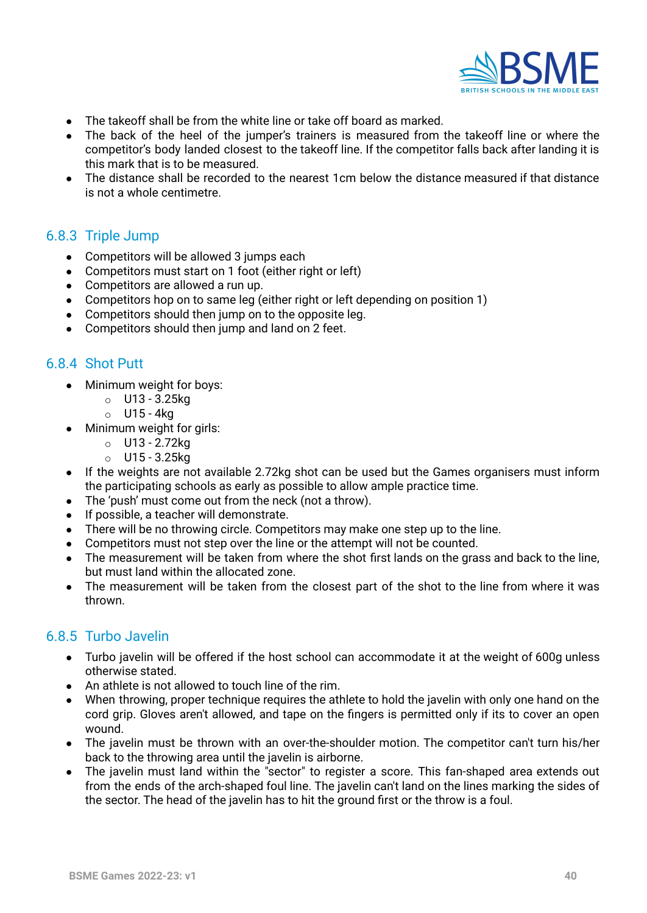- The takeoff shall be from the white line or take off board as marked.
- The back of the heel of the jumper's trainers is measured from the takeoff line or where the competitor's body landed closest to the takeoff line. If the competitor falls back after landing it is this mark that is to be measured.
- The distance shall be recorded to the nearest 1cm below the distance measured if that distance is not a whole centimetre.

### 6.8.3 Triple Jump

- Competitors will be allowed 3 jumps each
- Competitors must start on 1 foot (either right or left)
- Competitors are allowed a run up.
- Competitors hop on to same leg (either right or left depending on position 1)
- Competitors should then jump on to the opposite leg.
- Competitors should then jump and land on 2 feet.

### 6.8.4 Shot Putt

- Minimum weight for boys:
  - U13 - 3.25kg
  - U15 - 4kg
- Minimum weight for girls:
  - U13 - 2.72kg
  - U15 - 3.25kg
- If the weights are not available 2.72kg shot can be used but the Games organisers must inform the participating schools as early as possible to allow ample practice time.
- The 'push' must come out from the neck (not a throw).
- If possible, a teacher will demonstrate.
- There will be no throwing circle. Competitors may make one step up to the line.
- Competitors must not step over the line or the attempt will not be counted.
- The measurement will be taken from where the shot first lands on the grass and back to the line, but must land within the allocated zone.
- The measurement will be taken from the closest part of the shot to the line from where it was thrown.

### 6.8.5 Turbo Javelin

- Turbo javelin will be offered if the host school can accommodate it at the weight of 600g unless otherwise stated.
- An athlete is not allowed to touch line of the rim.
- When throwing, proper technique requires the athlete to hold the javelin with only one hand on the cord grip. Gloves aren't allowed, and tape on the fingers is permitted only if its to cover an open wound.
- The javelin must be thrown with an over-the-shoulder motion. The competitor can't turn his/her back to the throwing area until the javelin is airborne.
- The javelin must land within the "sector" to register a score. This fan-shaped area extends out from the ends of the arch-shaped foul line. The javelin can't land on the lines marking the sides of the sector. The head of the javelin has to hit the ground first or the throw is a foul.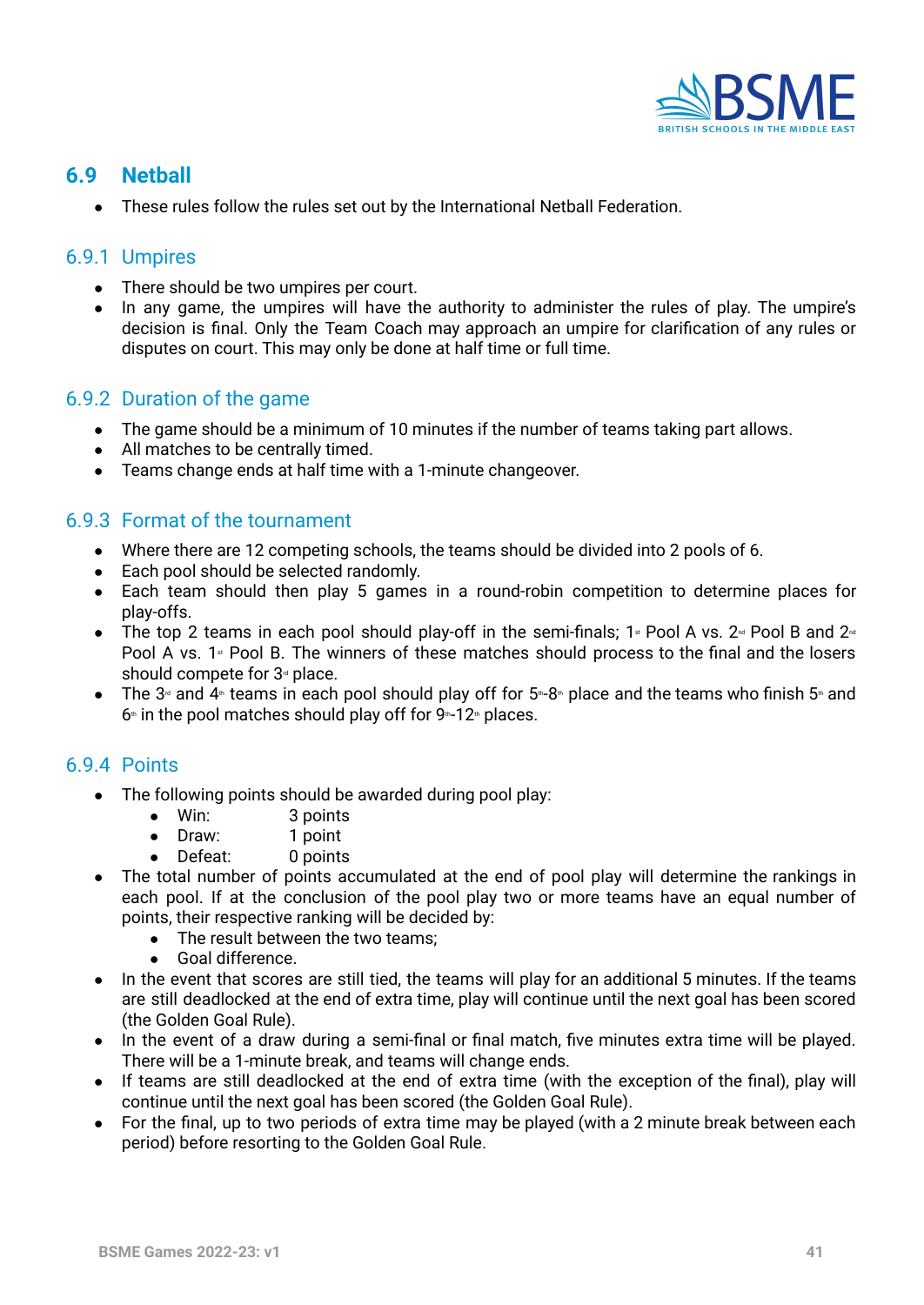## 6.9 Netball

- These rules follow the rules set out by the International Netball Federation.

### 6.9.1 Umpires

- There should be two umpires per court.
- In any game, the umpires will have the authority to administer the rules of play. The umpire's decision is final. Only the Team Coach may approach an umpire for clarification of any rules or disputes on court. This may only be done at half time or full time.

### 6.9.2 Duration of the game

- The game should be a minimum of 10 minutes if the number of teams taking part allows.
- All matches to be centrally timed.
- Teams change ends at half time with a 1-minute changeover.

### 6.9.3 Format of the tournament

- Where there are 12 competing schools, the teams should be divided into 2 pools of 6.
- Each pool should be selected randomly.
- Each team should then play 5 games in a round-robin competition to determine places for play-offs.
- The top 2 teams in each pool should play-off in the semi-finals; 1st Pool A vs. 2nd Pool B and 2nd Pool A vs. 1st Pool B. The winners of these matches should process to the final and the losers should compete for 3rd place.
- The 3rd and 4th teams in each pool should play off for 5th-8th place and the teams who finish 5th and 6th in the pool matches should play off for 9th-12th places.

### 6.9.4 Points

- The following points should be awarded during pool play:
  - Win: 3 points
  - Draw: 1 point
  - Defeat: 0 points
- The total number of points accumulated at the end of pool play will determine the rankings in each pool. If at the conclusion of the pool play two or more teams have an equal number of points, their respective ranking will be decided by:
  - The result between the two teams;
  - Goal difference.
- In the event that scores are still tied, the teams will play for an additional 5 minutes. If the teams are still deadlocked at the end of extra time, play will continue until the next goal has been scored (the Golden Goal Rule).
- In the event of a draw during a semi-final or final match, five minutes extra time will be played. There will be a 1-minute break, and teams will change ends.
- If teams are still deadlocked at the end of extra time (with the exception of the final), play will continue until the next goal has been scored (the Golden Goal Rule).
- For the final, up to two periods of extra time may be played (with a 2 minute break between each period) before resorting to the Golden Goal Rule.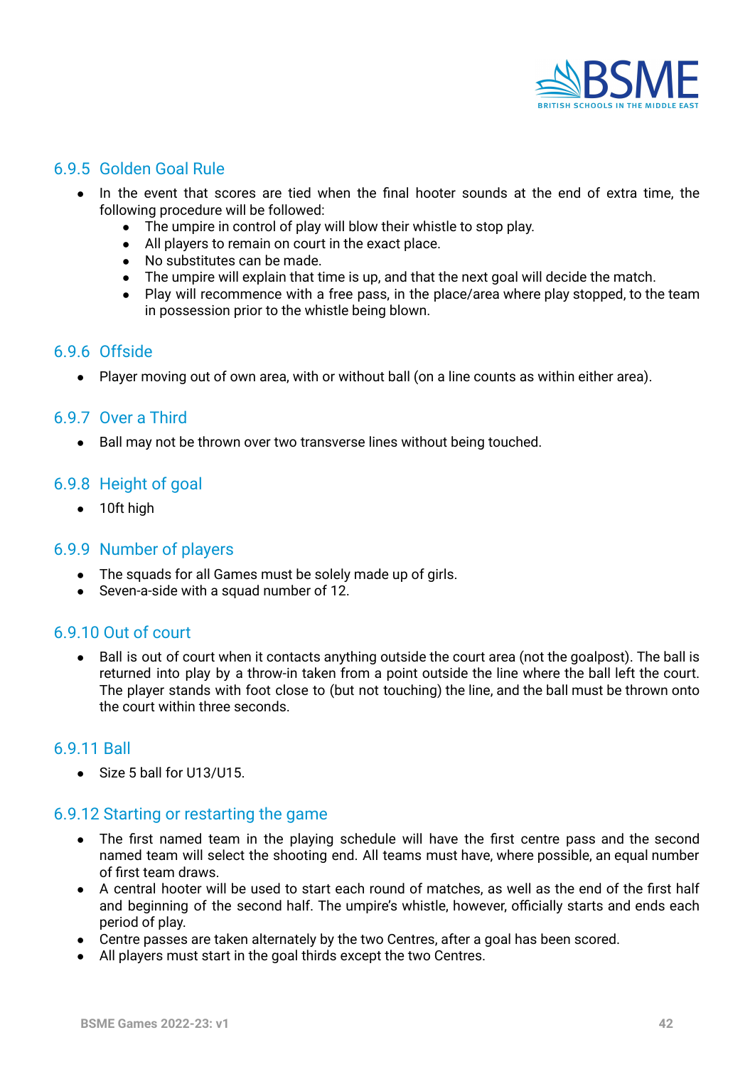### 6.9.5 Golden Goal Rule

- In the event that scores are tied when the final hooter sounds at the end of extra time, the following procedure will be followed:
    - The umpire in control of play will blow their whistle to stop play.
    - All players to remain on court in the exact place.
    - No substitutes can be made.
    - The umpire will explain that time is up, and that the next goal will decide the match.
    - Play will recommence with a free pass, in the place/area where play stopped, to the team in possession prior to the whistle being blown.

### 6.9.6 Offside

- Player moving out of own area, with or without ball (on a line counts as within either area).

### 6.9.7 Over a Third

- Ball may not be thrown over two transverse lines without being touched.

### 6.9.8 Height of goal

- 10ft high

### 6.9.9 Number of players

- The squads for all Games must be solely made up of girls.
- Seven-a-side with a squad number of 12.

### 6.9.10 Out of court

- Ball is out of court when it contacts anything outside the court area (not the goalpost). The ball is returned into play by a throw-in taken from a point outside the line where the ball left the court. The player stands with foot close to (but not touching) the line, and the ball must be thrown onto the court within three seconds.

### 6.9.11 Ball

- Size 5 ball for U13/U15.

### 6.9.12 Starting or restarting the game

- The first named team in the playing schedule will have the first centre pass and the second named team will select the shooting end. All teams must have, where possible, an equal number of first team draws.
- A central hooter will be used to start each round of matches, as well as the end of the first half and beginning of the second half. The umpire's whistle, however, officially starts and ends each period of play.
- Centre passes are taken alternately by the two Centres, after a goal has been scored.
- All players must start in the goal thirds except the two Centres.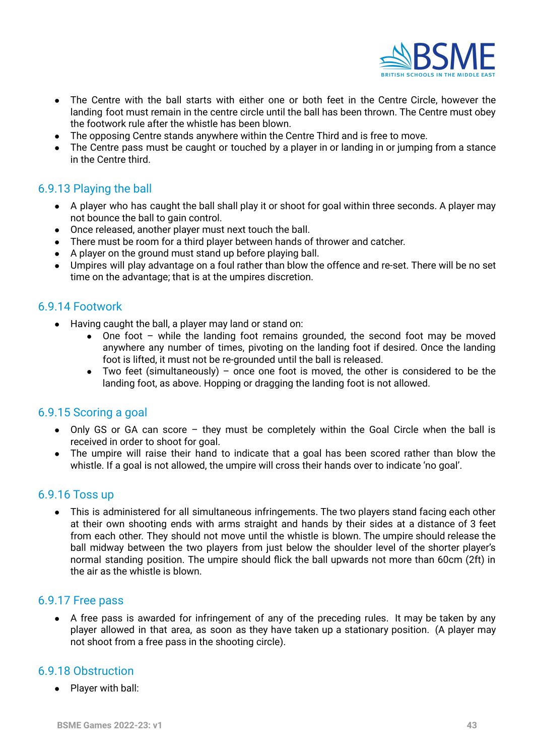- The Centre with the ball starts with either one or both feet in the Centre Circle, however the landing foot must remain in the centre circle until the ball has been thrown. The Centre must obey the footwork rule after the whistle has been blown.
- The opposing Centre stands anywhere within the Centre Third and is free to move.
- The Centre pass must be caught or touched by a player in or landing in or jumping from a stance in the Centre third.

### 6.9.13 Playing the ball

- A player who has caught the ball shall play it or shoot for goal within three seconds. A player may not bounce the ball to gain control.
- Once released, another player must next touch the ball.
- There must be room for a third player between hands of thrower and catcher.
- A player on the ground must stand up before playing ball.
- Umpires will play advantage on a foul rather than blow the offence and re-set. There will be no set time on the advantage; that is at the umpires discretion.

### 6.9.14 Footwork

- Having caught the ball, a player may land or stand on:
  - One foot – while the landing foot remains grounded, the second foot may be moved anywhere any number of times, pivoting on the landing foot if desired. Once the landing foot is lifted, it must not be re-grounded until the ball is released.
  - Two feet (simultaneously) – once one foot is moved, the other is considered to be the landing foot, as above. Hopping or dragging the landing foot is not allowed.

### 6.9.15 Scoring a goal

- Only GS or GA can score – they must be completely within the Goal Circle when the ball is received in order to shoot for goal.
- The umpire will raise their hand to indicate that a goal has been scored rather than blow the whistle. If a goal is not allowed, the umpire will cross their hands over to indicate 'no goal'.

### 6.9.16 Toss up

- This is administered for all simultaneous infringements. The two players stand facing each other at their own shooting ends with arms straight and hands by their sides at a distance of 3 feet from each other. They should not move until the whistle is blown. The umpire should release the ball midway between the two players from just below the shoulder level of the shorter player's normal standing position. The umpire should flick the ball upwards not more than 60cm (2ft) in the air as the whistle is blown.

### 6.9.17 Free pass

- A free pass is awarded for infringement of any of the preceding rules. It may be taken by any player allowed in that area, as soon as they have taken up a stationary position. (A player may not shoot from a free pass in the shooting circle).

### 6.9.18 Obstruction

- Player with ball: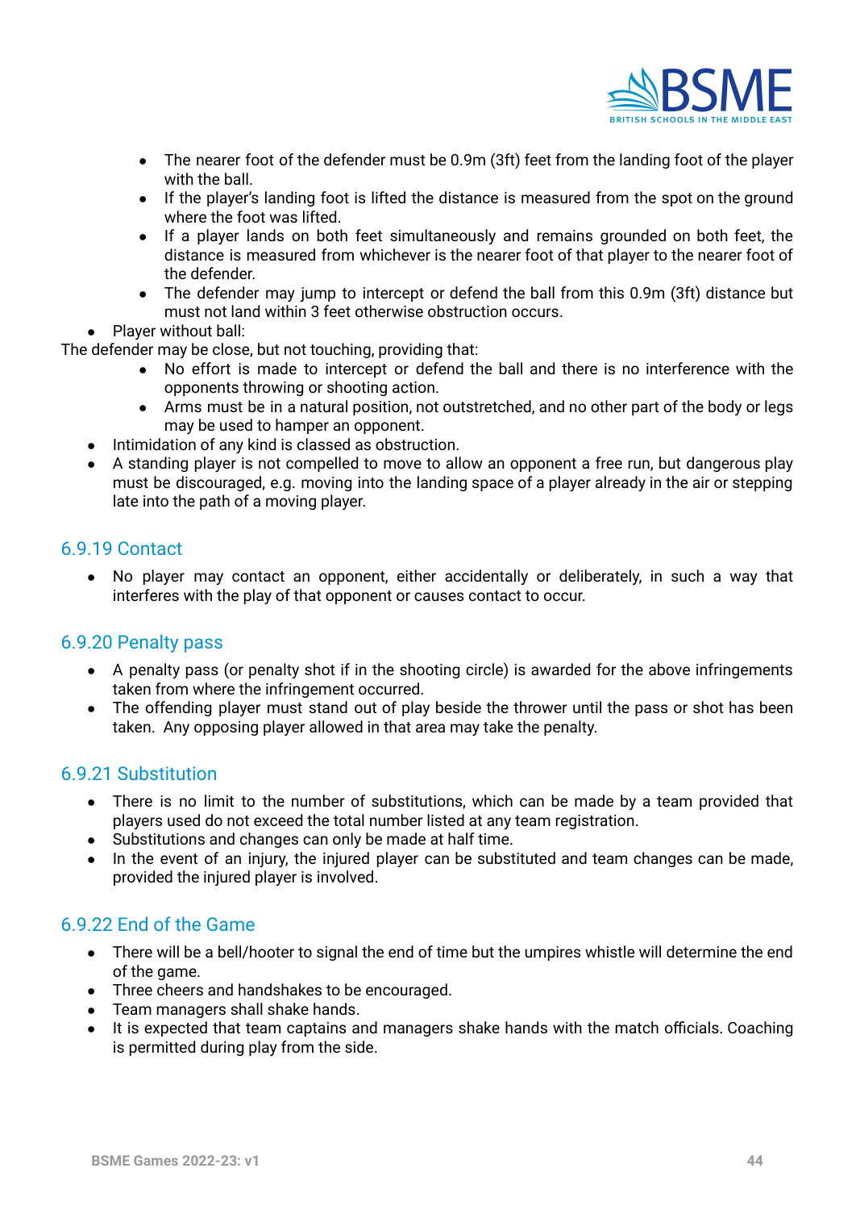- The nearer foot of the defender must be 0.9m (3ft) feet from the landing foot of the player with the ball.
  - If the player's landing foot is lifted the distance is measured from the spot on the ground where the foot was lifted.
  - If a player lands on both feet simultaneously and remains grounded on both feet, the distance is measured from whichever is the nearer foot of that player to the nearer foot of the defender.
  - The defender may jump to intercept or defend the ball from this 0.9m (3ft) distance but must not land within 3 feet otherwise obstruction occurs.
- Player without ball:

The defender may be close, but not touching, providing that:

  - No effort is made to intercept or defend the ball and there is no interference with the opponents throwing or shooting action.
  - Arms must be in a natural position, not outstretched, and no other part of the body or legs may be used to hamper an opponent.
- Intimidation of any kind is classed as obstruction.
- A standing player is not compelled to move to allow an opponent a free run, but dangerous play must be discouraged, e.g. moving into the landing space of a player already in the air or stepping late into the path of a moving player.

### 6.9.19 Contact

- No player may contact an opponent, either accidentally or deliberately, in such a way that interferes with the play of that opponent or causes contact to occur.

### 6.9.20 Penalty pass

- A penalty pass (or penalty shot if in the shooting circle) is awarded for the above infringements taken from where the infringement occurred.
- The offending player must stand out of play beside the thrower until the pass or shot has been taken. Any opposing player allowed in that area may take the penalty.

### 6.9.21 Substitution

- There is no limit to the number of substitutions, which can be made by a team provided that players used do not exceed the total number listed at any team registration.
- Substitutions and changes can only be made at half time.
- In the event of an injury, the injured player can be substituted and team changes can be made, provided the injured player is involved.

### 6.9.22 End of the Game

- There will be a bell/hooter to signal the end of time but the umpires whistle will determine the end of the game.
- Three cheers and handshakes to be encouraged.
- Team managers shall shake hands.
- It is expected that team captains and managers shake hands with the match officials. Coaching is permitted during play from the side.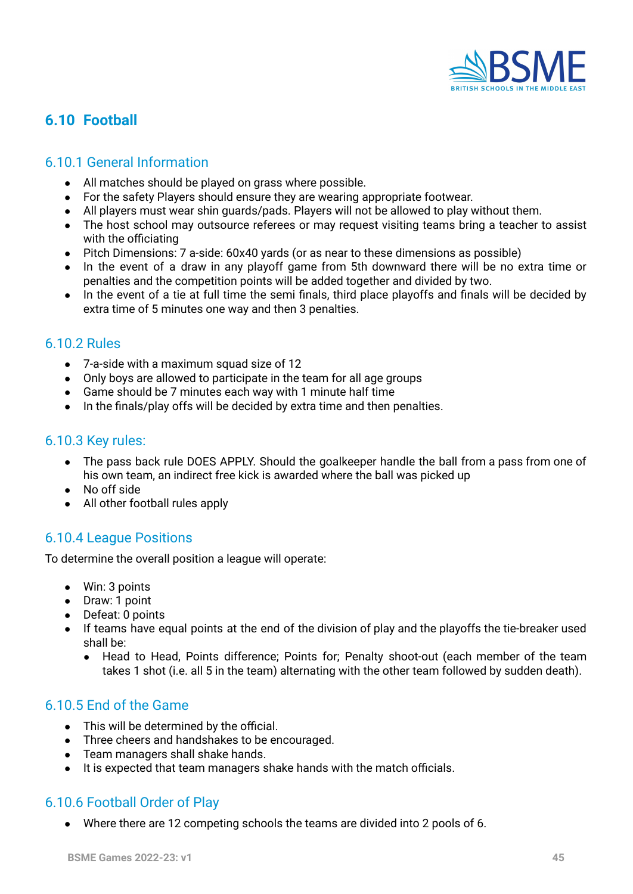## 6.10 Football

### 6.10.1 General Information

- All matches should be played on grass where possible.
- For the safety Players should ensure they are wearing appropriate footwear.
- All players must wear shin guards/pads. Players will not be allowed to play without them.
- The host school may outsource referees or may request visiting teams bring a teacher to assist with the officiating
- Pitch Dimensions: 7 a-side: 60x40 yards (or as near to these dimensions as possible)
- In the event of a draw in any playoff game from 5th downward there will be no extra time or penalties and the competition points will be added together and divided by two.
- In the event of a tie at full time the semi finals, third place playoffs and finals will be decided by extra time of 5 minutes one way and then 3 penalties.

### 6.10.2 Rules

- 7-a-side with a maximum squad size of 12
- Only boys are allowed to participate in the team for all age groups
- Game should be 7 minutes each way with 1 minute half time
- In the finals/play offs will be decided by extra time and then penalties.

### 6.10.3 Key rules:

- The pass back rule DOES APPLY. Should the goalkeeper handle the ball from a pass from one of his own team, an indirect free kick is awarded where the ball was picked up
- No off side
- All other football rules apply

### 6.10.4 League Positions

To determine the overall position a league will operate:

- Win: 3 points
- Draw: 1 point
- Defeat: 0 points
- If teams have equal points at the end of the division of play and the playoffs the tie-breaker used shall be:
  - Head to Head, Points difference; Points for; Penalty shoot-out (each member of the team takes 1 shot (i.e. all 5 in the team) alternating with the other team followed by sudden death).

### 6.10.5 End of the Game

- This will be determined by the official.
- Three cheers and handshakes to be encouraged.
- Team managers shall shake hands.
- It is expected that team managers shake hands with the match officials.

### 6.10.6 Football Order of Play

- Where there are 12 competing schools the teams are divided into 2 pools of 6.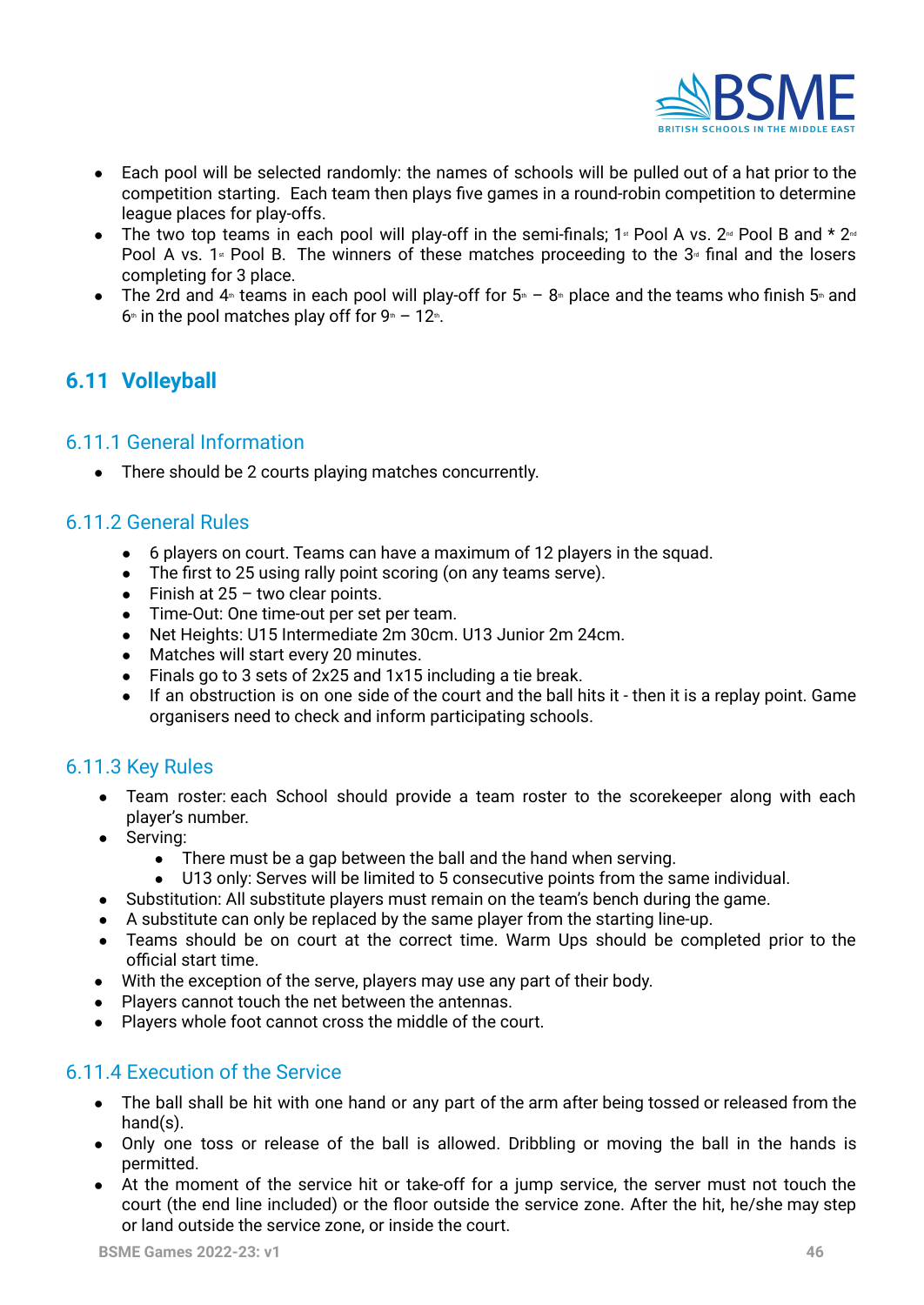- Each pool will be selected randomly: the names of schools will be pulled out of a hat prior to the competition starting. Each team then plays five games in a round-robin competition to determine league places for play-offs.
- The two top teams in each pool will play-off in the semi-finals; 1st Pool A vs. 2nd Pool B and * 2nd Pool A vs. 1st Pool B. The winners of these matches proceeding to the 3rd final and the losers completing for 3 place.
- The 2rd and 4th teams in each pool will play-off for 5th – 8th place and the teams who finish 5th and 6th in the pool matches play off for 9th – 12th.

## 6.11 Volleyball

### 6.11.1 General Information

- There should be 2 courts playing matches concurrently.

### 6.11.2 General Rules

- 6 players on court. Teams can have a maximum of 12 players in the squad.
- The first to 25 using rally point scoring (on any teams serve).
- Finish at 25 – two clear points.
- Time-Out: One time-out per set per team.
- Net Heights: U15 Intermediate 2m 30cm. U13 Junior 2m 24cm.
- Matches will start every 20 minutes.
- Finals go to 3 sets of 2x25 and 1x15 including a tie break.
- If an obstruction is on one side of the court and the ball hits it - then it is a replay point. Game organisers need to check and inform participating schools.

### 6.11.3 Key Rules

- Team roster: each School should provide a team roster to the scorekeeper along with each player's number.
- Serving:
  - There must be a gap between the ball and the hand when serving.
  - U13 only: Serves will be limited to 5 consecutive points from the same individual.
- Substitution: All substitute players must remain on the team's bench during the game.
- A substitute can only be replaced by the same player from the starting line-up.
- Teams should be on court at the correct time. Warm Ups should be completed prior to the official start time.
- With the exception of the serve, players may use any part of their body.
- Players cannot touch the net between the antennas.
- Players whole foot cannot cross the middle of the court.

### 6.11.4 Execution of the Service

- The ball shall be hit with one hand or any part of the arm after being tossed or released from the hand(s).
- Only one toss or release of the ball is allowed. Dribbling or moving the ball in the hands is permitted.
- At the moment of the service hit or take-off for a jump service, the server must not touch the court (the end line included) or the floor outside the service zone. After the hit, he/she may step or land outside the service zone, or inside the court.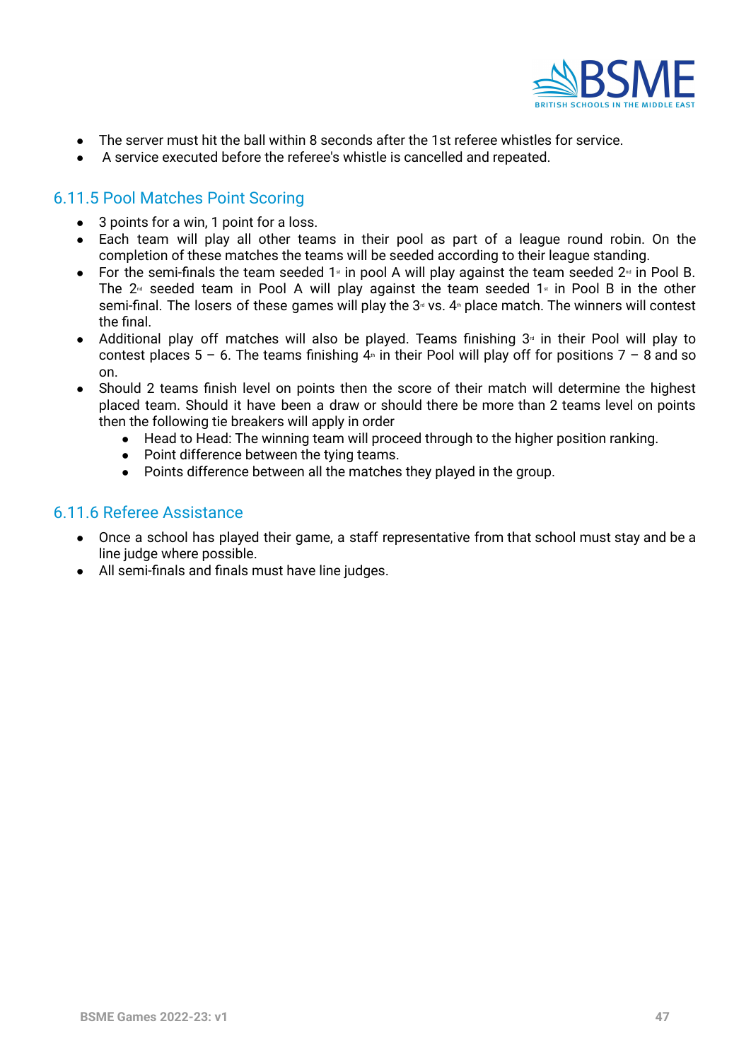- The server must hit the ball within 8 seconds after the 1st referee whistles for service.
- A service executed before the referee's whistle is cancelled and repeated.

### 6.11.5 Pool Matches Point Scoring

- 3 points for a win, 1 point for a loss.
- Each team will play all other teams in their pool as part of a league round robin. On the completion of these matches the teams will be seeded according to their league standing.
- For the semi-finals the team seeded 1st in pool A will play against the team seeded 2nd in Pool B. The 2nd seeded team in Pool A will play against the team seeded 1st in Pool B in the other semi-final. The losers of these games will play the 3rd vs. 4th place match. The winners will contest the final.
- Additional play off matches will also be played. Teams finishing 3rd in their Pool will play to contest places 5 – 6. The teams finishing 4th in their Pool will play off for positions 7 – 8 and so on.
- Should 2 teams finish level on points then the score of their match will determine the highest placed team. Should it have been a draw or should there be more than 2 teams level on points then the following tie breakers will apply in order
  - Head to Head: The winning team will proceed through to the higher position ranking.
  - Point difference between the tying teams.
  - Points difference between all the matches they played in the group.

### 6.11.6 Referee Assistance

- Once a school has played their game, a staff representative from that school must stay and be a line judge where possible.
- All semi-finals and finals must have line judges.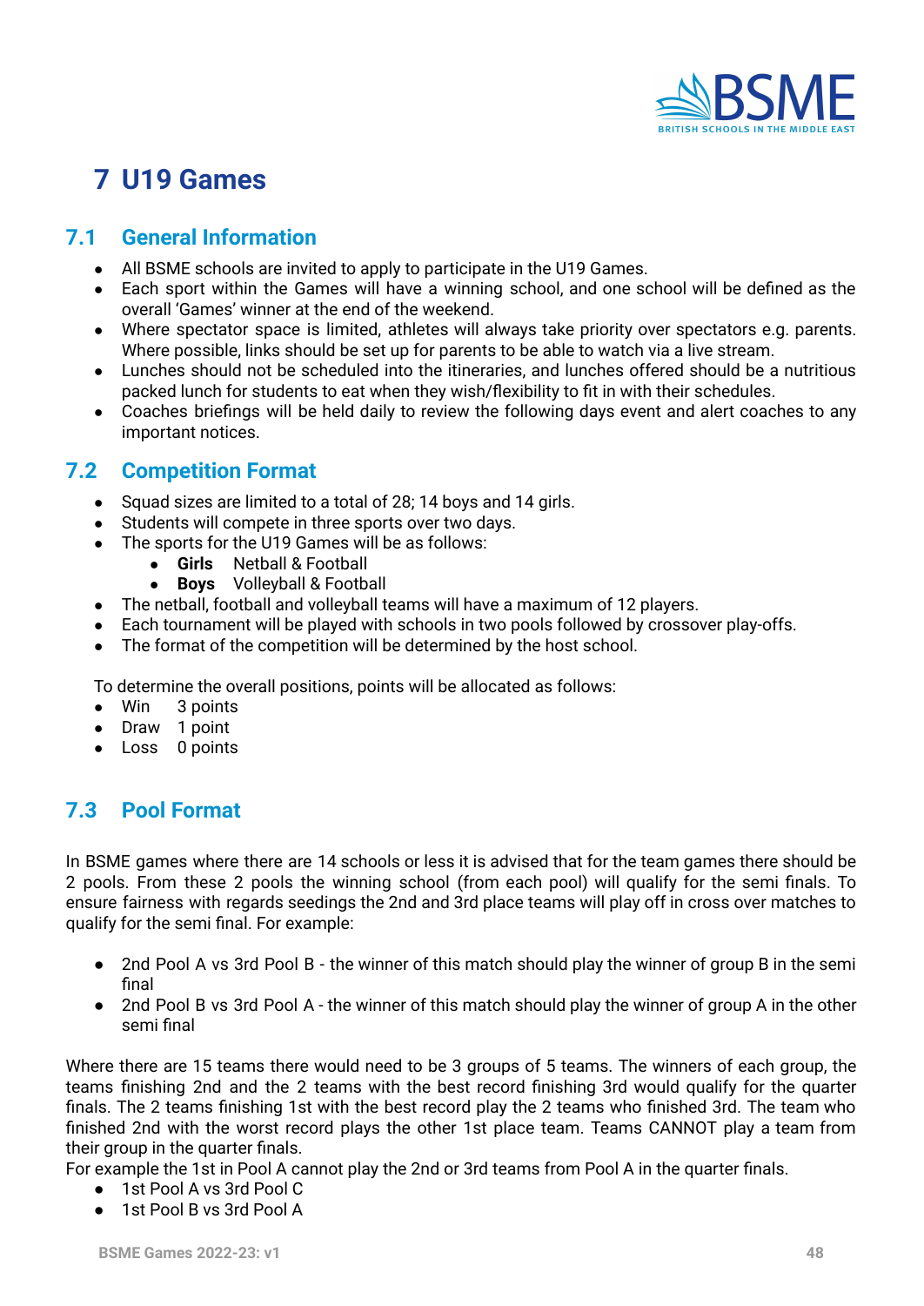# 7 U19 Games

## 7.1 General Information

- All BSME schools are invited to apply to participate in the U19 Games.
- Each sport within the Games will have a winning school, and one school will be defined as the overall 'Games' winner at the end of the weekend.
- Where spectator space is limited, athletes will always take priority over spectators e.g. parents. Where possible, links should be set up for parents to be able to watch via a live stream.
- Lunches should not be scheduled into the itineraries, and lunches offered should be a nutritious packed lunch for students to eat when they wish/flexibility to fit in with their schedules.
- Coaches briefings will be held daily to review the following days event and alert coaches to any important notices.

## 7.2 Competition Format

- Squad sizes are limited to a total of 28; 14 boys and 14 girls.
- Students will compete in three sports over two days.
- The sports for the U19 Games will be as follows:
  - **Girls** Netball & Football
  - **Boys** Volleyball & Football
- The netball, football and volleyball teams will have a maximum of 12 players.
- Each tournament will be played with schools in two pools followed by crossover play-offs.
- The format of the competition will be determined by the host school.

To determine the overall positions, points will be allocated as follows:

- Win 3 points
- Draw 1 point
- Loss 0 points

## 7.3 Pool Format

In BSME games where there are 14 schools or less it is advised that for the team games there should be 2 pools. From these 2 pools the winning school (from each pool) will qualify for the semi finals. To ensure fairness with regards seedings the 2nd and 3rd place teams will play off in cross over matches to qualify for the semi final. For example:

- 2nd Pool A vs 3rd Pool B - the winner of this match should play the winner of group B in the semi final
- 2nd Pool B vs 3rd Pool A - the winner of this match should play the winner of group A in the other semi final

Where there are 15 teams there would need to be 3 groups of 5 teams. The winners of each group, the teams finishing 2nd and the 2 teams with the best record finishing 3rd would qualify for the quarter finals. The 2 teams finishing 1st with the best record play the 2 teams who finished 3rd. The team who finished 2nd with the worst record plays the other 1st place team. Teams CANNOT play a team from their group in the quarter finals.
For example the 1st in Pool A cannot play the 2nd or 3rd teams from Pool A in the quarter finals.

- 1st Pool A vs 3rd Pool C
- 1st Pool B vs 3rd Pool A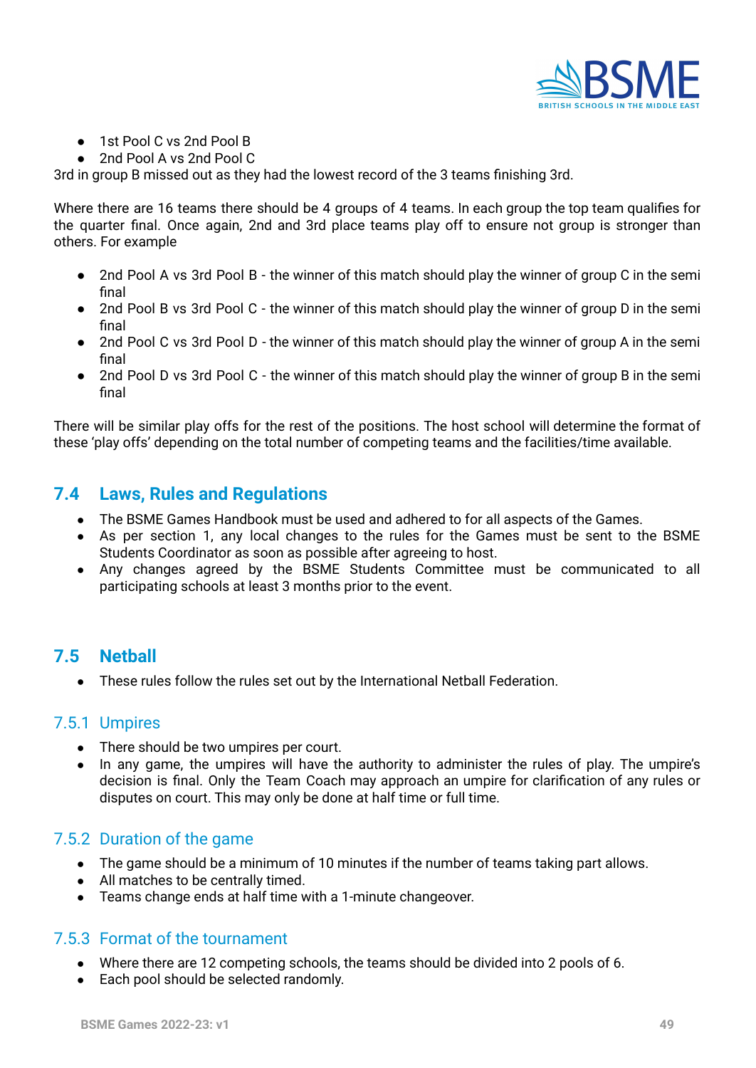- 1st Pool C vs 2nd Pool B
- 2nd Pool A vs 2nd Pool C

3rd in group B missed out as they had the lowest record of the 3 teams finishing 3rd.

Where there are 16 teams there should be 4 groups of 4 teams. In each group the top team qualifies for the quarter final. Once again, 2nd and 3rd place teams play off to ensure not group is stronger than others. For example

- 2nd Pool A vs 3rd Pool B - the winner of this match should play the winner of group C in the semi final
- 2nd Pool B vs 3rd Pool C - the winner of this match should play the winner of group D in the semi final
- 2nd Pool C vs 3rd Pool D - the winner of this match should play the winner of group A in the semi final
- 2nd Pool D vs 3rd Pool C - the winner of this match should play the winner of group B in the semi final

There will be similar play offs for the rest of the positions. The host school will determine the format of these 'play offs' depending on the total number of competing teams and the facilities/time available.

## 7.4 Laws, Rules and Regulations

- The BSME Games Handbook must be used and adhered to for all aspects of the Games.
- As per section 1, any local changes to the rules for the Games must be sent to the BSME Students Coordinator as soon as possible after agreeing to host.
- Any changes agreed by the BSME Students Committee must be communicated to all participating schools at least 3 months prior to the event.

## 7.5 Netball

- These rules follow the rules set out by the International Netball Federation.

### 7.5.1 Umpires

- There should be two umpires per court.
- In any game, the umpires will have the authority to administer the rules of play. The umpire's decision is final. Only the Team Coach may approach an umpire for clarification of any rules or disputes on court. This may only be done at half time or full time.

### 7.5.2 Duration of the game

- The game should be a minimum of 10 minutes if the number of teams taking part allows.
- All matches to be centrally timed.
- Teams change ends at half time with a 1-minute changeover.

### 7.5.3 Format of the tournament

- Where there are 12 competing schools, the teams should be divided into 2 pools of 6.
- Each pool should be selected randomly.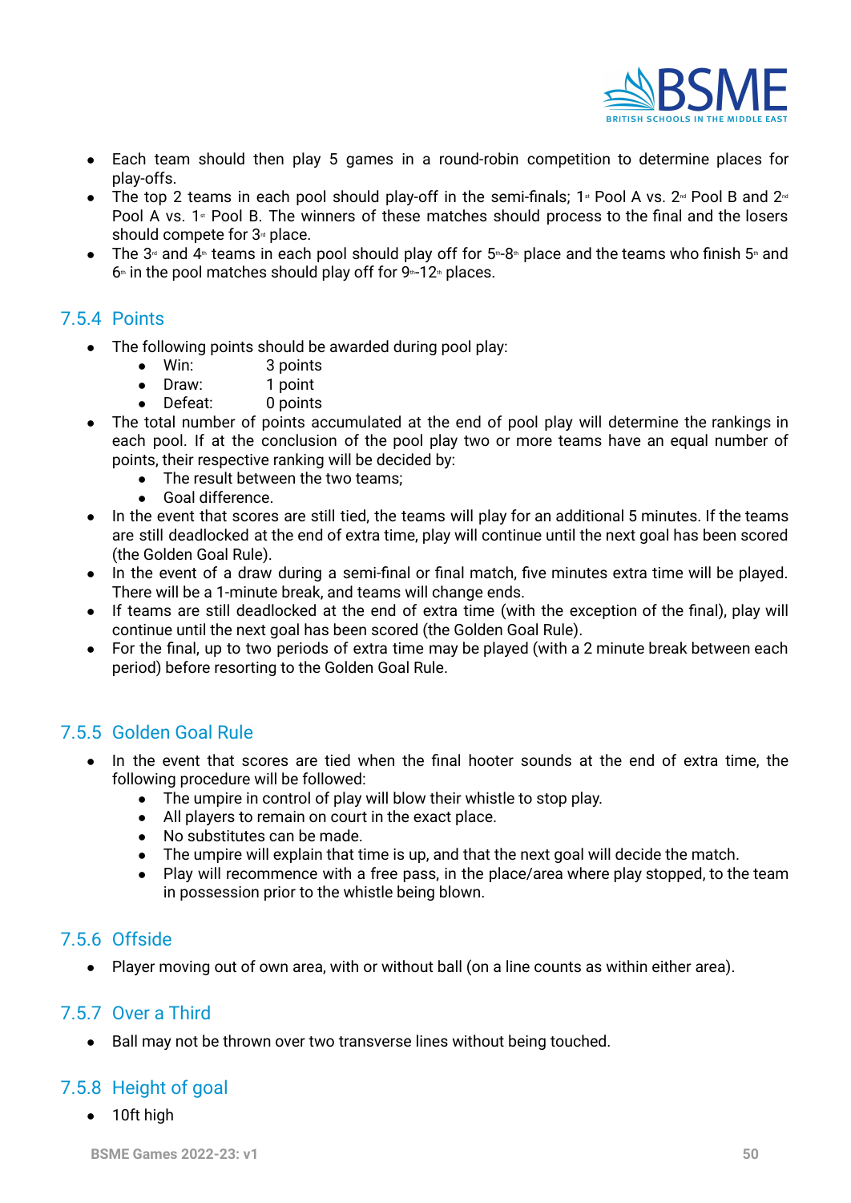- Each team should then play 5 games in a round-robin competition to determine places for play-offs.
- The top 2 teams in each pool should play-off in the semi-finals; 1st Pool A vs. 2nd Pool B and 2nd Pool A vs. 1st Pool B. The winners of these matches should process to the final and the losers should compete for 3rd place.
- The 3rd and 4th teams in each pool should play off for 5th-8th place and the teams who finish 5th and 6th in the pool matches should play off for 9th-12th places.

### 7.5.4 Points

- The following points should be awarded during pool play:
  - Win: 3 points
  - Draw: 1 point
  - Defeat: 0 points
- The total number of points accumulated at the end of pool play will determine the rankings in each pool. If at the conclusion of the pool play two or more teams have an equal number of points, their respective ranking will be decided by:
  - The result between the two teams;
  - Goal difference.
- In the event that scores are still tied, the teams will play for an additional 5 minutes. If the teams are still deadlocked at the end of extra time, play will continue until the next goal has been scored (the Golden Goal Rule).
- In the event of a draw during a semi-final or final match, five minutes extra time will be played. There will be a 1-minute break, and teams will change ends.
- If teams are still deadlocked at the end of extra time (with the exception of the final), play will continue until the next goal has been scored (the Golden Goal Rule).
- For the final, up to two periods of extra time may be played (with a 2 minute break between each period) before resorting to the Golden Goal Rule.

### 7.5.5 Golden Goal Rule

- In the event that scores are tied when the final hooter sounds at the end of extra time, the following procedure will be followed:
  - The umpire in control of play will blow their whistle to stop play.
  - All players to remain on court in the exact place.
  - No substitutes can be made.
  - The umpire will explain that time is up, and that the next goal will decide the match.
  - Play will recommence with a free pass, in the place/area where play stopped, to the team in possession prior to the whistle being blown.

### 7.5.6 Offside

- Player moving out of own area, with or without ball (on a line counts as within either area).

### 7.5.7 Over a Third

- Ball may not be thrown over two transverse lines without being touched.

### 7.5.8 Height of goal

- 10ft high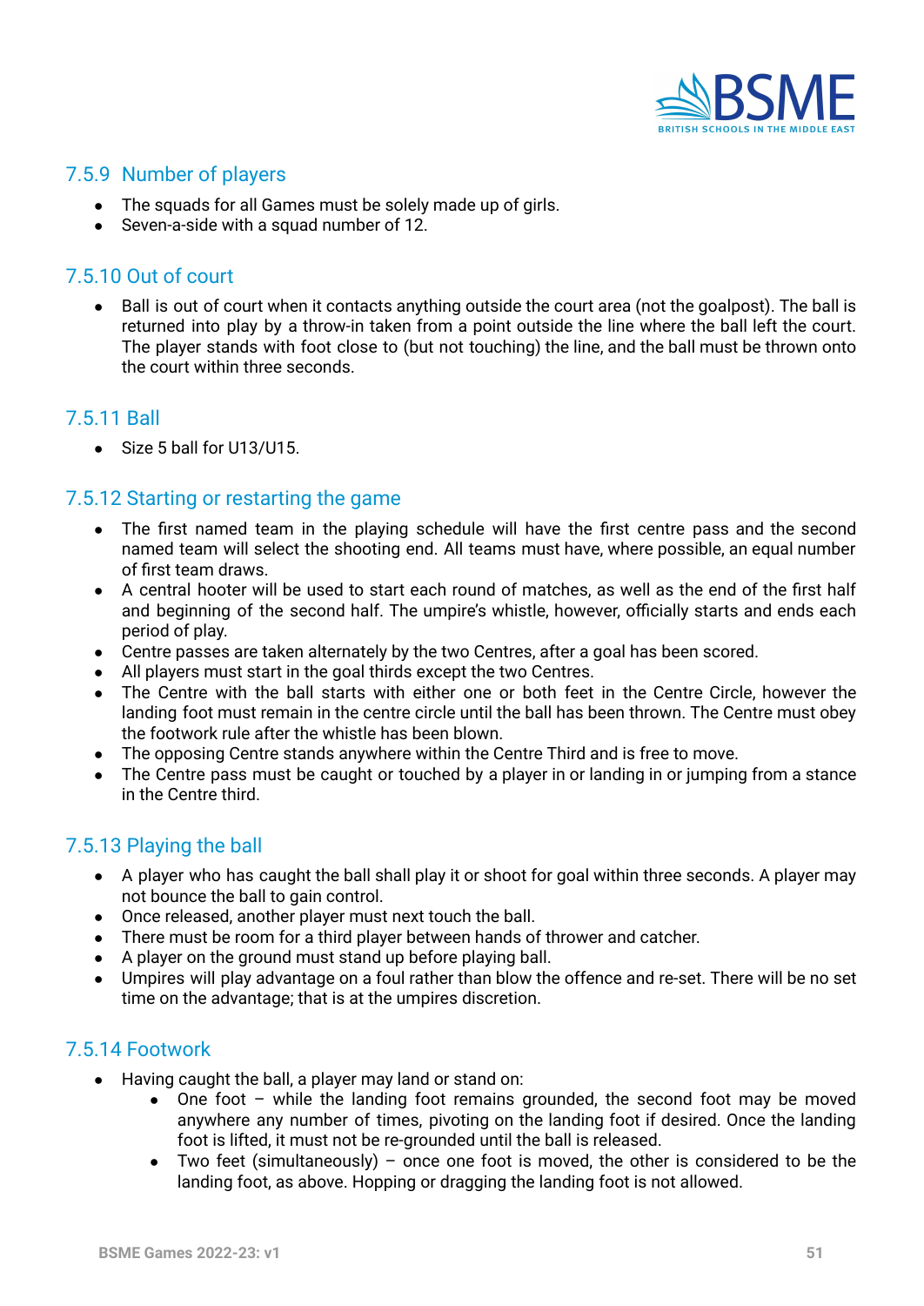### 7.5.9 Number of players

- The squads for all Games must be solely made up of girls.
- Seven-a-side with a squad number of 12.

### 7.5.10 Out of court

- Ball is out of court when it contacts anything outside the court area (not the goalpost). The ball is returned into play by a throw-in taken from a point outside the line where the ball left the court. The player stands with foot close to (but not touching) the line, and the ball must be thrown onto the court within three seconds.

### 7.5.11 Ball

- Size 5 ball for U13/U15.

### 7.5.12 Starting or restarting the game

- The first named team in the playing schedule will have the first centre pass and the second named team will select the shooting end. All teams must have, where possible, an equal number of first team draws.
- A central hooter will be used to start each round of matches, as well as the end of the first half and beginning of the second half. The umpire's whistle, however, officially starts and ends each period of play.
- Centre passes are taken alternately by the two Centres, after a goal has been scored.
- All players must start in the goal thirds except the two Centres.
- The Centre with the ball starts with either one or both feet in the Centre Circle, however the landing foot must remain in the centre circle until the ball has been thrown. The Centre must obey the footwork rule after the whistle has been blown.
- The opposing Centre stands anywhere within the Centre Third and is free to move.
- The Centre pass must be caught or touched by a player in or landing in or jumping from a stance in the Centre third.

### 7.5.13 Playing the ball

- A player who has caught the ball shall play it or shoot for goal within three seconds. A player may not bounce the ball to gain control.
- Once released, another player must next touch the ball.
- There must be room for a third player between hands of thrower and catcher.
- A player on the ground must stand up before playing ball.
- Umpires will play advantage on a foul rather than blow the offence and re-set. There will be no set time on the advantage; that is at the umpires discretion.

### 7.5.14 Footwork

- Having caught the ball, a player may land or stand on:
  - One foot – while the landing foot remains grounded, the second foot may be moved anywhere any number of times, pivoting on the landing foot if desired. Once the landing foot is lifted, it must not be re-grounded until the ball is released.
  - Two feet (simultaneously) – once one foot is moved, the other is considered to be the landing foot, as above. Hopping or dragging the landing foot is not allowed.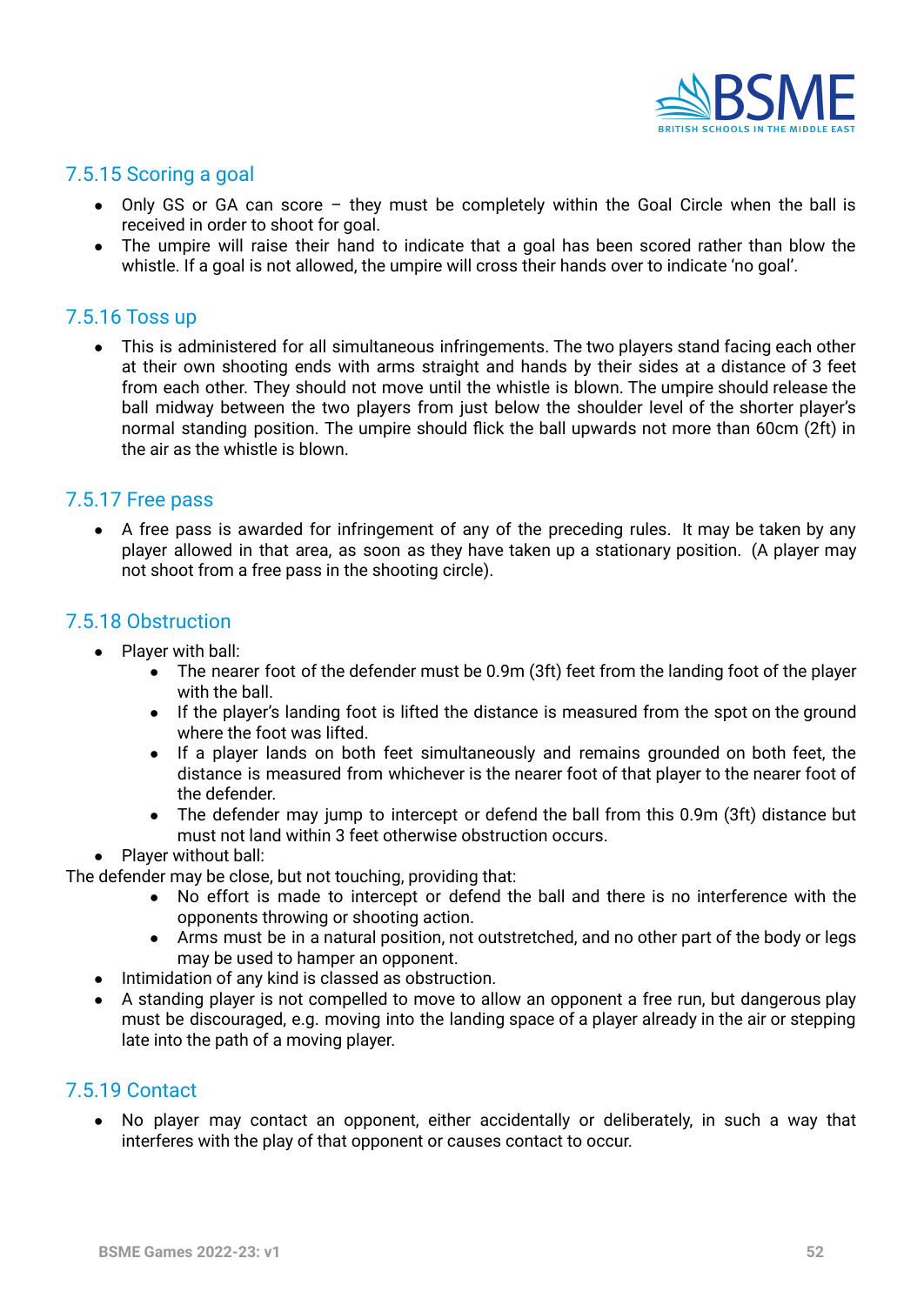### 7.5.15 Scoring a goal

- Only GS or GA can score – they must be completely within the Goal Circle when the ball is received in order to shoot for goal.
- The umpire will raise their hand to indicate that a goal has been scored rather than blow the whistle. If a goal is not allowed, the umpire will cross their hands over to indicate 'no goal'.

### 7.5.16 Toss up

- This is administered for all simultaneous infringements. The two players stand facing each other at their own shooting ends with arms straight and hands by their sides at a distance of 3 feet from each other. They should not move until the whistle is blown. The umpire should release the ball midway between the two players from just below the shoulder level of the shorter player's normal standing position. The umpire should flick the ball upwards not more than 60cm (2ft) in the air as the whistle is blown.

### 7.5.17 Free pass

- A free pass is awarded for infringement of any of the preceding rules. It may be taken by any player allowed in that area, as soon as they have taken up a stationary position. (A player may not shoot from a free pass in the shooting circle).

### 7.5.18 Obstruction

- Player with ball:
  - The nearer foot of the defender must be 0.9m (3ft) feet from the landing foot of the player with the ball.
  - If the player's landing foot is lifted the distance is measured from the spot on the ground where the foot was lifted.
  - If a player lands on both feet simultaneously and remains grounded on both feet, the distance is measured from whichever is the nearer foot of that player to the nearer foot of the defender.
  - The defender may jump to intercept or defend the ball from this 0.9m (3ft) distance but must not land within 3 feet otherwise obstruction occurs.
- Player without ball:

The defender may be close, but not touching, providing that:

  - No effort is made to intercept or defend the ball and there is no interference with the opponents throwing or shooting action.
  - Arms must be in a natural position, not outstretched, and no other part of the body or legs may be used to hamper an opponent.
- Intimidation of any kind is classed as obstruction.
- A standing player is not compelled to move to allow an opponent a free run, but dangerous play must be discouraged, e.g. moving into the landing space of a player already in the air or stepping late into the path of a moving player.

### 7.5.19 Contact

- No player may contact an opponent, either accidentally or deliberately, in such a way that interferes with the play of that opponent or causes contact to occur.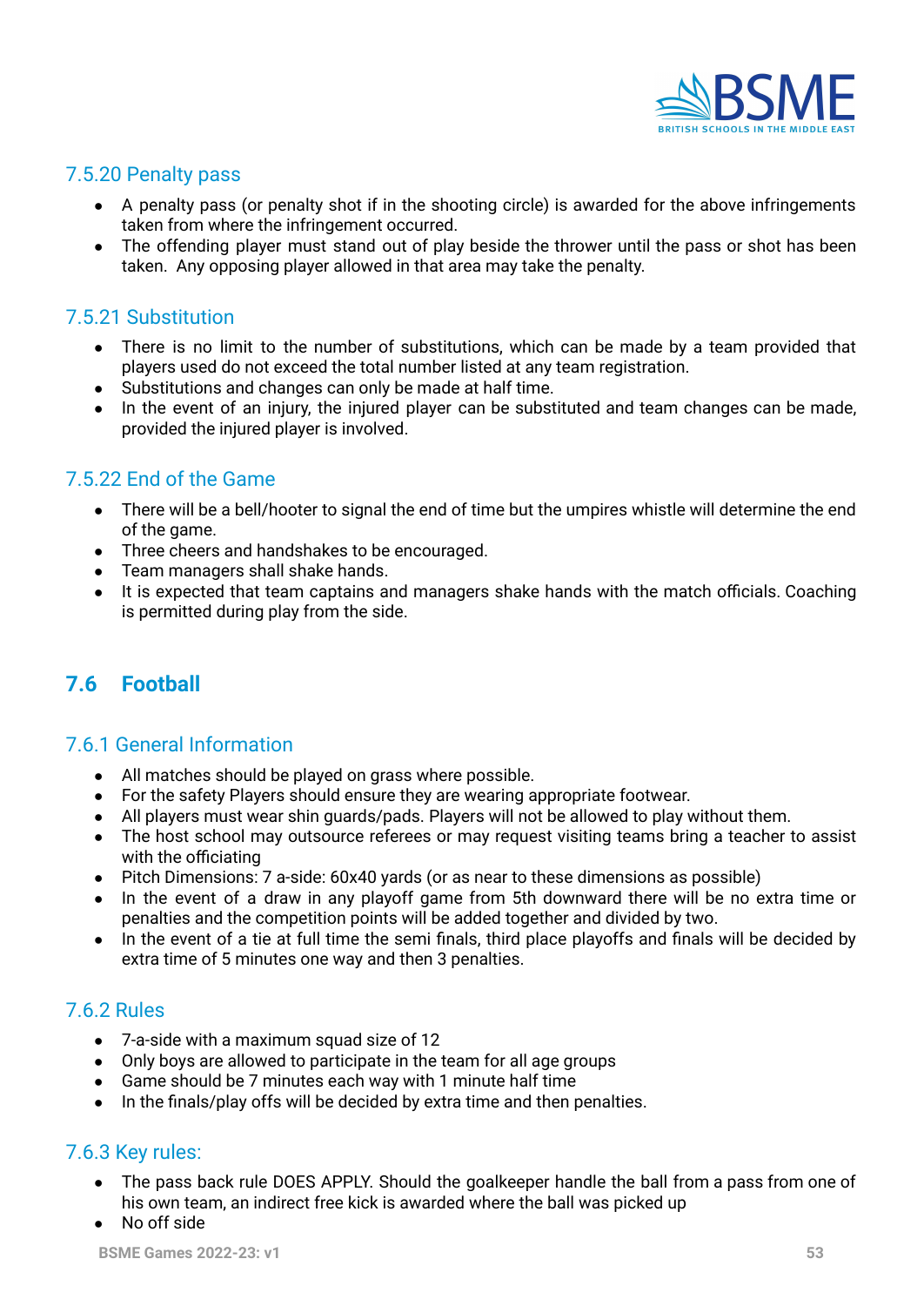### 7.5.20 Penalty pass

- A penalty pass (or penalty shot if in the shooting circle) is awarded for the above infringements taken from where the infringement occurred.
- The offending player must stand out of play beside the thrower until the pass or shot has been taken. Any opposing player allowed in that area may take the penalty.

### 7.5.21 Substitution

- There is no limit to the number of substitutions, which can be made by a team provided that players used do not exceed the total number listed at any team registration.
- Substitutions and changes can only be made at half time.
- In the event of an injury, the injured player can be substituted and team changes can be made, provided the injured player is involved.

### 7.5.22 End of the Game

- There will be a bell/hooter to signal the end of time but the umpires whistle will determine the end of the game.
- Three cheers and handshakes to be encouraged.
- Team managers shall shake hands.
- It is expected that team captains and managers shake hands with the match officials. Coaching is permitted during play from the side.

## 7.6 Football

### 7.6.1 General Information

- All matches should be played on grass where possible.
- For the safety Players should ensure they are wearing appropriate footwear.
- All players must wear shin guards/pads. Players will not be allowed to play without them.
- The host school may outsource referees or may request visiting teams bring a teacher to assist with the officiating
- Pitch Dimensions: 7 a-side: 60x40 yards (or as near to these dimensions as possible)
- In the event of a draw in any playoff game from 5th downward there will be no extra time or penalties and the competition points will be added together and divided by two.
- In the event of a tie at full time the semi finals, third place playoffs and finals will be decided by extra time of 5 minutes one way and then 3 penalties.

### 7.6.2 Rules

- 7-a-side with a maximum squad size of 12
- Only boys are allowed to participate in the team for all age groups
- Game should be 7 minutes each way with 1 minute half time
- In the finals/play offs will be decided by extra time and then penalties.

### 7.6.3 Key rules:

- The pass back rule DOES APPLY. Should the goalkeeper handle the ball from a pass from one of his own team, an indirect free kick is awarded where the ball was picked up
- No off side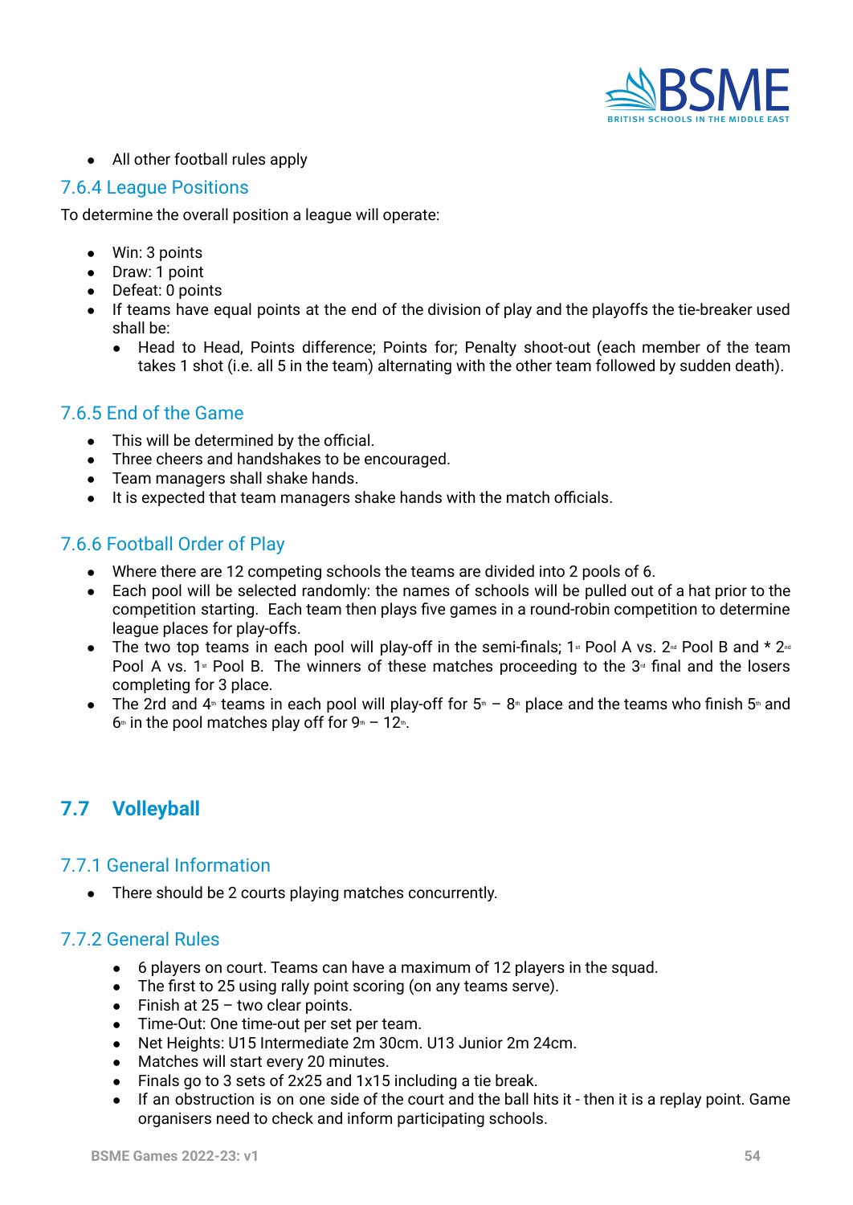- All other football rules apply

### 7.6.4 League Positions

To determine the overall position a league will operate:

- Win: 3 points
- Draw: 1 point
- Defeat: 0 points
- If teams have equal points at the end of the division of play and the playoffs the tie-breaker used shall be:
    - Head to Head, Points difference; Points for; Penalty shoot-out (each member of the team takes 1 shot (i.e. all 5 in the team) alternating with the other team followed by sudden death).

### 7.6.5 End of the Game

- This will be determined by the official.
- Three cheers and handshakes to be encouraged.
- Team managers shall shake hands.
- It is expected that team managers shake hands with the match officials.

### 7.6.6 Football Order of Play

- Where there are 12 competing schools the teams are divided into 2 pools of 6.
- Each pool will be selected randomly: the names of schools will be pulled out of a hat prior to the competition starting. Each team then plays five games in a round-robin competition to determine league places for play-offs.
- The two top teams in each pool will play-off in the semi-finals; 1st Pool A vs. 2nd Pool B and * 2nd Pool A vs. 1st Pool B. The winners of these matches proceeding to the 3rd final and the losers completing for 3 place.
- The 2rd and 4th teams in each pool will play-off for 5th – 8th place and the teams who finish 5th and 6th in the pool matches play off for 9th – 12th.

## 7.7 Volleyball

### 7.7.1 General Information

- There should be 2 courts playing matches concurrently.

### 7.7.2 General Rules

- 6 players on court. Teams can have a maximum of 12 players in the squad.
- The first to 25 using rally point scoring (on any teams serve).
- Finish at 25 – two clear points.
- Time-Out: One time-out per set per team.
- Net Heights: U15 Intermediate 2m 30cm. U13 Junior 2m 24cm.
- Matches will start every 20 minutes.
- Finals go to 3 sets of 2x25 and 1x15 including a tie break.
- If an obstruction is on one side of the court and the ball hits it - then it is a replay point. Game organisers need to check and inform participating schools.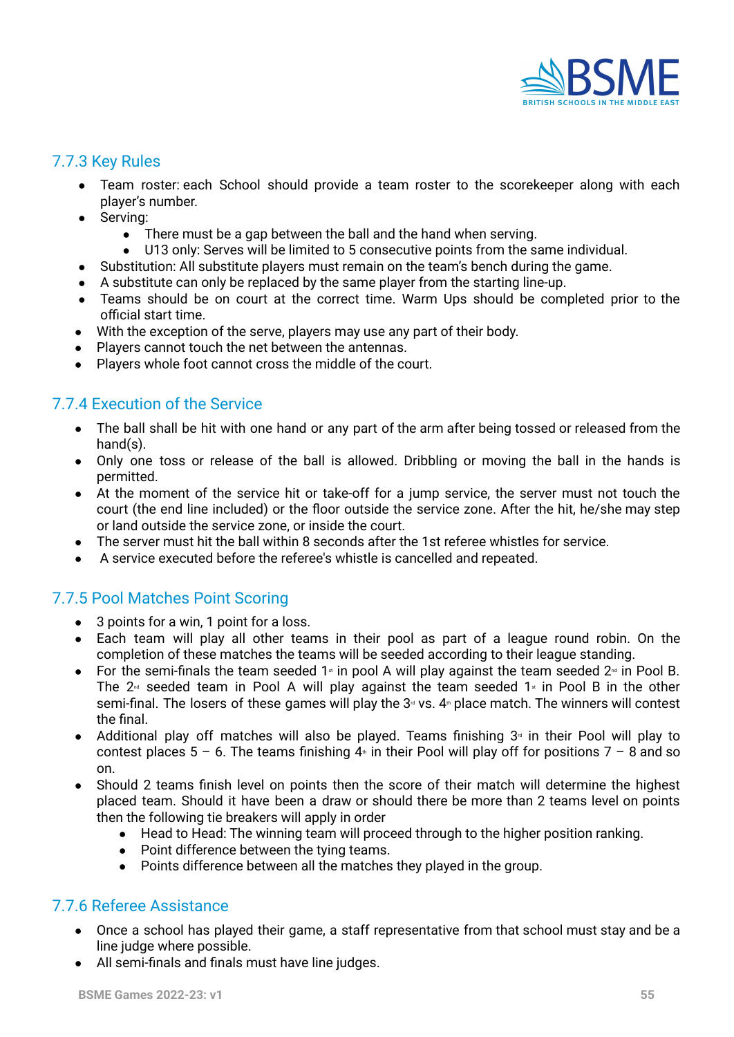### 7.7.3 Key Rules

- Team roster: each School should provide a team roster to the scorekeeper along with each player's number.
- Serving:
  - There must be a gap between the ball and the hand when serving.
  - U13 only: Serves will be limited to 5 consecutive points from the same individual.
- Substitution: All substitute players must remain on the team's bench during the game.
- A substitute can only be replaced by the same player from the starting line-up.
- Teams should be on court at the correct time. Warm Ups should be completed prior to the official start time.
- With the exception of the serve, players may use any part of their body.
- Players cannot touch the net between the antennas.
- Players whole foot cannot cross the middle of the court.

### 7.7.4 Execution of the Service

- The ball shall be hit with one hand or any part of the arm after being tossed or released from the hand(s).
- Only one toss or release of the ball is allowed. Dribbling or moving the ball in the hands is permitted.
- At the moment of the service hit or take-off for a jump service, the server must not touch the court (the end line included) or the floor outside the service zone. After the hit, he/she may step or land outside the service zone, or inside the court.
- The server must hit the ball within 8 seconds after the 1st referee whistles for service.
- A service executed before the referee's whistle is cancelled and repeated.

### 7.7.5 Pool Matches Point Scoring

- 3 points for a win, 1 point for a loss.
- Each team will play all other teams in their pool as part of a league round robin. On the completion of these matches the teams will be seeded according to their league standing.
- For the semi-finals the team seeded 1st in pool A will play against the team seeded 2nd in Pool B. The 2nd seeded team in Pool A will play against the team seeded 1st in Pool B in the other semi-final. The losers of these games will play the 3rd vs. 4th place match. The winners will contest the final.
- Additional play off matches will also be played. Teams finishing 3rd in their Pool will play to contest places 5 – 6. The teams finishing 4th in their Pool will play off for positions 7 – 8 and so on.
- Should 2 teams finish level on points then the score of their match will determine the highest placed team. Should it have been a draw or should there be more than 2 teams level on points then the following tie breakers will apply in order
  - Head to Head: The winning team will proceed through to the higher position ranking.
  - Point difference between the tying teams.
  - Points difference between all the matches they played in the group.

### 7.7.6 Referee Assistance

- Once a school has played their game, a staff representative from that school must stay and be a line judge where possible.
- All semi-finals and finals must have line judges.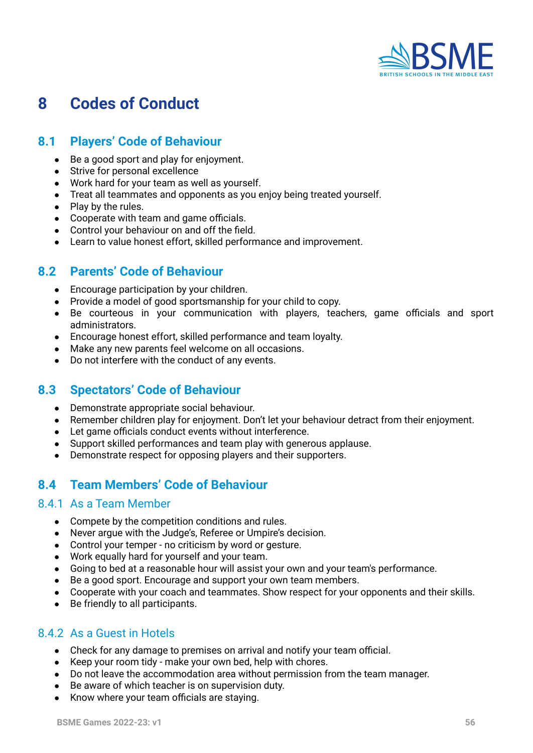# 8 Codes of Conduct

## 8.1 Players' Code of Behaviour

- Be a good sport and play for enjoyment.
- Strive for personal excellence
- Work hard for your team as well as yourself.
- Treat all teammates and opponents as you enjoy being treated yourself.
- Play by the rules.
- Cooperate with team and game officials.
- Control your behaviour on and off the field.
- Learn to value honest effort, skilled performance and improvement.

## 8.2 Parents' Code of Behaviour

- Encourage participation by your children.
- Provide a model of good sportsmanship for your child to copy.
- Be courteous in your communication with players, teachers, game officials and sport administrators.
- Encourage honest effort, skilled performance and team loyalty.
- Make any new parents feel welcome on all occasions.
- Do not interfere with the conduct of any events.

## 8.3 Spectators' Code of Behaviour

- Demonstrate appropriate social behaviour.
- Remember children play for enjoyment. Don't let your behaviour detract from their enjoyment.
- Let game officials conduct events without interference.
- Support skilled performances and team play with generous applause.
- Demonstrate respect for opposing players and their supporters.

## 8.4 Team Members' Code of Behaviour

### 8.4.1 As a Team Member

- Compete by the competition conditions and rules.
- Never argue with the Judge's, Referee or Umpire's decision.
- Control your temper - no criticism by word or gesture.
- Work equally hard for yourself and your team.
- Going to bed at a reasonable hour will assist your own and your team's performance.
- Be a good sport. Encourage and support your own team members.
- Cooperate with your coach and teammates. Show respect for your opponents and their skills.
- Be friendly to all participants.

### 8.4.2 As a Guest in Hotels

- Check for any damage to premises on arrival and notify your team official.
- Keep your room tidy - make your own bed, help with chores.
- Do not leave the accommodation area without permission from the team manager.
- Be aware of which teacher is on supervision duty.
- Know where your team officials are staying.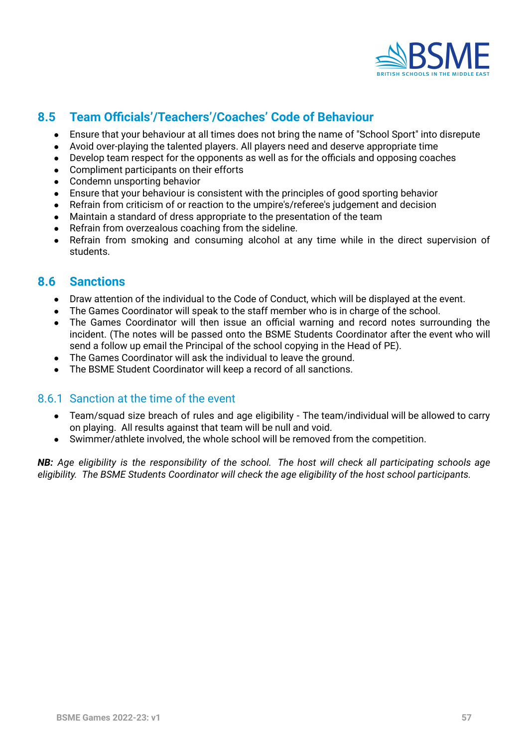## 8.5 Team Officials'/Teachers'/Coaches' Code of Behaviour

- Ensure that your behaviour at all times does not bring the name of "School Sport" into disrepute
- Avoid over-playing the talented players. All players need and deserve appropriate time
- Develop team respect for the opponents as well as for the officials and opposing coaches
- Compliment participants on their efforts
- Condemn unsporting behavior
- Ensure that your behaviour is consistent with the principles of good sporting behavior
- Refrain from criticism of or reaction to the umpire's/referee's judgement and decision
- Maintain a standard of dress appropriate to the presentation of the team
- Refrain from overzealous coaching from the sideline.
- Refrain from smoking and consuming alcohol at any time while in the direct supervision of students.

## 8.6 Sanctions

- Draw attention of the individual to the Code of Conduct, which will be displayed at the event.
- The Games Coordinator will speak to the staff member who is in charge of the school.
- The Games Coordinator will then issue an official warning and record notes surrounding the incident. (The notes will be passed onto the BSME Students Coordinator after the event who will send a follow up email the Principal of the school copying in the Head of PE).
- The Games Coordinator will ask the individual to leave the ground.
- The BSME Student Coordinator will keep a record of all sanctions.

### 8.6.1 Sanction at the time of the event

- Team/squad size breach of rules and age eligibility - The team/individual will be allowed to carry on playing. All results against that team will be null and void.
- Swimmer/athlete involved, the whole school will be removed from the competition.

***NB:*** *Age eligibility is the responsibility of the school. The host will check all participating schools age eligibility. The BSME Students Coordinator will check the age eligibility of the host school participants.*